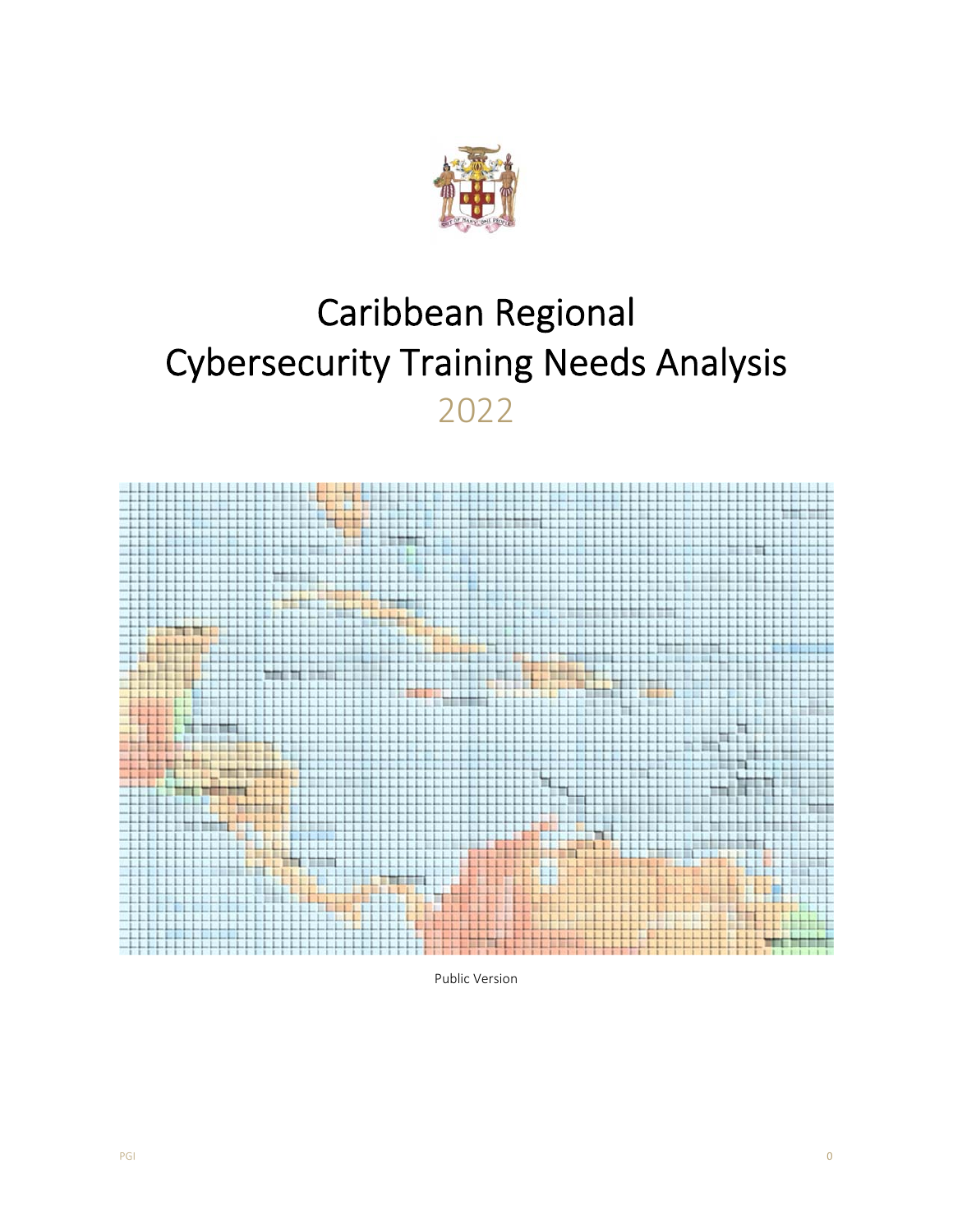# Caribbean Regional Cybersecurity Training Needs Analysis

2022

Public Version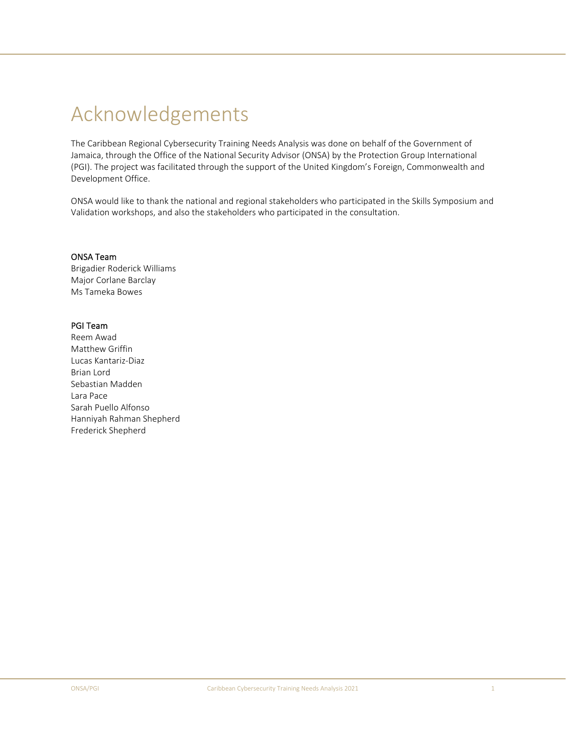# Acknowledgements

The Caribbean Regional Cybersecurity Training Needs Analysis was done on behalf of the Government of Jamaica, through the Office of the National Security Advisor (ONSA) by the Protection Group International (PGI). The project was facilitated through the support of the United Kingdom's Foreign, Commonwealth and Development Office.

ONSA would like to thank the national and regional stakeholders who participated in the Skills Symposium and Validation workshops, and also the stakeholders who participated in the consultation.

**ONSA Team**
Brigadier Roderick Williams
Major Corlane Barclay
Ms Tameka Bowes

**PGI Team**
Reem Awad
Matthew Griffin
Lucas Kantariz-Diaz
Brian Lord
Sebastian Madden
Lara Pace
Sarah Puello Alfonso
Hanniyah Rahman Shepherd
Frederick Shepherd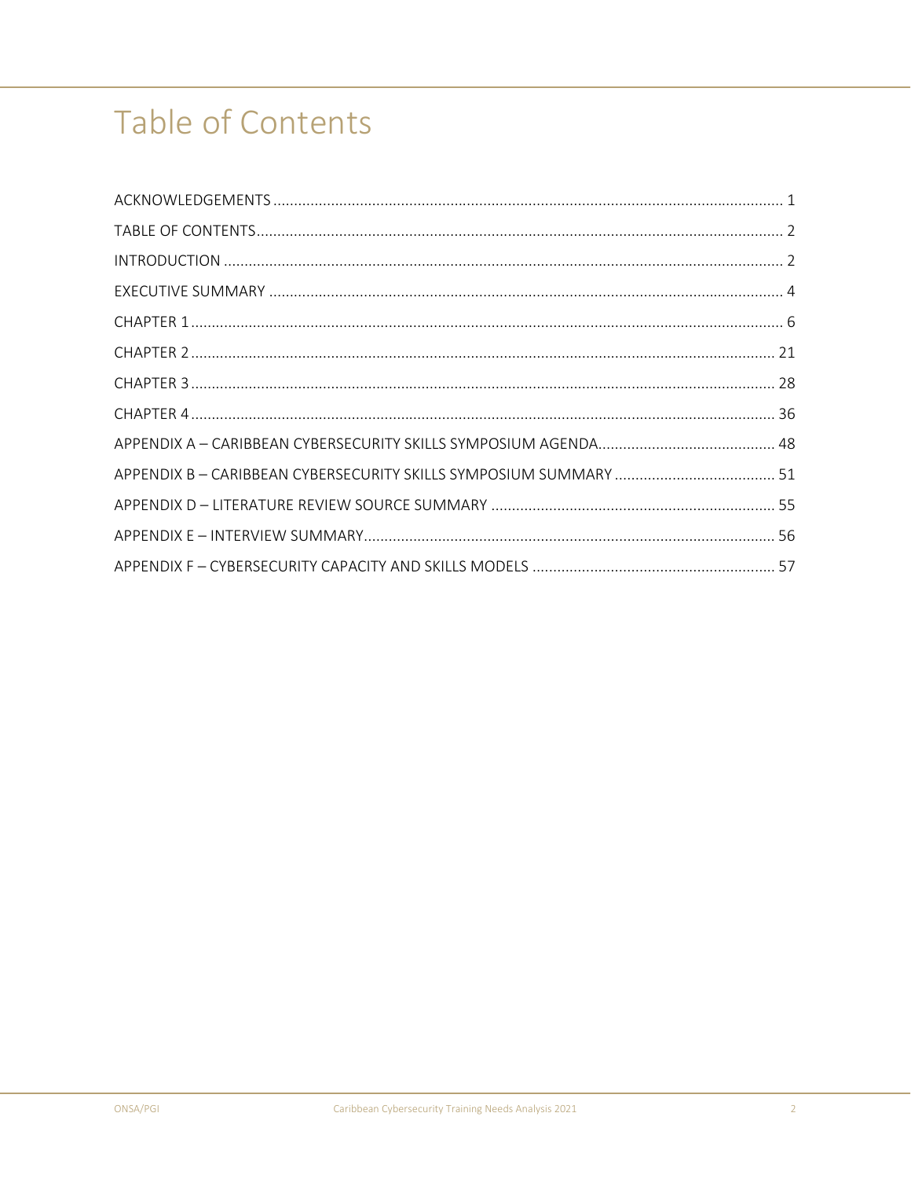# Table of Contents

ACKNOWLEDGEMENTS .......... 1

TABLE OF CONTENTS .......... 2

INTRODUCTION .......... 2

EXECUTIVE SUMMARY .......... 4

CHAPTER 1 .......... 6

CHAPTER 2 .......... 21

CHAPTER 3 .......... 28

CHAPTER 4 .......... 36

APPENDIX A – CARIBBEAN CYBERSECURITY SKILLS SYMPOSIUM AGENDA .......... 48

APPENDIX B – CARIBBEAN CYBERSECURITY SKILLS SYMPOSIUM SUMMARY .......... 51

APPENDIX D – LITERATURE REVIEW SOURCE SUMMARY .......... 55

APPENDIX E – INTERVIEW SUMMARY .......... 56

APPENDIX F – CYBERSECURITY CAPACITY AND SKILLS MODELS .......... 57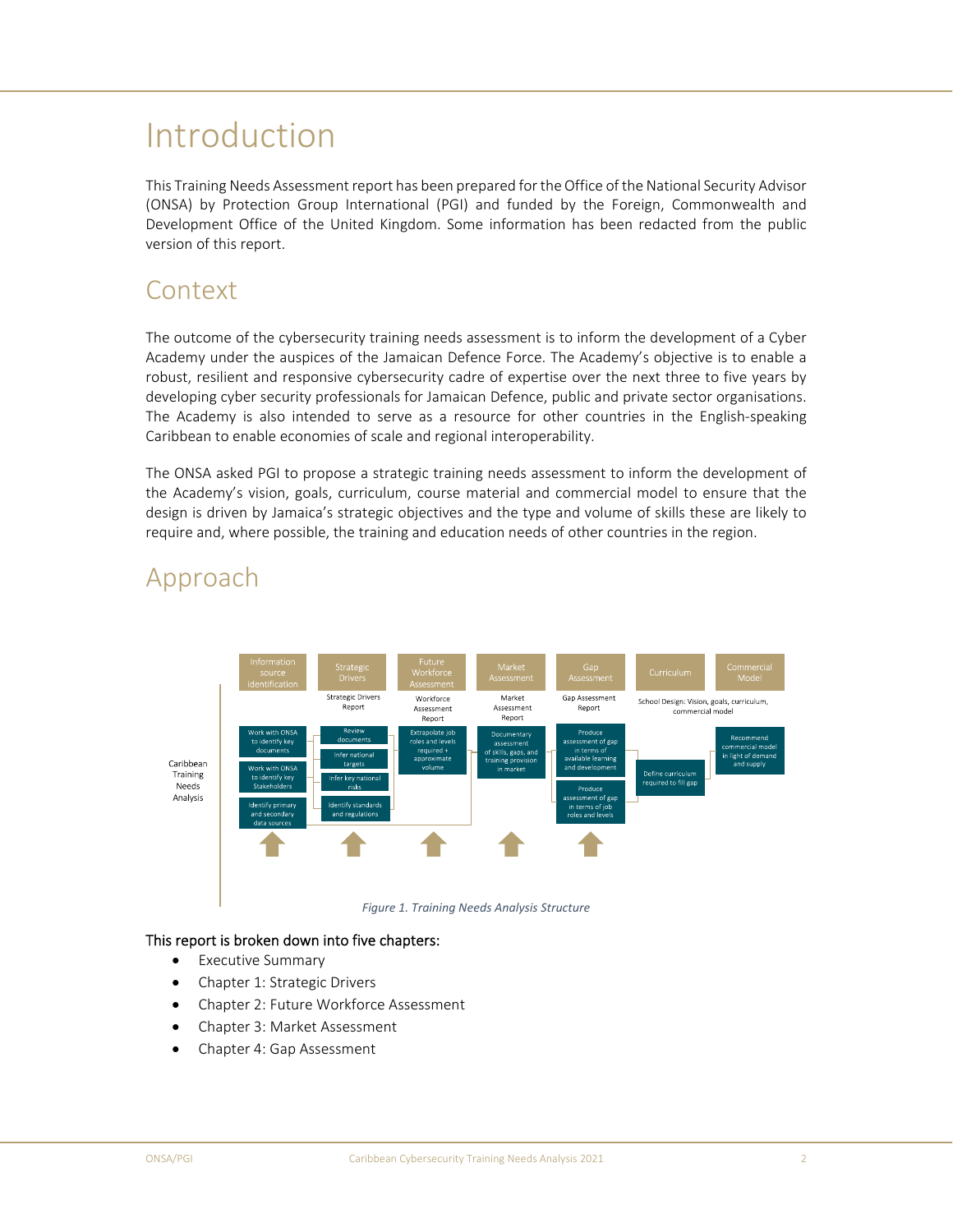# Introduction

This Training Needs Assessment report has been prepared for the Office of the National Security Advisor (ONSA) by Protection Group International (PGI) and funded by the Foreign, Commonwealth and Development Office of the United Kingdom. Some information has been redacted from the public version of this report.

## Context

The outcome of the cybersecurity training needs assessment is to inform the development of a Cyber Academy under the auspices of the Jamaican Defence Force. The Academy's objective is to enable a robust, resilient and responsive cybersecurity cadre of expertise over the next three to five years by developing cyber security professionals for Jamaican Defence, public and private sector organisations. The Academy is also intended to serve as a resource for other countries in the English-speaking Caribbean to enable economies of scale and regional interoperability.

The ONSA asked PGI to propose a strategic training needs assessment to inform the development of the Academy's vision, goals, curriculum, course material and commercial model to ensure that the design is driven by Jamaica's strategic objectives and the type and volume of skills these are likely to require and, where possible, the training and education needs of other countries in the region.

## Approach

Caribbean Training Needs Analysis

| Information source identification | Strategic Drivers | Future Workforce Assessment | Market Assessment | Gap Assessment | Curriculum | Commercial Model |
| --- | --- | --- | --- | --- | --- | --- |
| | Strategic Drivers Report | Workforce Assessment Report | Market Assessment Report | Gap Assessment Report | School Design: Vision, goals, curriculum, commercial model | |
| Work with ONSA to identify key documents | Review documents | Extrapolate job roles and levels required + approximate volume | Documentary assessment of skills, gaps, and training provision in market | Produce assessment of gap in terms of available learning and development | Define curriculum required to fill gap | Recommend commercial model in light of demand and supply |
| Work with ONSA to identify key Stakeholders | Infer national targets | | | Produce assessment of gap in terms of job roles and levels | | |
| Identify primary and secondary data sources | Infer key national risks | | | | | |
| | Identify standards and regulations | | | | | |

*Figure 1. Training Needs Analysis Structure*

This report is broken down into five chapters:

- Executive Summary
- Chapter 1: Strategic Drivers
- Chapter 2: Future Workforce Assessment
- Chapter 3: Market Assessment
- Chapter 4: Gap Assessment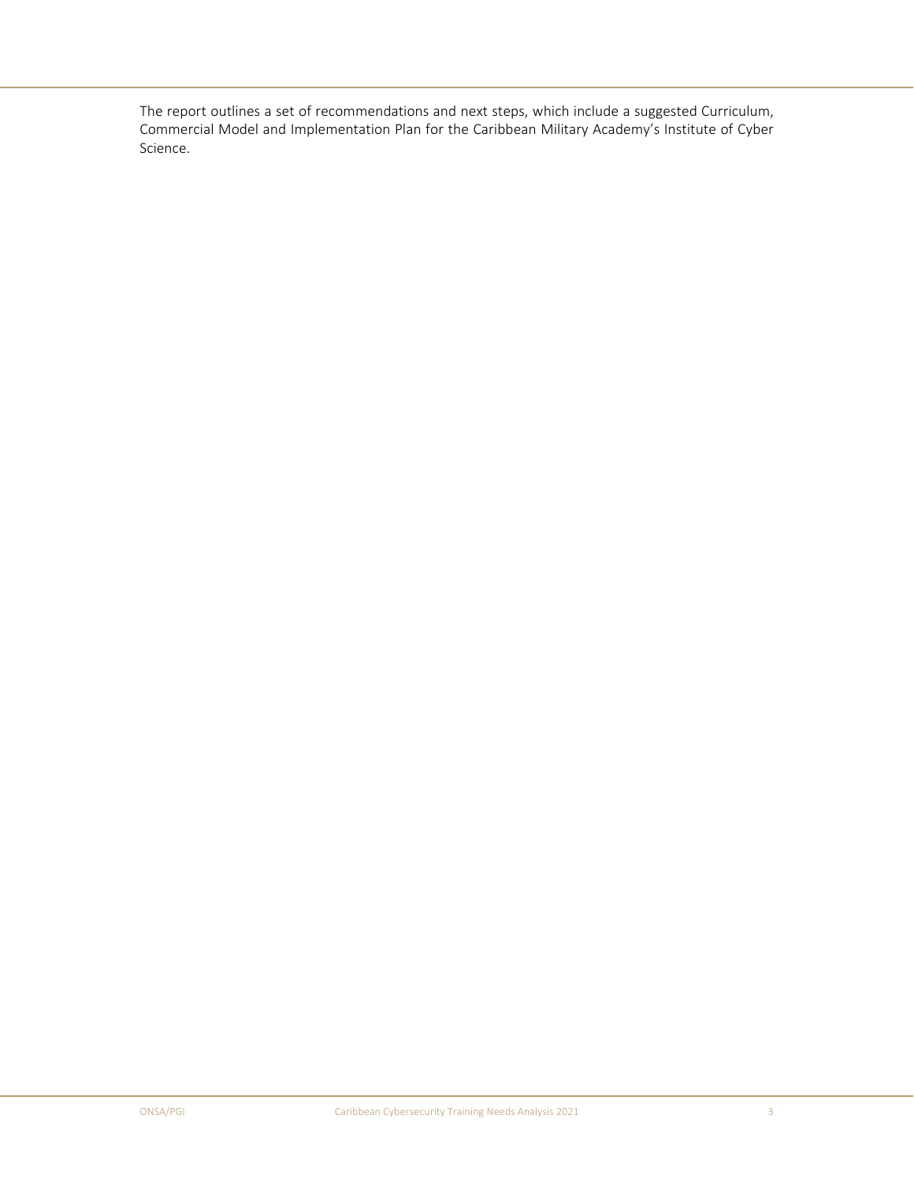The report outlines a set of recommendations and next steps, which include a suggested Curriculum, Commercial Model and Implementation Plan for the Caribbean Military Academy's Institute of Cyber Science.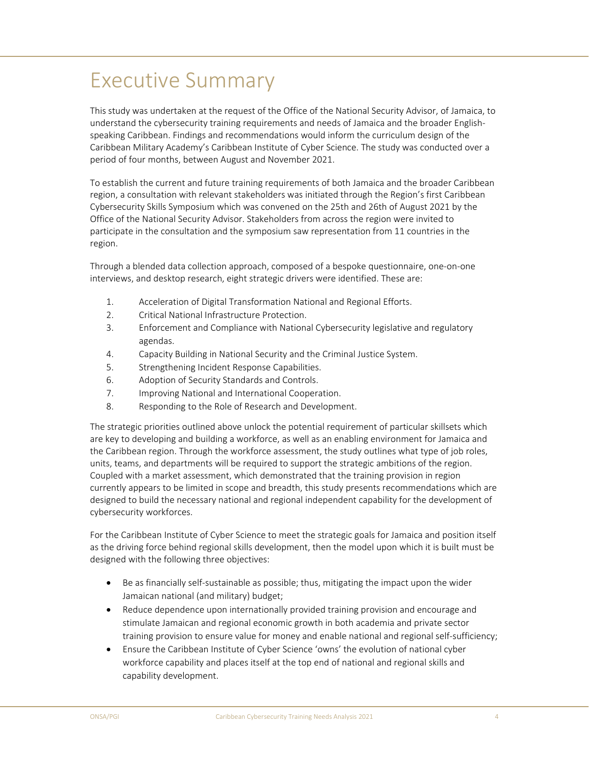# Executive Summary

This study was undertaken at the request of the Office of the National Security Advisor, of Jamaica, to understand the cybersecurity training requirements and needs of Jamaica and the broader English-speaking Caribbean. Findings and recommendations would inform the curriculum design of the Caribbean Military Academy's Caribbean Institute of Cyber Science. The study was conducted over a period of four months, between August and November 2021.

To establish the current and future training requirements of both Jamaica and the broader Caribbean region, a consultation with relevant stakeholders was initiated through the Region's first Caribbean Cybersecurity Skills Symposium which was convened on the 25th and 26th of August 2021 by the Office of the National Security Advisor. Stakeholders from across the region were invited to participate in the consultation and the symposium saw representation from 11 countries in the region.

Through a blended data collection approach, composed of a bespoke questionnaire, one-on-one interviews, and desktop research, eight strategic drivers were identified. These are:

1. Acceleration of Digital Transformation National and Regional Efforts.
2. Critical National Infrastructure Protection.
3. Enforcement and Compliance with National Cybersecurity legislative and regulatory agendas.
4. Capacity Building in National Security and the Criminal Justice System.
5. Strengthening Incident Response Capabilities.
6. Adoption of Security Standards and Controls.
7. Improving National and International Cooperation.
8. Responding to the Role of Research and Development.

The strategic priorities outlined above unlock the potential requirement of particular skillsets which are key to developing and building a workforce, as well as an enabling environment for Jamaica and the Caribbean region. Through the workforce assessment, the study outlines what type of job roles, units, teams, and departments will be required to support the strategic ambitions of the region. Coupled with a market assessment, which demonstrated that the training provision in region currently appears to be limited in scope and breadth, this study presents recommendations which are designed to build the necessary national and regional independent capability for the development of cybersecurity workforces.

For the Caribbean Institute of Cyber Science to meet the strategic goals for Jamaica and position itself as the driving force behind regional skills development, then the model upon which it is built must be designed with the following three objectives:

- Be as financially self-sustainable as possible; thus, mitigating the impact upon the wider Jamaican national (and military) budget;
- Reduce dependence upon internationally provided training provision and encourage and stimulate Jamaican and regional economic growth in both academia and private sector training provision to ensure value for money and enable national and regional self-sufficiency;
- Ensure the Caribbean Institute of Cyber Science 'owns' the evolution of national cyber workforce capability and places itself at the top end of national and regional skills and capability development.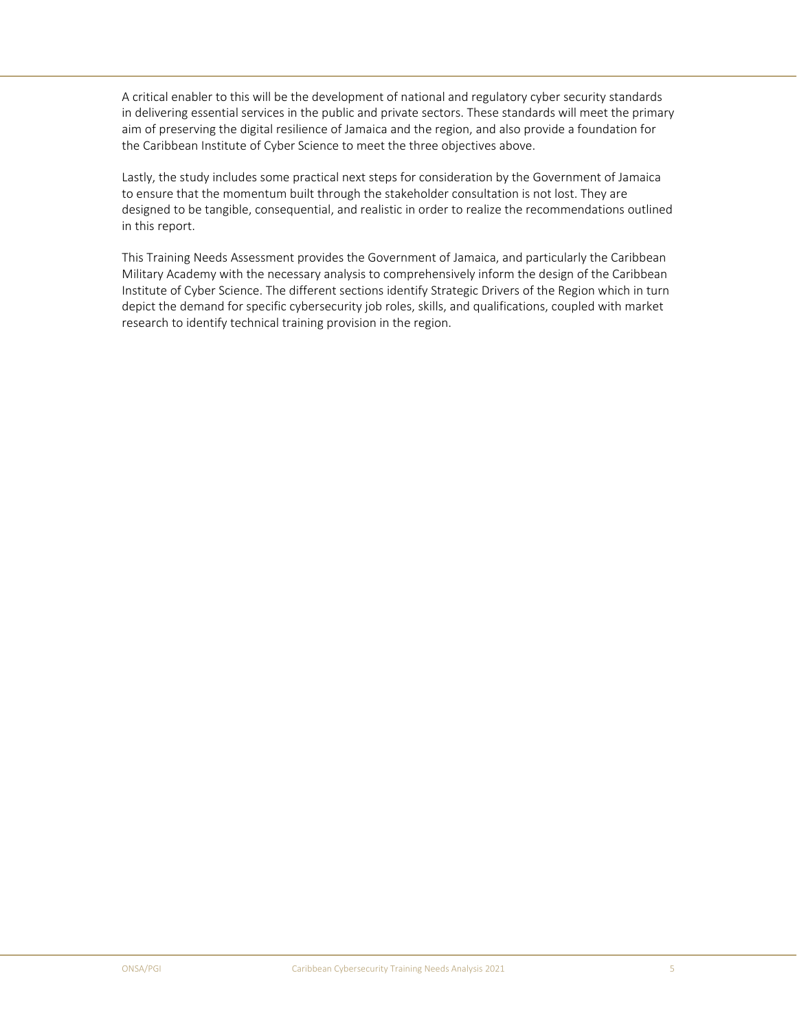A critical enabler to this will be the development of national and regulatory cyber security standards in delivering essential services in the public and private sectors. These standards will meet the primary aim of preserving the digital resilience of Jamaica and the region, and also provide a foundation for the Caribbean Institute of Cyber Science to meet the three objectives above.

Lastly, the study includes some practical next steps for consideration by the Government of Jamaica to ensure that the momentum built through the stakeholder consultation is not lost. They are designed to be tangible, consequential, and realistic in order to realize the recommendations outlined in this report.

This Training Needs Assessment provides the Government of Jamaica, and particularly the Caribbean Military Academy with the necessary analysis to comprehensively inform the design of the Caribbean Institute of Cyber Science. The different sections identify Strategic Drivers of the Region which in turn depict the demand for specific cybersecurity job roles, skills, and qualifications, coupled with market research to identify technical training provision in the region.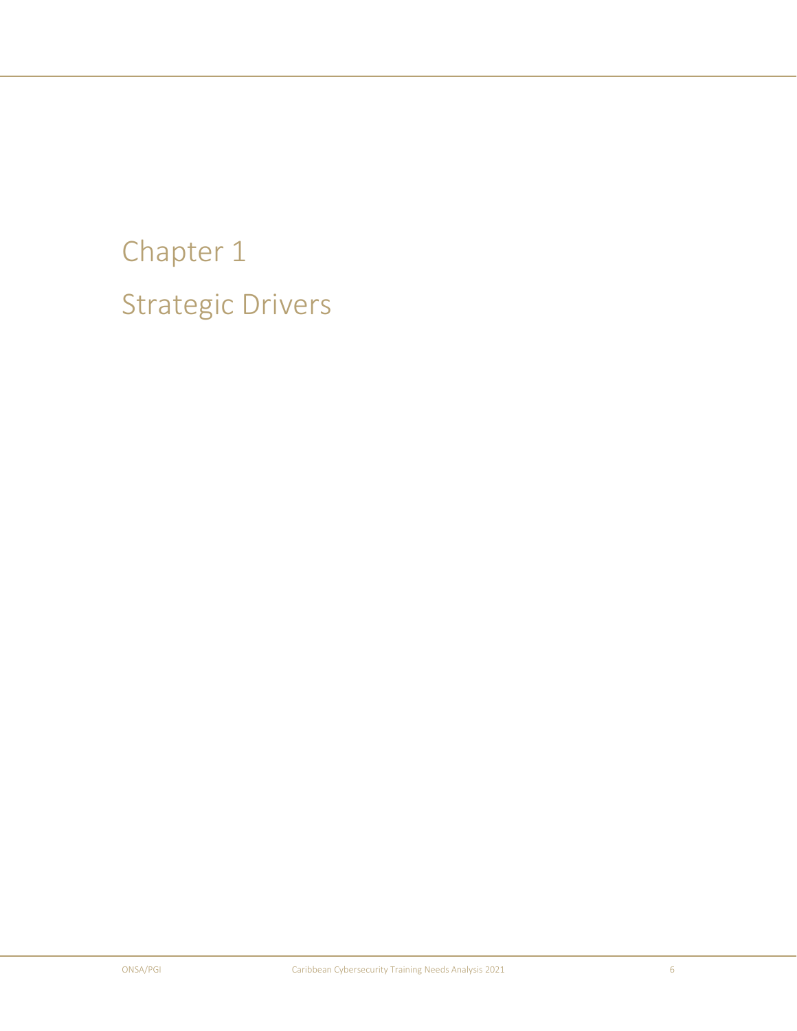# Chapter 1

# Strategic Drivers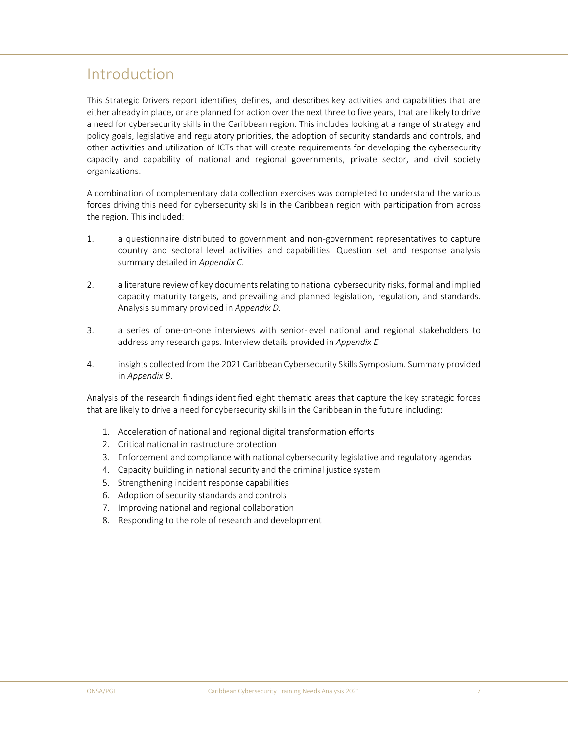# Introduction

This Strategic Drivers report identifies, defines, and describes key activities and capabilities that are either already in place, or are planned for action over the next three to five years, that are likely to drive a need for cybersecurity skills in the Caribbean region. This includes looking at a range of strategy and policy goals, legislative and regulatory priorities, the adoption of security standards and controls, and other activities and utilization of ICTs that will create requirements for developing the cybersecurity capacity and capability of national and regional governments, private sector, and civil society organizations.

A combination of complementary data collection exercises was completed to understand the various forces driving this need for cybersecurity skills in the Caribbean region with participation from across the region. This included:

1. a questionnaire distributed to government and non-government representatives to capture country and sectoral level activities and capabilities. Question set and response analysis summary detailed in *Appendix C.*

2. a literature review of key documents relating to national cybersecurity risks, formal and implied capacity maturity targets, and prevailing and planned legislation, regulation, and standards. Analysis summary provided in *Appendix D.*

3. a series of one-on-one interviews with senior-level national and regional stakeholders to address any research gaps. Interview details provided in *Appendix E.*

4. insights collected from the 2021 Caribbean Cybersecurity Skills Symposium. Summary provided in *Appendix B*.

Analysis of the research findings identified eight thematic areas that capture the key strategic forces that are likely to drive a need for cybersecurity skills in the Caribbean in the future including:

1. Acceleration of national and regional digital transformation efforts
2. Critical national infrastructure protection
3. Enforcement and compliance with national cybersecurity legislative and regulatory agendas
4. Capacity building in national security and the criminal justice system
5. Strengthening incident response capabilities
6. Adoption of security standards and controls
7. Improving national and regional collaboration
8. Responding to the role of research and development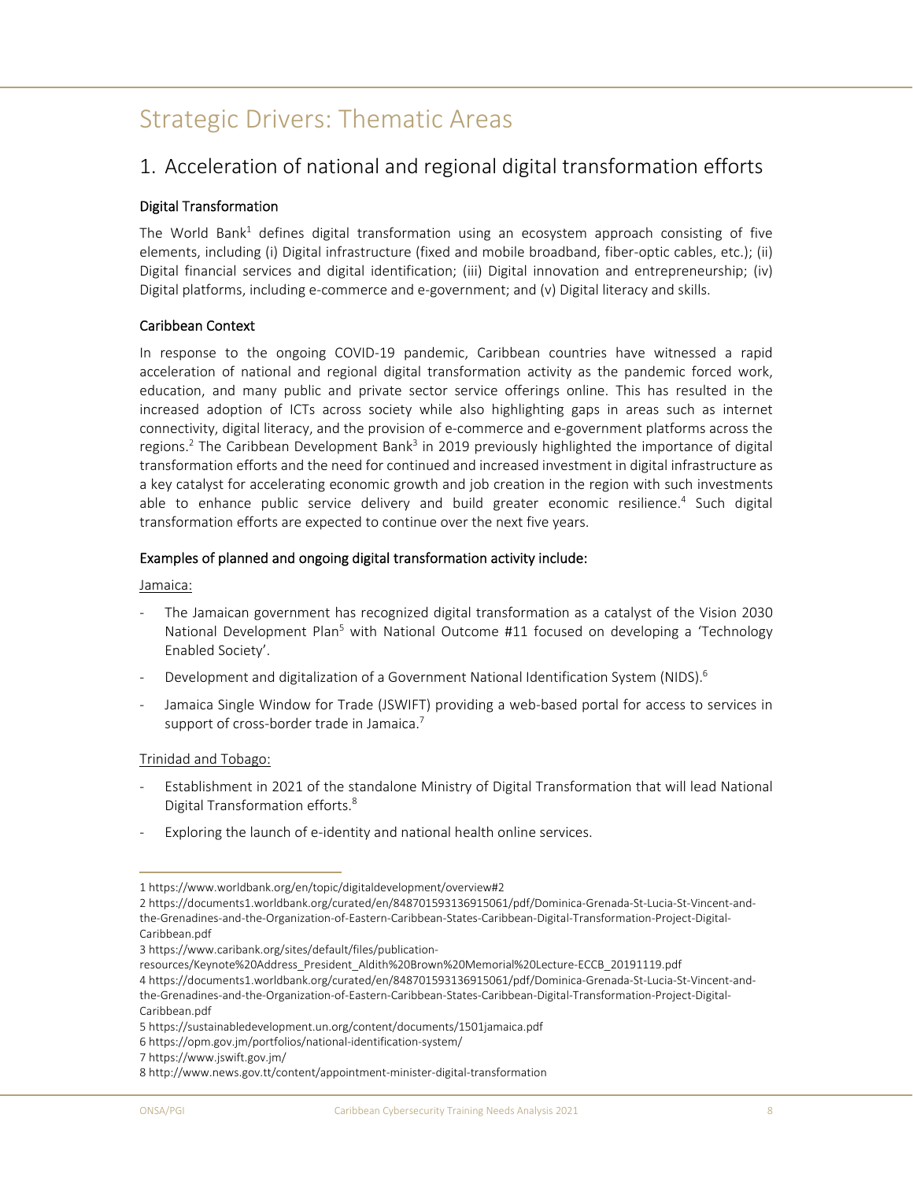# Strategic Drivers: Thematic Areas

## 1. Acceleration of national and regional digital transformation efforts

### Digital Transformation

The World Bank[1] defines digital transformation using an ecosystem approach consisting of five elements, including (i) Digital infrastructure (fixed and mobile broadband, fiber-optic cables, etc.); (ii) Digital financial services and digital identification; (iii) Digital innovation and entrepreneurship; (iv) Digital platforms, including e-commerce and e-government; and (v) Digital literacy and skills.

### Caribbean Context

In response to the ongoing COVID-19 pandemic, Caribbean countries have witnessed a rapid acceleration of national and regional digital transformation activity as the pandemic forced work, education, and many public and private sector service offerings online. This has resulted in the increased adoption of ICTs across society while also highlighting gaps in areas such as internet connectivity, digital literacy, and the provision of e-commerce and e-government platforms across the regions.[2] The Caribbean Development Bank[3] in 2019 previously highlighted the importance of digital transformation efforts and the need for continued and increased investment in digital infrastructure as a key catalyst for accelerating economic growth and job creation in the region with such investments able to enhance public service delivery and build greater economic resilience.[4] Such digital transformation efforts are expected to continue over the next five years.

### Examples of planned and ongoing digital transformation activity include:

<u>Jamaica:</u>

- The Jamaican government has recognized digital transformation as a catalyst of the Vision 2030 National Development Plan[5] with National Outcome #11 focused on developing a 'Technology Enabled Society'.
- Development and digitalization of a Government National Identification System (NIDS).[6]
- Jamaica Single Window for Trade (JSWIFT) providing a web-based portal for access to services in support of cross-border trade in Jamaica.[7]

<u>Trinidad and Tobago:</u>

- Establishment in 2021 of the standalone Ministry of Digital Transformation that will lead National Digital Transformation efforts.[8]
- Exploring the launch of e-identity and national health online services.

---

1 https://www.worldbank.org/en/topic/digitaldevelopment/overview#2

2 https://documents1.worldbank.org/curated/en/848701593136915061/pdf/Dominica-Grenada-St-Lucia-St-Vincent-and-the-Grenadines-and-the-Organization-of-Eastern-Caribbean-States-Caribbean-Digital-Transformation-Project-Digital-Caribbean.pdf

3 https://www.caribank.org/sites/default/files/publication-resources/Keynote%20Address_President_Aldith%20Brown%20Memorial%20Lecture-ECCB_20191119.pdf

4 https://documents1.worldbank.org/curated/en/848701593136915061/pdf/Dominica-Grenada-St-Lucia-St-Vincent-and-the-Grenadines-and-the-Organization-of-Eastern-Caribbean-States-Caribbean-Digital-Transformation-Project-Digital-Caribbean.pdf

5 https://sustainabledevelopment.un.org/content/documents/1501jamaica.pdf

6 https://opm.gov.jm/portfolios/national-identification-system/

7 https://www.jswift.gov.jm/

8 http://www.news.gov.tt/content/appointment-minister-digital-transformation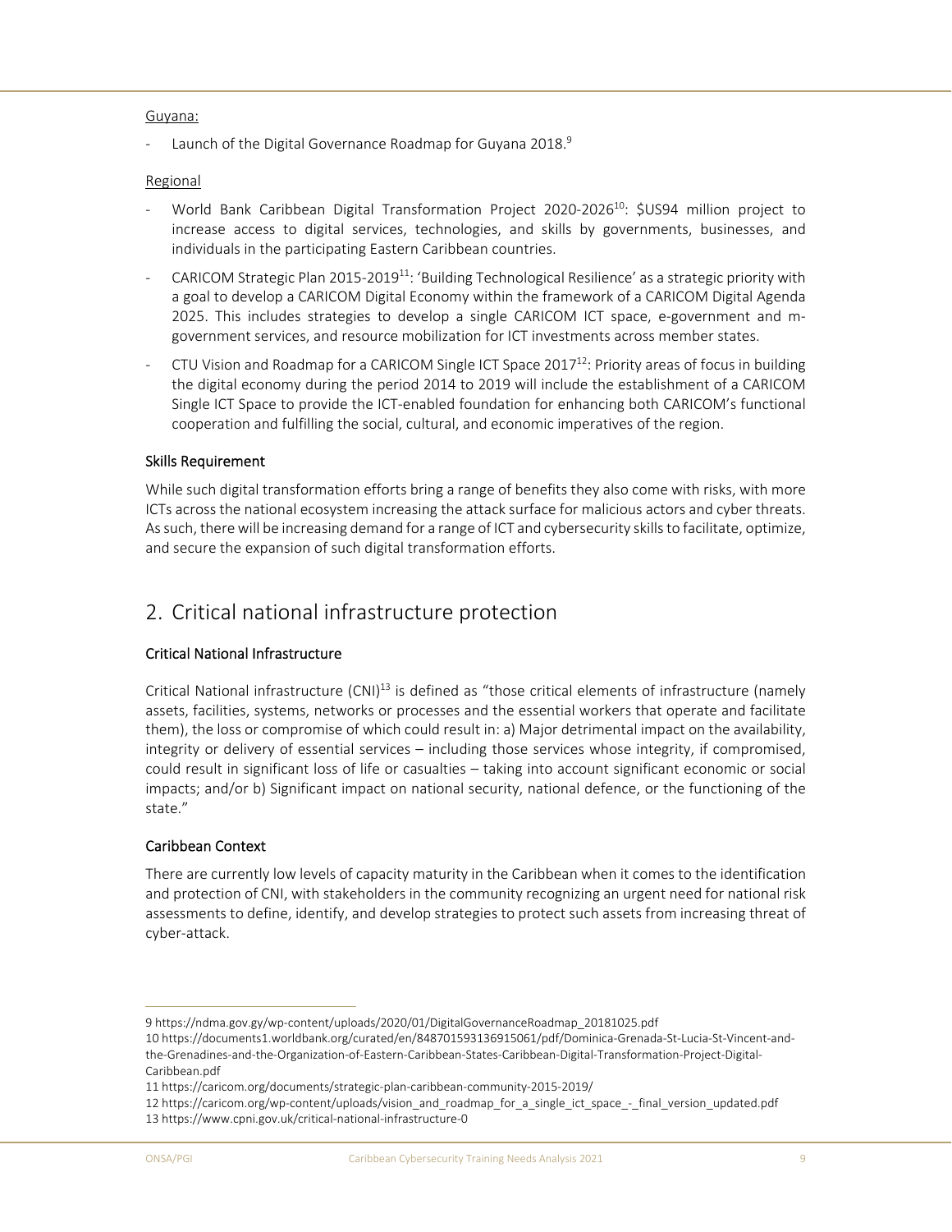Guyana:

- Launch of the Digital Governance Roadmap for Guyana 2018.[9]

Regional

- World Bank Caribbean Digital Transformation Project 2020-2026[10]: $US94 million project to increase access to digital services, technologies, and skills by governments, businesses, and individuals in the participating Eastern Caribbean countries.
- CARICOM Strategic Plan 2015-2019[11]: 'Building Technological Resilience' as a strategic priority with a goal to develop a CARICOM Digital Economy within the framework of a CARICOM Digital Agenda 2025. This includes strategies to develop a single CARICOM ICT space, e-government and m-government services, and resource mobilization for ICT investments across member states.
- CTU Vision and Roadmap for a CARICOM Single ICT Space 2017[12]: Priority areas of focus in building the digital economy during the period 2014 to 2019 will include the establishment of a CARICOM Single ICT Space to provide the ICT-enabled foundation for enhancing both CARICOM's functional cooperation and fulfilling the social, cultural, and economic imperatives of the region.

### Skills Requirement

While such digital transformation efforts bring a range of benefits they also come with risks, with more ICTs across the national ecosystem increasing the attack surface for malicious actors and cyber threats. As such, there will be increasing demand for a range of ICT and cybersecurity skills to facilitate, optimize, and secure the expansion of such digital transformation efforts.

## 2. Critical national infrastructure protection

### Critical National Infrastructure

Critical National infrastructure (CNI)[13] is defined as "those critical elements of infrastructure (namely assets, facilities, systems, networks or processes and the essential workers that operate and facilitate them), the loss or compromise of which could result in: a) Major detrimental impact on the availability, integrity or delivery of essential services – including those services whose integrity, if compromised, could result in significant loss of life or casualties – taking into account significant economic or social impacts; and/or b) Significant impact on national security, national defence, or the functioning of the state."

### Caribbean Context

There are currently low levels of capacity maturity in the Caribbean when it comes to the identification and protection of CNI, with stakeholders in the community recognizing an urgent need for national risk assessments to define, identify, and develop strategies to protect such assets from increasing threat of cyber-attack.

---

9 https://ndma.gov.gy/wp-content/uploads/2020/01/DigitalGovernanceRoadmap_20181025.pdf

10 https://documents1.worldbank.org/curated/en/848701593136915061/pdf/Dominica-Grenada-St-Lucia-St-Vincent-and-the-Grenadines-and-the-Organization-of-Eastern-Caribbean-States-Caribbean-Digital-Transformation-Project-Digital-Caribbean.pdf

11 https://caricom.org/documents/strategic-plan-caribbean-community-2015-2019/

12 https://caricom.org/wp-content/uploads/vision_and_roadmap_for_a_single_ict_space_-_final_version_updated.pdf

13 https://www.cpni.gov.uk/critical-national-infrastructure-0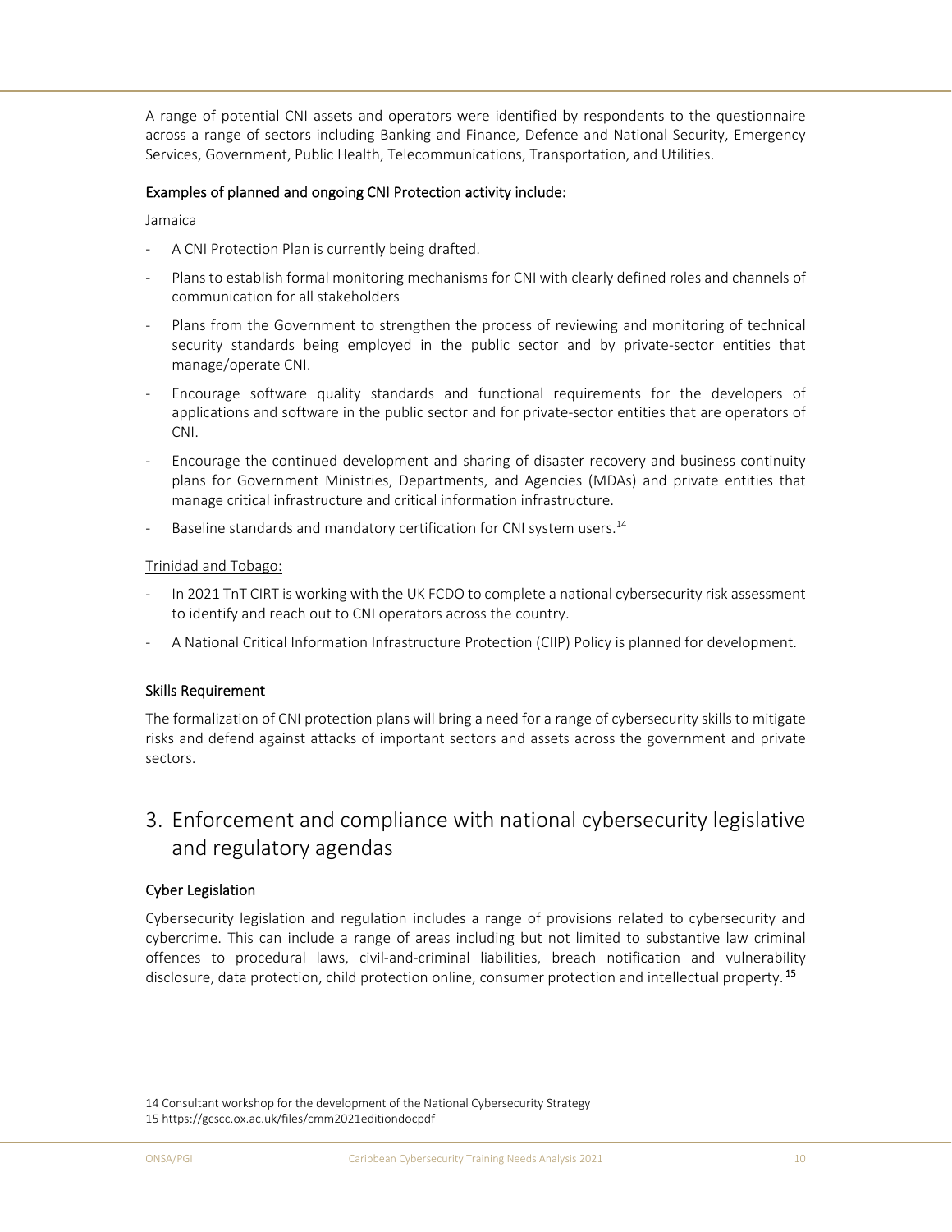A range of potential CNI assets and operators were identified by respondents to the questionnaire across a range of sectors including Banking and Finance, Defence and National Security, Emergency Services, Government, Public Health, Telecommunications, Transportation, and Utilities.

### Examples of planned and ongoing CNI Protection activity include:

Jamaica

- A CNI Protection Plan is currently being drafted.
- Plans to establish formal monitoring mechanisms for CNI with clearly defined roles and channels of communication for all stakeholders
- Plans from the Government to strengthen the process of reviewing and monitoring of technical security standards being employed in the public sector and by private-sector entities that manage/operate CNI.
- Encourage software quality standards and functional requirements for the developers of applications and software in the public sector and for private-sector entities that are operators of CNI.
- Encourage the continued development and sharing of disaster recovery and business continuity plans for Government Ministries, Departments, and Agencies (MDAs) and private entities that manage critical infrastructure and critical information infrastructure.
- Baseline standards and mandatory certification for CNI system users.[14]

Trinidad and Tobago:

- In 2021 TnT CIRT is working with the UK FCDO to complete a national cybersecurity risk assessment to identify and reach out to CNI operators across the country.
- A National Critical Information Infrastructure Protection (CIIP) Policy is planned for development.

### Skills Requirement

The formalization of CNI protection plans will bring a need for a range of cybersecurity skills to mitigate risks and defend against attacks of important sectors and assets across the government and private sectors.

## 3. Enforcement and compliance with national cybersecurity legislative and regulatory agendas

### Cyber Legislation

Cybersecurity legislation and regulation includes a range of provisions related to cybersecurity and cybercrime. This can include a range of areas including but not limited to substantive law criminal offences to procedural laws, civil-and-criminal liabilities, breach notification and vulnerability disclosure, data protection, child protection online, consumer protection and intellectual property.[15]

---

14 Consultant workshop for the development of the National Cybersecurity Strategy

15 https://gcscc.ox.ac.uk/files/cmm2021editiondocpdf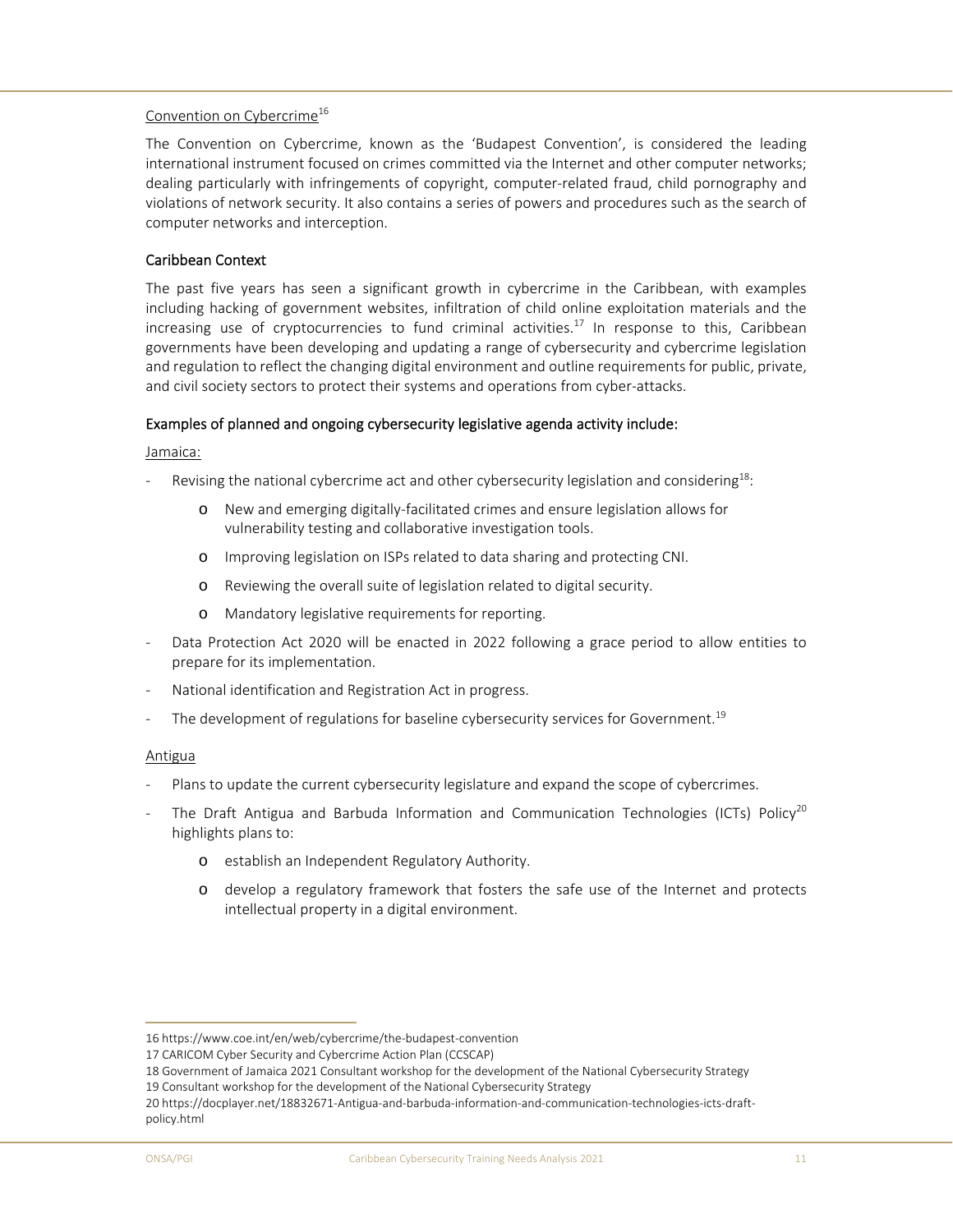Convention on Cybercrime[16]

The Convention on Cybercrime, known as the 'Budapest Convention', is considered the leading international instrument focused on crimes committed via the Internet and other computer networks; dealing particularly with infringements of copyright, computer-related fraud, child pornography and violations of network security. It also contains a series of powers and procedures such as the search of computer networks and interception.

### Caribbean Context

The past five years has seen a significant growth in cybercrime in the Caribbean, with examples including hacking of government websites, infiltration of child online exploitation materials and the increasing use of cryptocurrencies to fund criminal activities.[17] In response to this, Caribbean governments have been developing and updating a range of cybersecurity and cybercrime legislation and regulation to reflect the changing digital environment and outline requirements for public, private, and civil society sectors to protect their systems and operations from cyber-attacks.

### Examples of planned and ongoing cybersecurity legislative agenda activity include:

Jamaica:

- Revising the national cybercrime act and other cybersecurity legislation and considering[18]:
    - New and emerging digitally-facilitated crimes and ensure legislation allows for vulnerability testing and collaborative investigation tools.
    - Improving legislation on ISPs related to data sharing and protecting CNI.
    - Reviewing the overall suite of legislation related to digital security.
    - Mandatory legislative requirements for reporting.
- Data Protection Act 2020 will be enacted in 2022 following a grace period to allow entities to prepare for its implementation.
- National identification and Registration Act in progress.
- The development of regulations for baseline cybersecurity services for Government.[19]

Antigua

- Plans to update the current cybersecurity legislature and expand the scope of cybercrimes.
- The Draft Antigua and Barbuda Information and Communication Technologies (ICTs) Policy[20] highlights plans to:
    - establish an Independent Regulatory Authority.
    - develop a regulatory framework that fosters the safe use of the Internet and protects intellectual property in a digital environment.

---

16 https://www.coe.int/en/web/cybercrime/the-budapest-convention

17 CARICOM Cyber Security and Cybercrime Action Plan (CCSCAP)

18 Government of Jamaica 2021 Consultant workshop for the development of the National Cybersecurity Strategy

19 Consultant workshop for the development of the National Cybersecurity Strategy

20 https://docplayer.net/18832671-Antigua-and-barbuda-information-and-communication-technologies-icts-draft-policy.html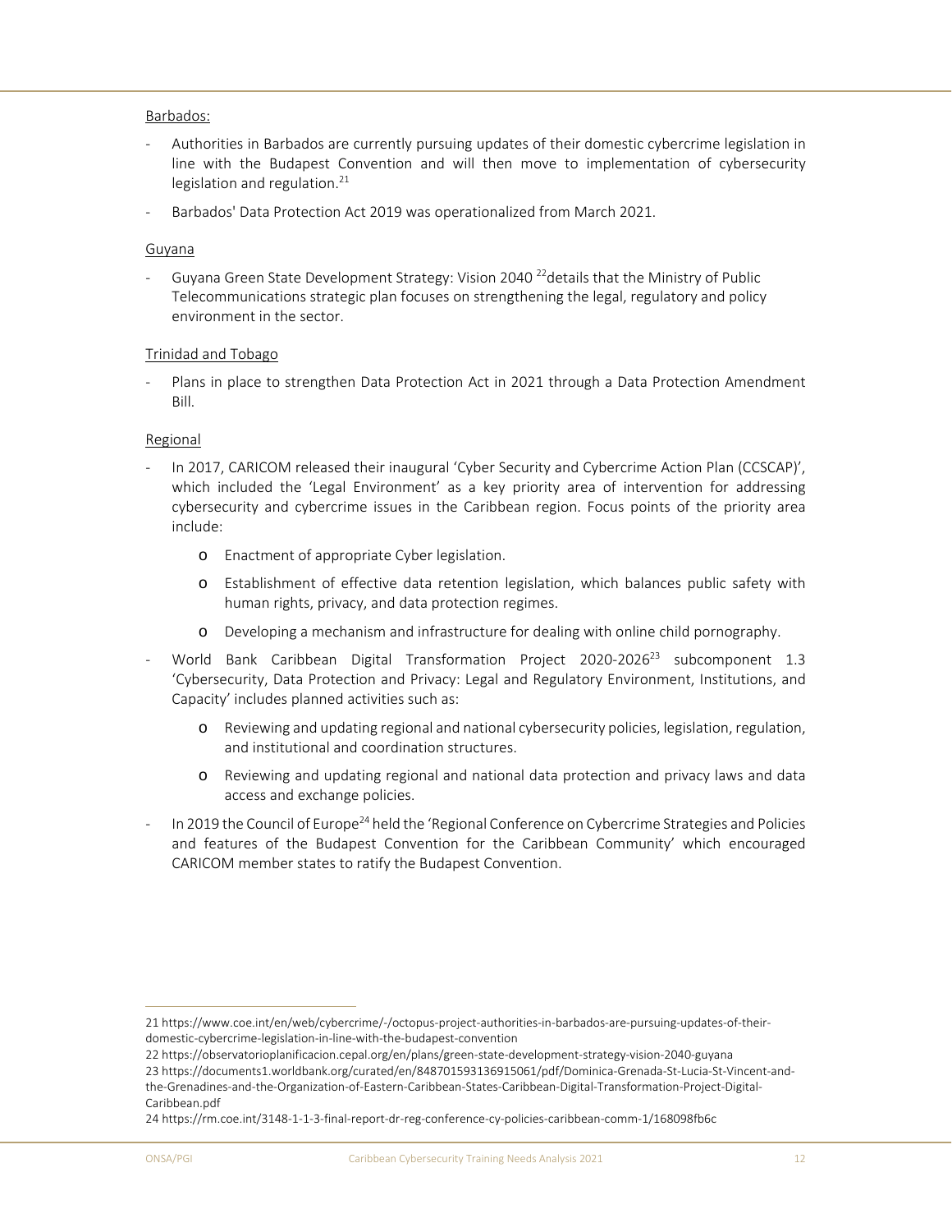Barbados:

- Authorities in Barbados are currently pursuing updates of their domestic cybercrime legislation in line with the Budapest Convention and will then move to implementation of cybersecurity legislation and regulation.[21]
- Barbados' Data Protection Act 2019 was operationalized from March 2021.

Guyana

- Guyana Green State Development Strategy: Vision 2040 [22]details that the Ministry of Public Telecommunications strategic plan focuses on strengthening the legal, regulatory and policy environment in the sector.

Trinidad and Tobago

- Plans in place to strengthen Data Protection Act in 2021 through a Data Protection Amendment Bill.

Regional

- In 2017, CARICOM released their inaugural 'Cyber Security and Cybercrime Action Plan (CCSCAP)', which included the 'Legal Environment' as a key priority area of intervention for addressing cybersecurity and cybercrime issues in the Caribbean region. Focus points of the priority area include:
    - Enactment of appropriate Cyber legislation.
    - Establishment of effective data retention legislation, which balances public safety with human rights, privacy, and data protection regimes.
    - Developing a mechanism and infrastructure for dealing with online child pornography.
- World Bank Caribbean Digital Transformation Project 2020-2026[23] subcomponent 1.3 'Cybersecurity, Data Protection and Privacy: Legal and Regulatory Environment, Institutions, and Capacity' includes planned activities such as:
    - Reviewing and updating regional and national cybersecurity policies, legislation, regulation, and institutional and coordination structures.
    - Reviewing and updating regional and national data protection and privacy laws and data access and exchange policies.
- In 2019 the Council of Europe[24] held the 'Regional Conference on Cybercrime Strategies and Policies and features of the Budapest Convention for the Caribbean Community' which encouraged CARICOM member states to ratify the Budapest Convention.

---

21 https://www.coe.int/en/web/cybercrime/-/octopus-project-authorities-in-barbados-are-pursuing-updates-of-their-domestic-cybercrime-legislation-in-line-with-the-budapest-convention

22 https://observatorioplanificacion.cepal.org/en/plans/green-state-development-strategy-vision-2040-guyana

23 https://documents1.worldbank.org/curated/en/848701593136915061/pdf/Dominica-Grenada-St-Lucia-St-Vincent-and-the-Grenadines-and-the-Organization-of-Eastern-Caribbean-States-Caribbean-Digital-Transformation-Project-Digital-Caribbean.pdf

24 https://rm.coe.int/3148-1-1-3-final-report-dr-reg-conference-cy-policies-caribbean-comm-1/168098fb6c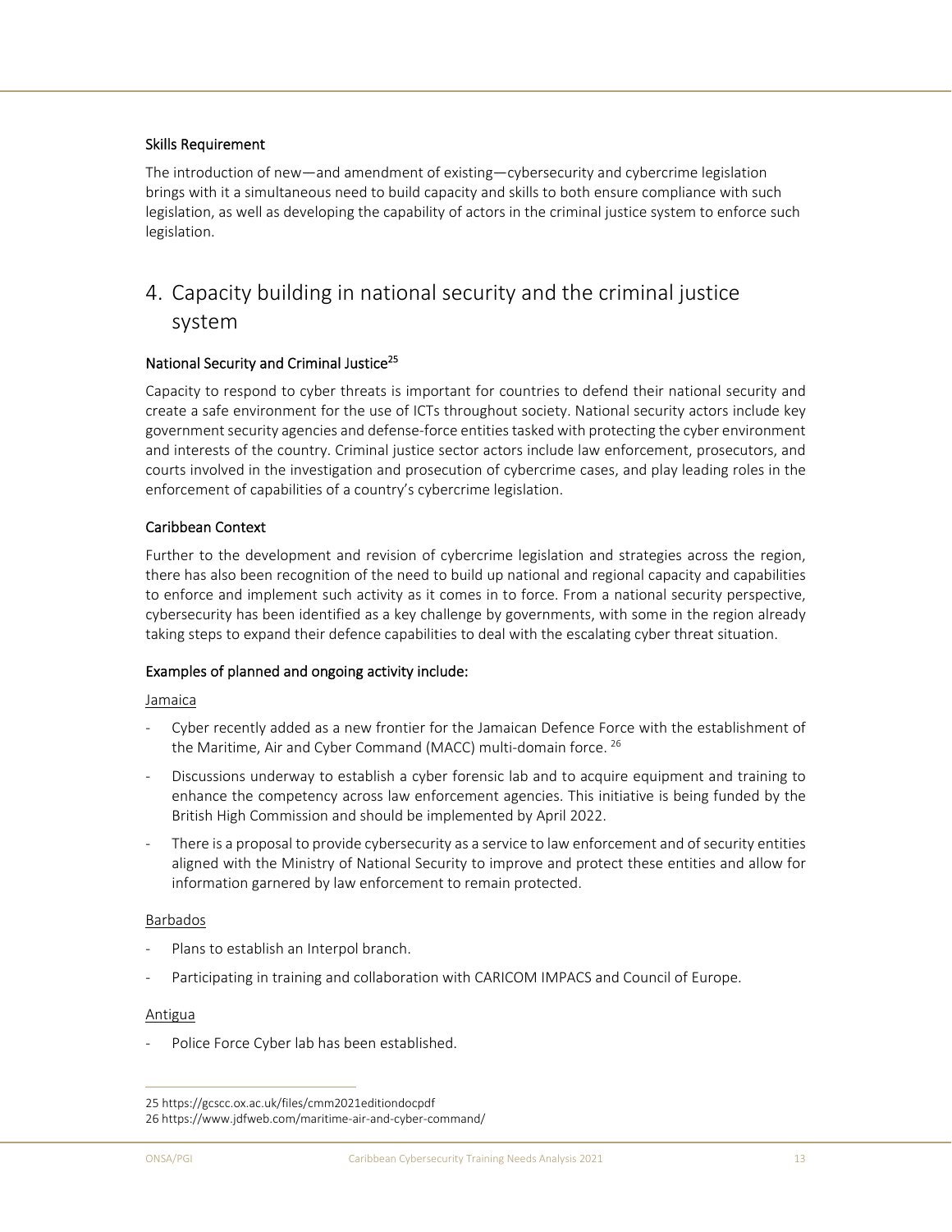### Skills Requirement

The introduction of new—and amendment of existing—cybersecurity and cybercrime legislation brings with it a simultaneous need to build capacity and skills to both ensure compliance with such legislation, as well as developing the capability of actors in the criminal justice system to enforce such legislation.

## 4. Capacity building in national security and the criminal justice system

### National Security and Criminal Justice[25]

Capacity to respond to cyber threats is important for countries to defend their national security and create a safe environment for the use of ICTs throughout society. National security actors include key government security agencies and defense-force entities tasked with protecting the cyber environment and interests of the country. Criminal justice sector actors include law enforcement, prosecutors, and courts involved in the investigation and prosecution of cybercrime cases, and play leading roles in the enforcement of capabilities of a country's cybercrime legislation.

### Caribbean Context

Further to the development and revision of cybercrime legislation and strategies across the region, there has also been recognition of the need to build up national and regional capacity and capabilities to enforce and implement such activity as it comes in to force. From a national security perspective, cybersecurity has been identified as a key challenge by governments, with some in the region already taking steps to expand their defence capabilities to deal with the escalating cyber threat situation.

### Examples of planned and ongoing activity include:

Jamaica

- Cyber recently added as a new frontier for the Jamaican Defence Force with the establishment of the Maritime, Air and Cyber Command (MACC) multi-domain force. [26]
- Discussions underway to establish a cyber forensic lab and to acquire equipment and training to enhance the competency across law enforcement agencies. This initiative is being funded by the British High Commission and should be implemented by April 2022.
- There is a proposal to provide cybersecurity as a service to law enforcement and of security entities aligned with the Ministry of National Security to improve and protect these entities and allow for information garnered by law enforcement to remain protected.

Barbados

- Plans to establish an Interpol branch.
- Participating in training and collaboration with CARICOM IMPACS and Council of Europe.

Antigua

- Police Force Cyber lab has been established.

25 https://gcscc.ox.ac.uk/files/cmm2021editiondocpdf
26 https://www.jdfweb.com/maritime-air-and-cyber-command/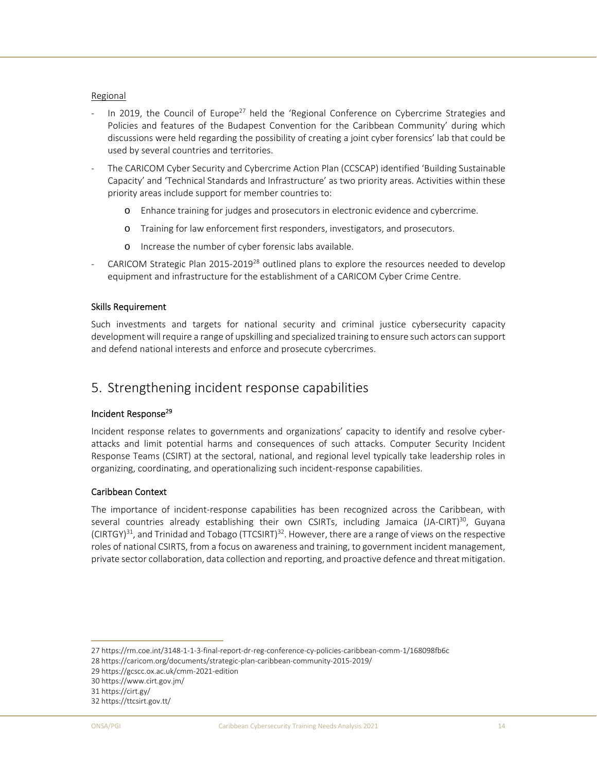Regional

- In 2019, the Council of Europe[27] held the 'Regional Conference on Cybercrime Strategies and Policies and features of the Budapest Convention for the Caribbean Community' during which discussions were held regarding the possibility of creating a joint cyber forensics' lab that could be used by several countries and territories.
- The CARICOM Cyber Security and Cybercrime Action Plan (CCSCAP) identified 'Building Sustainable Capacity' and 'Technical Standards and Infrastructure' as two priority areas. Activities within these priority areas include support for member countries to:
  - Enhance training for judges and prosecutors in electronic evidence and cybercrime.
  - Training for law enforcement first responders, investigators, and prosecutors.
  - Increase the number of cyber forensic labs available.
- CARICOM Strategic Plan 2015-2019[28] outlined plans to explore the resources needed to develop equipment and infrastructure for the establishment of a CARICOM Cyber Crime Centre.

### Skills Requirement

Such investments and targets for national security and criminal justice cybersecurity capacity development will require a range of upskilling and specialized training to ensure such actors can support and defend national interests and enforce and prosecute cybercrimes.

## 5. Strengthening incident response capabilities

### Incident Response[29]

Incident response relates to governments and organizations' capacity to identify and resolve cyber-attacks and limit potential harms and consequences of such attacks. Computer Security Incident Response Teams (CSIRT) at the sectoral, national, and regional level typically take leadership roles in organizing, coordinating, and operationalizing such incident-response capabilities.

### Caribbean Context

The importance of incident-response capabilities has been recognized across the Caribbean, with several countries already establishing their own CSIRTs, including Jamaica (JA-CIRT)[30], Guyana (CIRTGY)[31], and Trinidad and Tobago (TTCSIRT)[32]. However, there are a range of views on the respective roles of national CSIRTS, from a focus on awareness and training, to government incident management, private sector collaboration, data collection and reporting, and proactive defence and threat mitigation.

---

27 https://rm.coe.int/3148-1-1-3-final-report-dr-reg-conference-cy-policies-caribbean-comm-1/168098fb6c
28 https://caricom.org/documents/strategic-plan-caribbean-community-2015-2019/
29 https://gcscc.ox.ac.uk/cmm-2021-edition
30 https://www.cirt.gov.jm/
31 https://cirt.gy/
32 https://ttcsirt.gov.tt/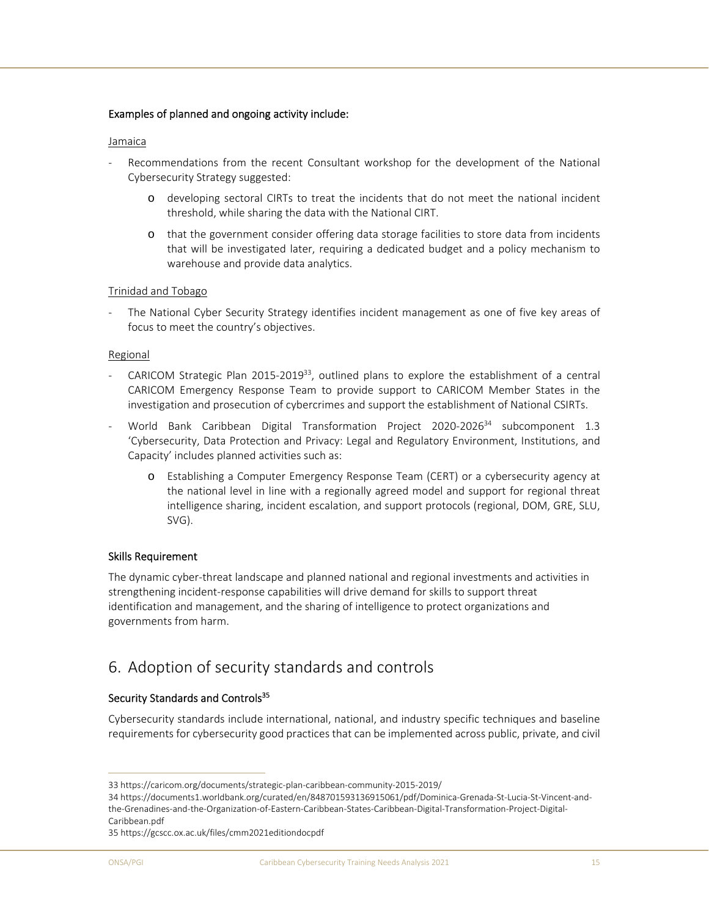#### Examples of planned and ongoing activity include:

Jamaica

- Recommendations from the recent Consultant workshop for the development of the National Cybersecurity Strategy suggested:
  - developing sectoral CIRTs to treat the incidents that do not meet the national incident threshold, while sharing the data with the National CIRT.
  - that the government consider offering data storage facilities to store data from incidents that will be investigated later, requiring a dedicated budget and a policy mechanism to warehouse and provide data analytics.

Trinidad and Tobago

- The National Cyber Security Strategy identifies incident management as one of five key areas of focus to meet the country's objectives.

Regional

- CARICOM Strategic Plan 2015-2019[33], outlined plans to explore the establishment of a central CARICOM Emergency Response Team to provide support to CARICOM Member States in the investigation and prosecution of cybercrimes and support the establishment of National CSIRTs.
- World Bank Caribbean Digital Transformation Project 2020-2026[34] subcomponent 1.3 'Cybersecurity, Data Protection and Privacy: Legal and Regulatory Environment, Institutions, and Capacity' includes planned activities such as:
  - Establishing a Computer Emergency Response Team (CERT) or a cybersecurity agency at the national level in line with a regionally agreed model and support for regional threat intelligence sharing, incident escalation, and support protocols (regional, DOM, GRE, SLU, SVG).

#### Skills Requirement

The dynamic cyber-threat landscape and planned national and regional investments and activities in strengthening incident-response capabilities will drive demand for skills to support threat identification and management, and the sharing of intelligence to protect organizations and governments from harm.

## 6. Adoption of security standards and controls

#### Security Standards and Controls[35]

Cybersecurity standards include international, national, and industry specific techniques and baseline requirements for cybersecurity good practices that can be implemented across public, private, and civil

---

33 https://caricom.org/documents/strategic-plan-caribbean-community-2015-2019/

34 https://documents1.worldbank.org/curated/en/848701593136915061/pdf/Dominica-Grenada-St-Lucia-St-Vincent-and-the-Grenadines-and-the-Organization-of-Eastern-Caribbean-States-Caribbean-Digital-Transformation-Project-Digital-Caribbean.pdf

35 https://gcscc.ox.ac.uk/files/cmm2021editiondocpdf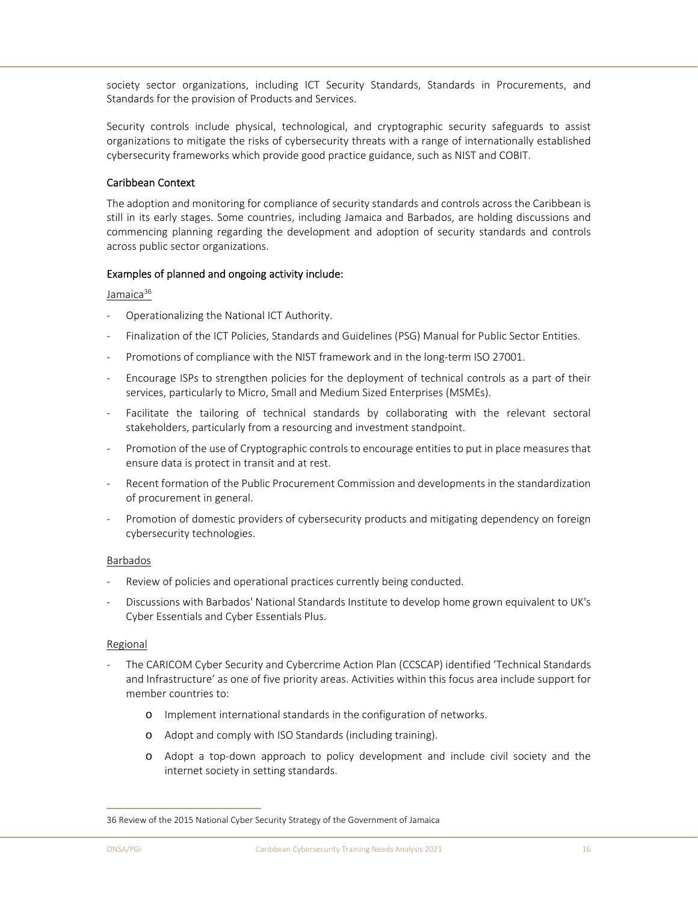society sector organizations, including ICT Security Standards, Standards in Procurements, and Standards for the provision of Products and Services.

Security controls include physical, technological, and cryptographic security safeguards to assist organizations to mitigate the risks of cybersecurity threats with a range of internationally established cybersecurity frameworks which provide good practice guidance, such as NIST and COBIT.

### Caribbean Context

The adoption and monitoring for compliance of security standards and controls across the Caribbean is still in its early stages. Some countries, including Jamaica and Barbados, are holding discussions and commencing planning regarding the development and adoption of security standards and controls across public sector organizations.

### Examples of planned and ongoing activity include:

Jamaica[36]

- Operationalizing the National ICT Authority.
- Finalization of the ICT Policies, Standards and Guidelines (PSG) Manual for Public Sector Entities.
- Promotions of compliance with the NIST framework and in the long-term ISO 27001.
- Encourage ISPs to strengthen policies for the deployment of technical controls as a part of their services, particularly to Micro, Small and Medium Sized Enterprises (MSMEs).
- Facilitate the tailoring of technical standards by collaborating with the relevant sectoral stakeholders, particularly from a resourcing and investment standpoint.
- Promotion of the use of Cryptographic controls to encourage entities to put in place measures that ensure data is protect in transit and at rest.
- Recent formation of the Public Procurement Commission and developments in the standardization of procurement in general.
- Promotion of domestic providers of cybersecurity products and mitigating dependency on foreign cybersecurity technologies.

Barbados

- Review of policies and operational practices currently being conducted.
- Discussions with Barbados' National Standards Institute to develop home grown equivalent to UK's Cyber Essentials and Cyber Essentials Plus.

Regional

- The CARICOM Cyber Security and Cybercrime Action Plan (CCSCAP) identified 'Technical Standards and Infrastructure' as one of five priority areas. Activities within this focus area include support for member countries to:
    - Implement international standards in the configuration of networks.
    - Adopt and comply with ISO Standards (including training).
    - Adopt a top-down approach to policy development and include civil society and the internet society in setting standards.

---

36 Review of the 2015 National Cyber Security Strategy of the Government of Jamaica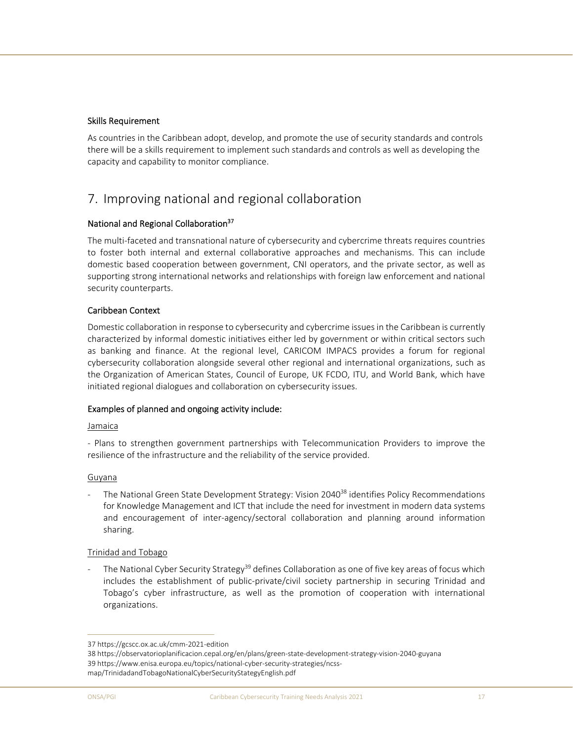### Skills Requirement

As countries in the Caribbean adopt, develop, and promote the use of security standards and controls there will be a skills requirement to implement such standards and controls as well as developing the capacity and capability to monitor compliance.

# 7. Improving national and regional collaboration

### National and Regional Collaboration[37]

The multi-faceted and transnational nature of cybersecurity and cybercrime threats requires countries to foster both internal and external collaborative approaches and mechanisms. This can include domestic based cooperation between government, CNI operators, and the private sector, as well as supporting strong international networks and relationships with foreign law enforcement and national security counterparts.

### Caribbean Context

Domestic collaboration in response to cybersecurity and cybercrime issues in the Caribbean is currently characterized by informal domestic initiatives either led by government or within critical sectors such as banking and finance. At the regional level, CARICOM IMPACS provides a forum for regional cybersecurity collaboration alongside several other regional and international organizations, such as the Organization of American States, Council of Europe, UK FCDO, ITU, and World Bank, which have initiated regional dialogues and collaboration on cybersecurity issues.

### Examples of planned and ongoing activity include:

Jamaica

- Plans to strengthen government partnerships with Telecommunication Providers to improve the resilience of the infrastructure and the reliability of the service provided.

Guyana

- The National Green State Development Strategy: Vision 2040[38] identifies Policy Recommendations for Knowledge Management and ICT that include the need for investment in modern data systems and encouragement of inter-agency/sectoral collaboration and planning around information sharing.

Trinidad and Tobago

- The National Cyber Security Strategy[39] defines Collaboration as one of five key areas of focus which includes the establishment of public-private/civil society partnership in securing Trinidad and Tobago's cyber infrastructure, as well as the promotion of cooperation with international organizations.

---

37 https://gcscc.ox.ac.uk/cmm-2021-edition

38 https://observatorioplanificacion.cepal.org/en/plans/green-state-development-strategy-vision-2040-guyana

39 https://www.enisa.europa.eu/topics/national-cyber-security-strategies/ncss-map/TrinidadandTobagoNationalCyberSecurityStategyEnglish.pdf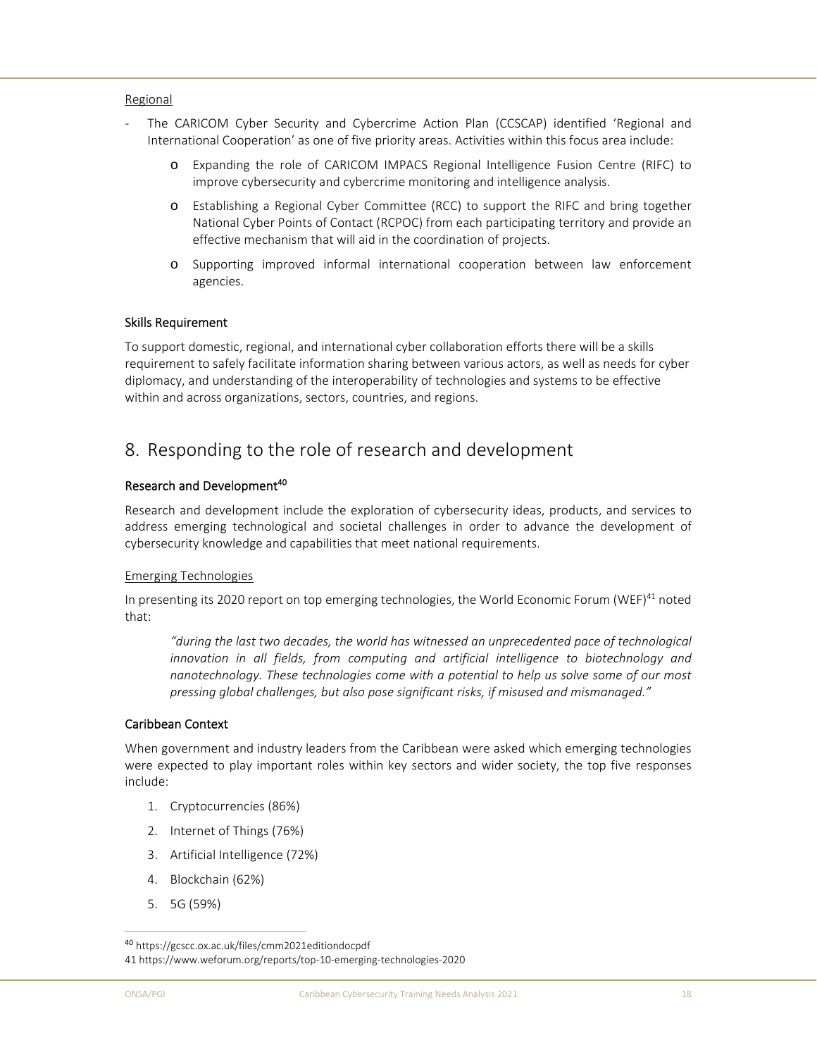Regional

- The CARICOM Cyber Security and Cybercrime Action Plan (CCSCAP) identified 'Regional and International Cooperation' as one of five priority areas. Activities within this focus area include:
    - Expanding the role of CARICOM IMPACS Regional Intelligence Fusion Centre (RIFC) to improve cybersecurity and cybercrime monitoring and intelligence analysis.
    - Establishing a Regional Cyber Committee (RCC) to support the RIFC and bring together National Cyber Points of Contact (RCPOC) from each participating territory and provide an effective mechanism that will aid in the coordination of projects.
    - Supporting improved informal international cooperation between law enforcement agencies.

### Skills Requirement

To support domestic, regional, and international cyber collaboration efforts there will be a skills requirement to safely facilitate information sharing between various actors, as well as needs for cyber diplomacy, and understanding of the interoperability of technologies and systems to be effective within and across organizations, sectors, countries, and regions.

## 8. Responding to the role of research and development

### Research and Development[40]

Research and development include the exploration of cybersecurity ideas, products, and services to address emerging technological and societal challenges in order to advance the development of cybersecurity knowledge and capabilities that meet national requirements.

Emerging Technologies

In presenting its 2020 report on top emerging technologies, the World Economic Forum (WEF)[41] noted that:

> *"during the last two decades, the world has witnessed an unprecedented pace of technological innovation in all fields, from computing and artificial intelligence to biotechnology and nanotechnology. These technologies come with a potential to help us solve some of our most pressing global challenges, but also pose significant risks, if misused and mismanaged."*

### Caribbean Context

When government and industry leaders from the Caribbean were asked which emerging technologies were expected to play important roles within key sectors and wider society, the top five responses include:

1. Cryptocurrencies (86%)
2. Internet of Things (76%)
3. Artificial Intelligence (72%)
4. Blockchain (62%)
5. 5G (59%)

---

[40] https://gcscc.ox.ac.uk/files/cmm2021editiondocpdf
[41] https://www.weforum.org/reports/top-10-emerging-technologies-2020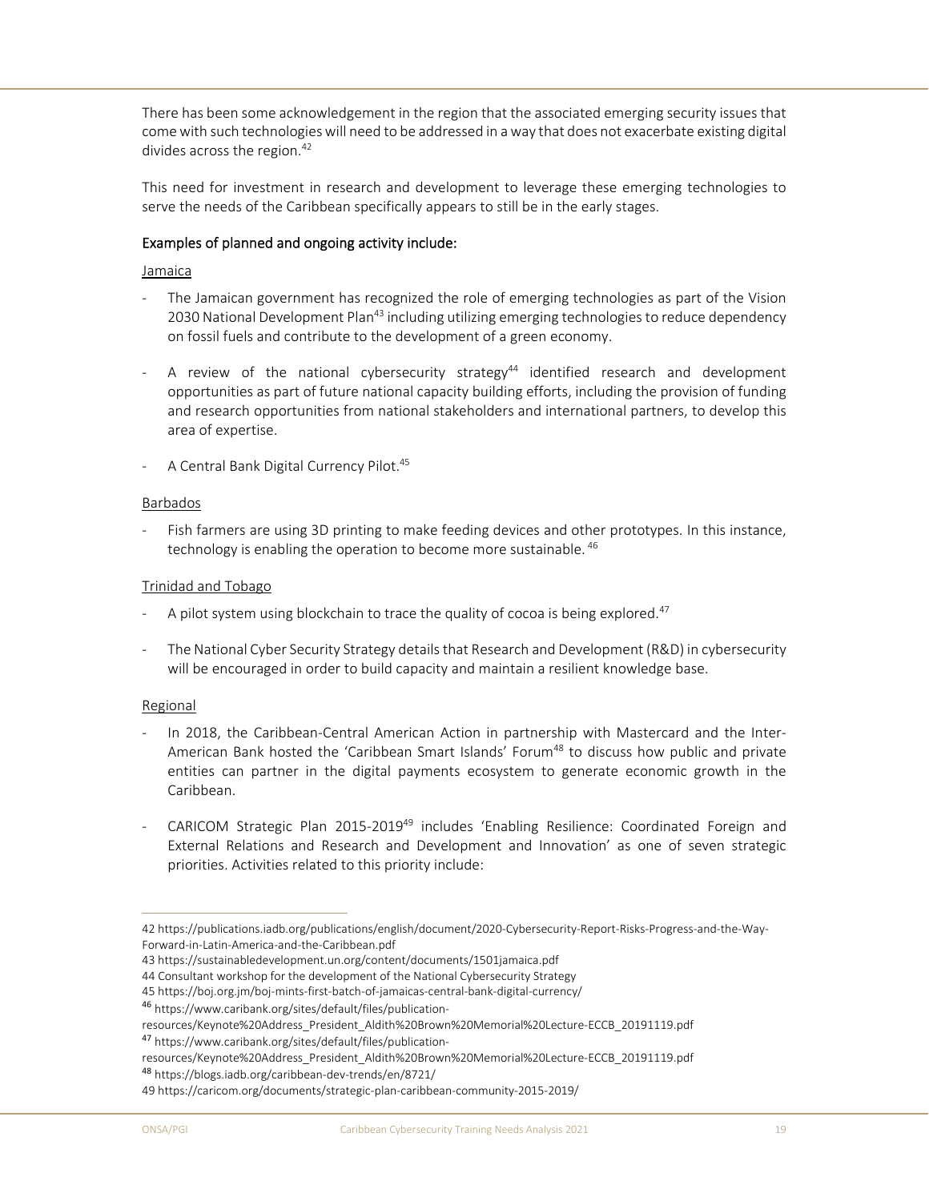There has been some acknowledgement in the region that the associated emerging security issues that come with such technologies will need to be addressed in a way that does not exacerbate existing digital divides across the region.[42]

This need for investment in research and development to leverage these emerging technologies to serve the needs of the Caribbean specifically appears to still be in the early stages.

### Examples of planned and ongoing activity include:

Jamaica

- The Jamaican government has recognized the role of emerging technologies as part of the Vision 2030 National Development Plan[43] including utilizing emerging technologies to reduce dependency on fossil fuels and contribute to the development of a green economy.
- A review of the national cybersecurity strategy[44] identified research and development opportunities as part of future national capacity building efforts, including the provision of funding and research opportunities from national stakeholders and international partners, to develop this area of expertise.
- A Central Bank Digital Currency Pilot.[45]

Barbados

- Fish farmers are using 3D printing to make feeding devices and other prototypes. In this instance, technology is enabling the operation to become more sustainable.[46]

Trinidad and Tobago

- A pilot system using blockchain to trace the quality of cocoa is being explored.[47]
- The National Cyber Security Strategy details that Research and Development (R&D) in cybersecurity will be encouraged in order to build capacity and maintain a resilient knowledge base.

Regional

- In 2018, the Caribbean-Central American Action in partnership with Mastercard and the Inter-American Bank hosted the 'Caribbean Smart Islands' Forum[48] to discuss how public and private entities can partner in the digital payments ecosystem to generate economic growth in the Caribbean.
- CARICOM Strategic Plan 2015-2019[49] includes 'Enabling Resilience: Coordinated Foreign and External Relations and Research and Development and Innovation' as one of seven strategic priorities. Activities related to this priority include:

---

42 https://publications.iadb.org/publications/english/document/2020-Cybersecurity-Report-Risks-Progress-and-the-Way-Forward-in-Latin-America-and-the-Caribbean.pdf

43 https://sustainabledevelopment.un.org/content/documents/1501jamaica.pdf

44 Consultant workshop for the development of the National Cybersecurity Strategy

45 https://boj.org.jm/boj-mints-first-batch-of-jamaicas-central-bank-digital-currency/

46 https://www.caribank.org/sites/default/files/publication-resources/Keynote%20Address_President_Aldith%20Brown%20Memorial%20Lecture-ECCB_20191119.pdf

47 https://www.caribank.org/sites/default/files/publication-resources/Keynote%20Address_President_Aldith%20Brown%20Memorial%20Lecture-ECCB_20191119.pdf

48 https://blogs.iadb.org/caribbean-dev-trends/en/8721/

49 https://caricom.org/documents/strategic-plan-caribbean-community-2015-2019/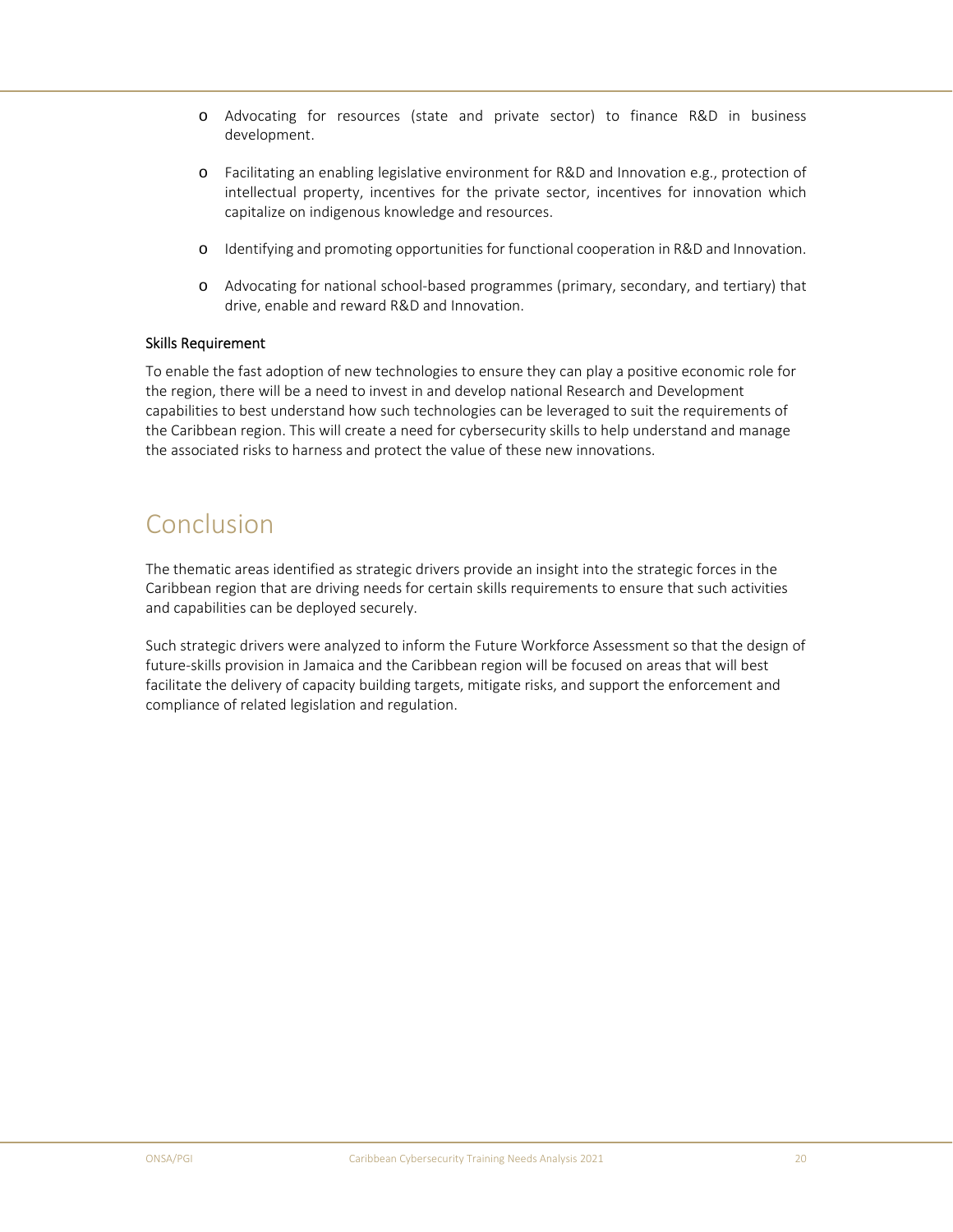- Advocating for resources (state and private sector) to finance R&D in business development.
- Facilitating an enabling legislative environment for R&D and Innovation e.g., protection of intellectual property, incentives for the private sector, incentives for innovation which capitalize on indigenous knowledge and resources.
- Identifying and promoting opportunities for functional cooperation in R&D and Innovation.
- Advocating for national school-based programmes (primary, secondary, and tertiary) that drive, enable and reward R&D and Innovation.

### Skills Requirement

To enable the fast adoption of new technologies to ensure they can play a positive economic role for the region, there will be a need to invest in and develop national Research and Development capabilities to best understand how such technologies can be leveraged to suit the requirements of the Caribbean region. This will create a need for cybersecurity skills to help understand and manage the associated risks to harness and protect the value of these new innovations.

# Conclusion

The thematic areas identified as strategic drivers provide an insight into the strategic forces in the Caribbean region that are driving needs for certain skills requirements to ensure that such activities and capabilities can be deployed securely.

Such strategic drivers were analyzed to inform the Future Workforce Assessment so that the design of future-skills provision in Jamaica and the Caribbean region will be focused on areas that will best facilitate the delivery of capacity building targets, mitigate risks, and support the enforcement and compliance of related legislation and regulation.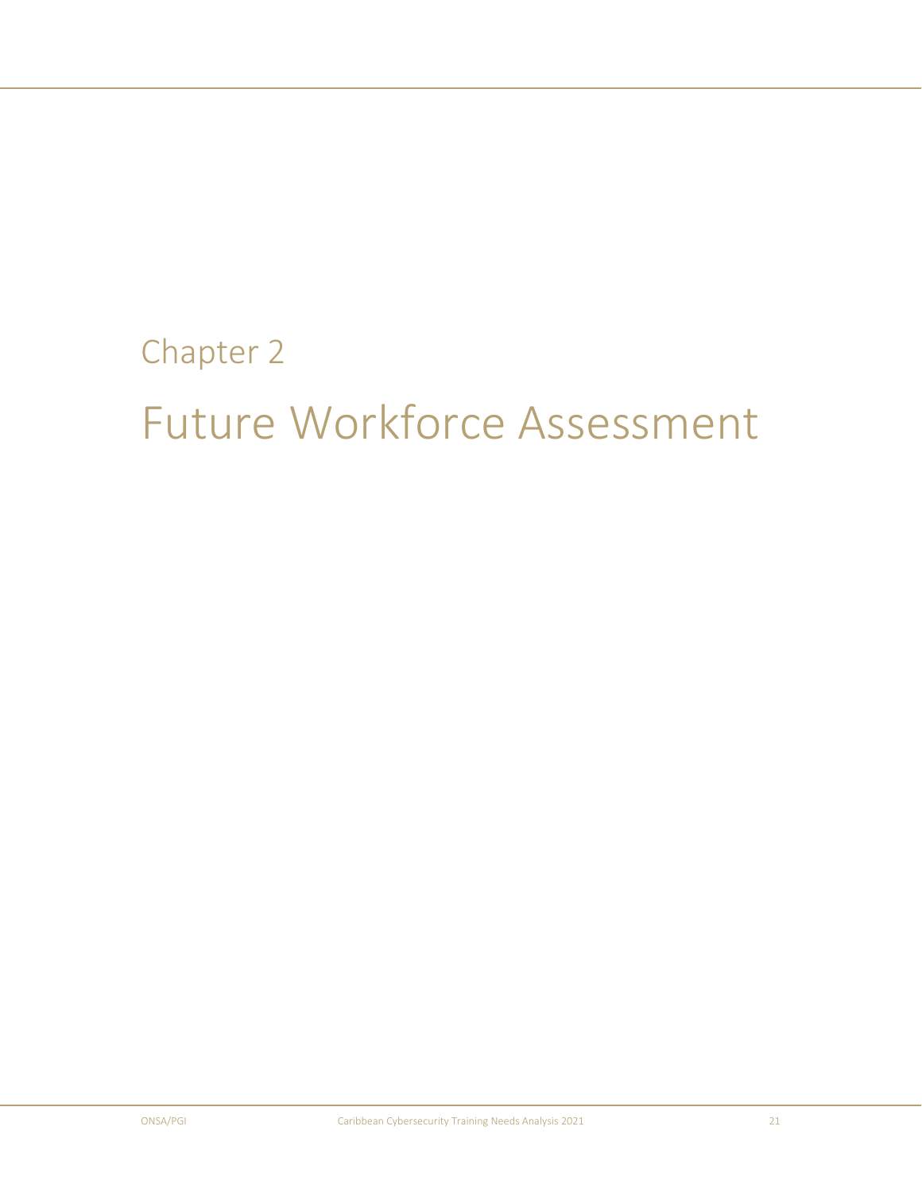# Chapter 2

# Future Workforce Assessment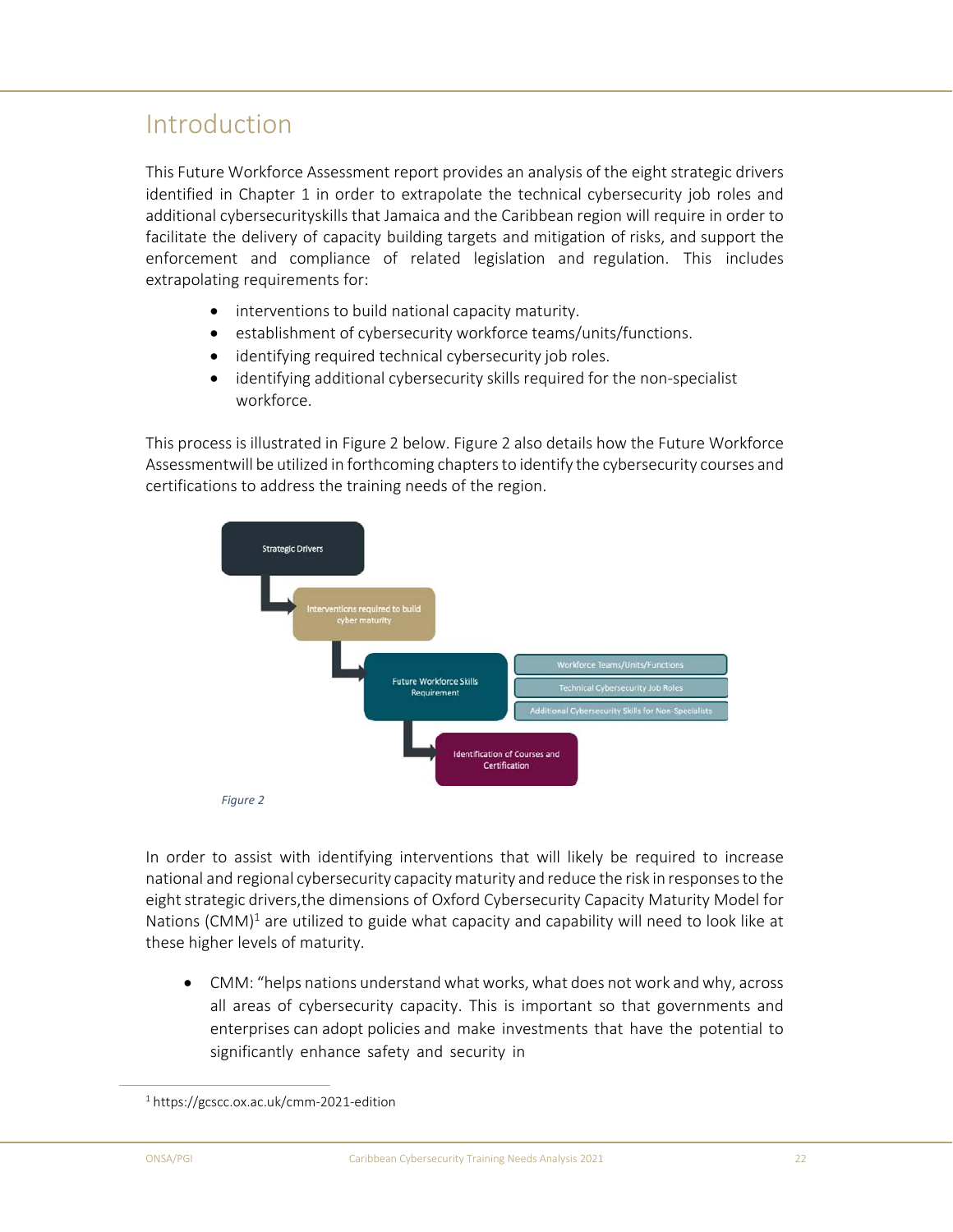# Introduction

This Future Workforce Assessment report provides an analysis of the eight strategic drivers identified in Chapter 1 in order to extrapolate the technical cybersecurity job roles and additional cybersecurityskills that Jamaica and the Caribbean region will require in order to facilitate the delivery of capacity building targets and mitigation of risks, and support the enforcement and compliance of related legislation and regulation. This includes extrapolating requirements for:

- interventions to build national capacity maturity.
- establishment of cybersecurity workforce teams/units/functions.
- identifying required technical cybersecurity job roles.
- identifying additional cybersecurity skills required for the non-specialist workforce.

This process is illustrated in Figure 2 below. Figure 2 also details how the Future Workforce Assessmentwill be utilized in forthcoming chapters to identify the cybersecurity courses and certifications to address the training needs of the region.

Strategic Drivers

Interventions required to build cyber maturity

Future Workforce Skills Requirement

Workforce Teams/Units/Functions

Technical Cybersecurity Job Roles

Additional Cybersecurity Skills for Non-Specialists

Identification of Courses and Certification

*Figure 2*

In order to assist with identifying interventions that will likely be required to increase national and regional cybersecurity capacity maturity and reduce the risk in responses to the eight strategic drivers,the dimensions of Oxford Cybersecurity Capacity Maturity Model for Nations (CMM)[1] are utilized to guide what capacity and capability will need to look like at these higher levels of maturity.

- CMM: "helps nations understand what works, what does not work and why, across all areas of cybersecurity capacity. This is important so that governments and enterprises can adopt policies and make investments that have the potential to significantly enhance safety and security in

[1] https://gcscc.ox.ac.uk/cmm-2021-edition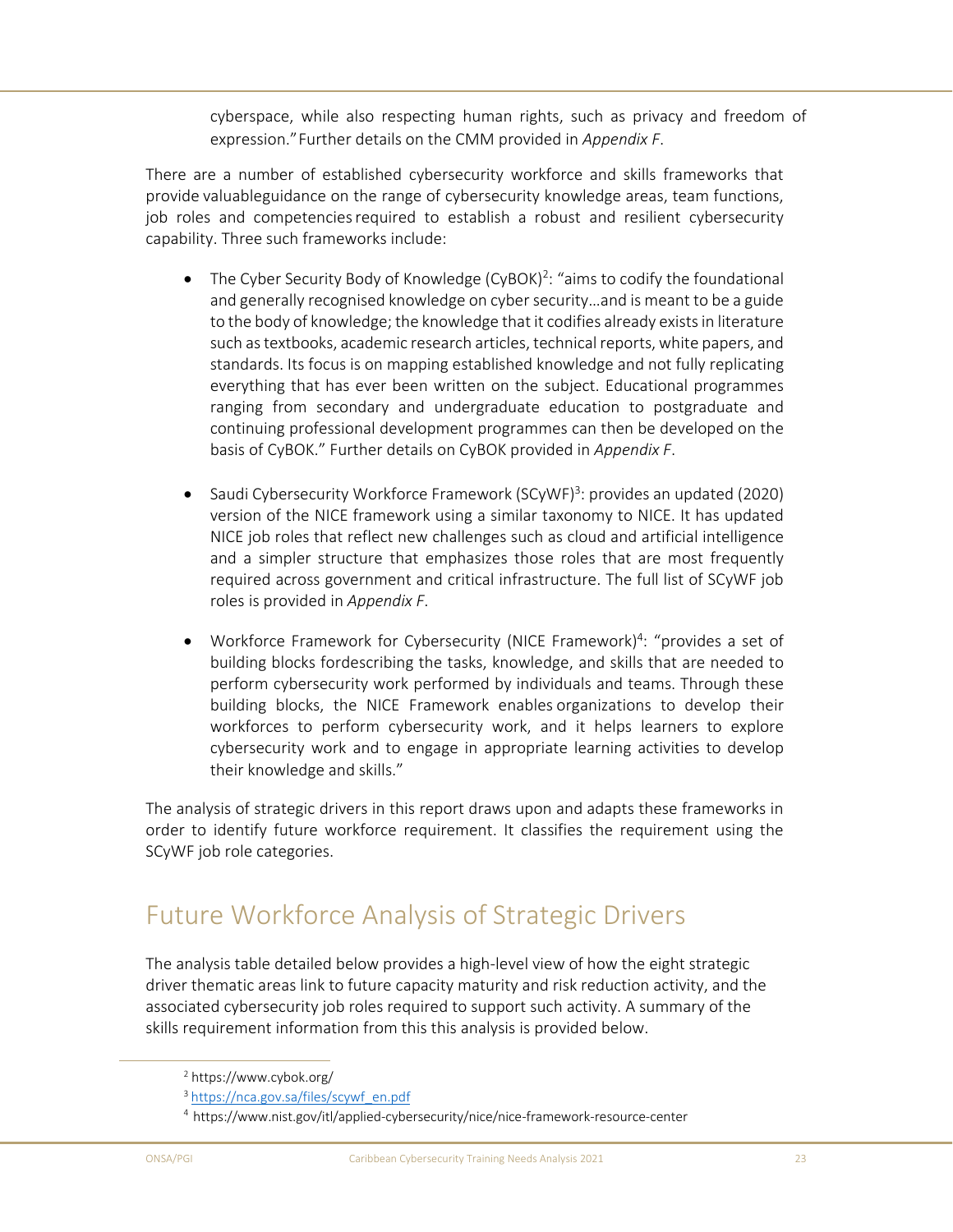cyberspace, while also respecting human rights, such as privacy and freedom of expression." Further details on the CMM provided in *Appendix F*.

There are a number of established cybersecurity workforce and skills frameworks that provide valuableguidance on the range of cybersecurity knowledge areas, team functions, job roles and competencies required to establish a robust and resilient cybersecurity capability. Three such frameworks include:

- The Cyber Security Body of Knowledge (CyBOK)[2]: "aims to codify the foundational and generally recognised knowledge on cyber security…and is meant to be a guide to the body of knowledge; the knowledge that it codifies already exists in literature such as textbooks, academic research articles, technical reports, white papers, and standards. Its focus is on mapping established knowledge and not fully replicating everything that has ever been written on the subject. Educational programmes ranging from secondary and undergraduate education to postgraduate and continuing professional development programmes can then be developed on the basis of CyBOK." Further details on CyBOK provided in *Appendix F*.

- Saudi Cybersecurity Workforce Framework (SCyWF)[3]: provides an updated (2020) version of the NICE framework using a similar taxonomy to NICE. It has updated NICE job roles that reflect new challenges such as cloud and artificial intelligence and a simpler structure that emphasizes those roles that are most frequently required across government and critical infrastructure. The full list of SCyWF job roles is provided in *Appendix F*.

- Workforce Framework for Cybersecurity (NICE Framework)[4]: "provides a set of building blocks fordescribing the tasks, knowledge, and skills that are needed to perform cybersecurity work performed by individuals and teams. Through these building blocks, the NICE Framework enables organizations to develop their workforces to perform cybersecurity work, and it helps learners to explore cybersecurity work and to engage in appropriate learning activities to develop their knowledge and skills."

The analysis of strategic drivers in this report draws upon and adapts these frameworks in order to identify future workforce requirement. It classifies the requirement using the SCyWF job role categories.

## Future Workforce Analysis of Strategic Drivers

The analysis table detailed below provides a high-level view of how the eight strategic driver thematic areas link to future capacity maturity and risk reduction activity, and the associated cybersecurity job roles required to support such activity. A summary of the skills requirement information from this this analysis is provided below.

---

[2] https://www.cybok.org/

[3] https://nca.gov.sa/files/scywf_en.pdf

[4] https://www.nist.gov/itl/applied-cybersecurity/nice/nice-framework-resource-center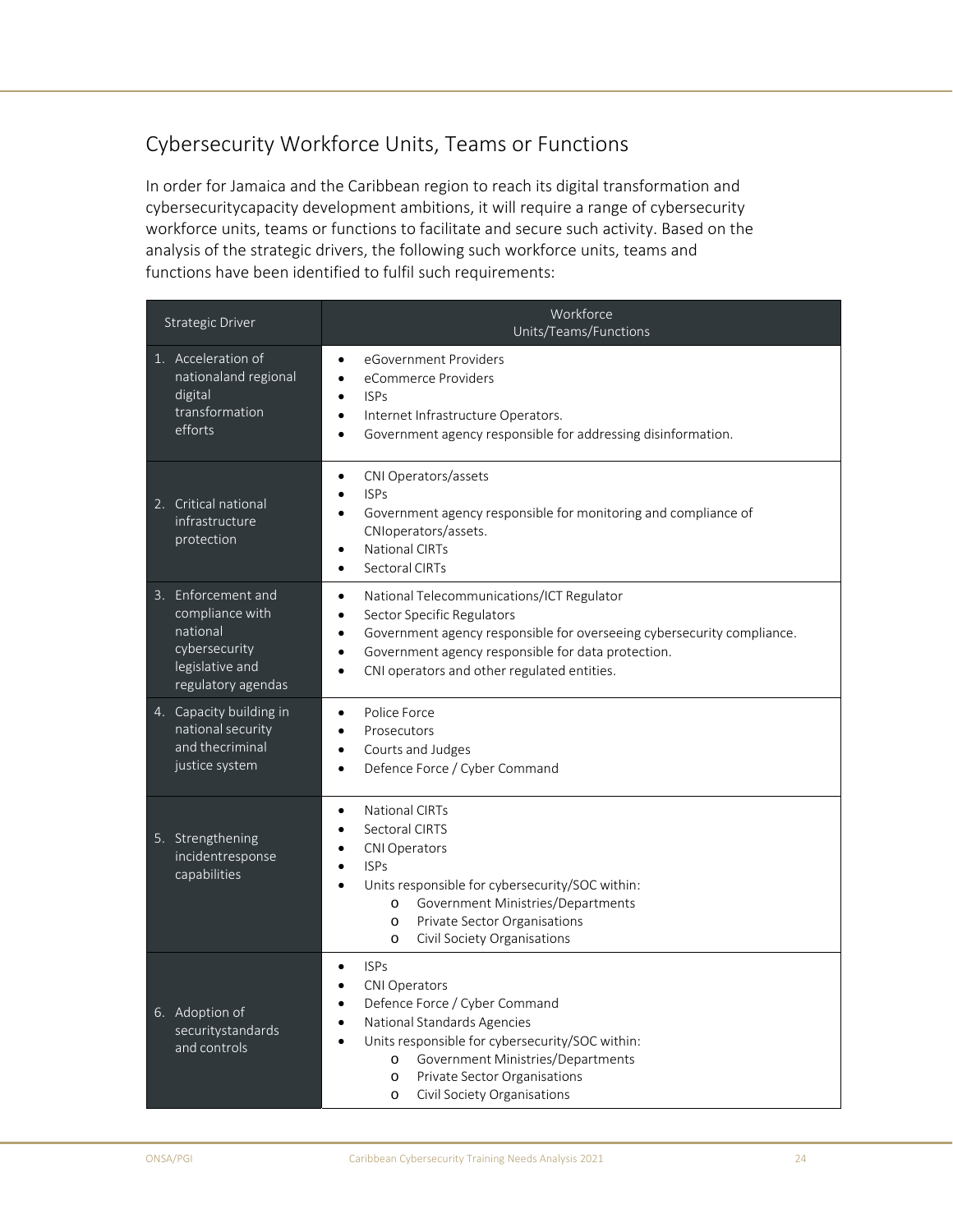## Cybersecurity Workforce Units, Teams or Functions

In order for Jamaica and the Caribbean region to reach its digital transformation and cybersecuritycapacity development ambitions, it will require a range of cybersecurity workforce units, teams or functions to facilitate and secure such activity. Based on the analysis of the strategic drivers, the following such workforce units, teams and functions have been identified to fulfil such requirements:

| Strategic Driver | Workforce Units/Teams/Functions |
| --- | --- |
| 1. Acceleration of nationaland regional digital transformation efforts | • eGovernment Providers<br>• eCommerce Providers<br>• ISPs<br>• Internet Infrastructure Operators.<br>• Government agency responsible for addressing disinformation. |
| 2. Critical national infrastructure protection | • CNI Operators/assets<br>• ISPs<br>• Government agency responsible for monitoring and compliance of CNIoperators/assets.<br>• National CIRTs<br>• Sectoral CIRTs |
| 3. Enforcement and compliance with national cybersecurity legislative and regulatory agendas | • National Telecommunications/ICT Regulator<br>• Sector Specific Regulators<br>• Government agency responsible for overseeing cybersecurity compliance.<br>• Government agency responsible for data protection.<br>• CNI operators and other regulated entities. |
| 4. Capacity building in national security and thecriminal justice system | • Police Force<br>• Prosecutors<br>• Courts and Judges<br>• Defence Force / Cyber Command |
| 5. Strengthening incidentresponse capabilities | • National CIRTs<br>• Sectoral CIRTS<br>• CNI Operators<br>• ISPs<br>• Units responsible for cybersecurity/SOC within:<br>&nbsp;&nbsp;&nbsp;o Government Ministries/Departments<br>&nbsp;&nbsp;&nbsp;o Private Sector Organisations<br>&nbsp;&nbsp;&nbsp;o Civil Society Organisations |
| 6. Adoption of securitystandards and controls | • ISPs<br>• CNI Operators<br>• Defence Force / Cyber Command<br>• National Standards Agencies<br>• Units responsible for cybersecurity/SOC within:<br>&nbsp;&nbsp;&nbsp;o Government Ministries/Departments<br>&nbsp;&nbsp;&nbsp;o Private Sector Organisations<br>&nbsp;&nbsp;&nbsp;o Civil Society Organisations |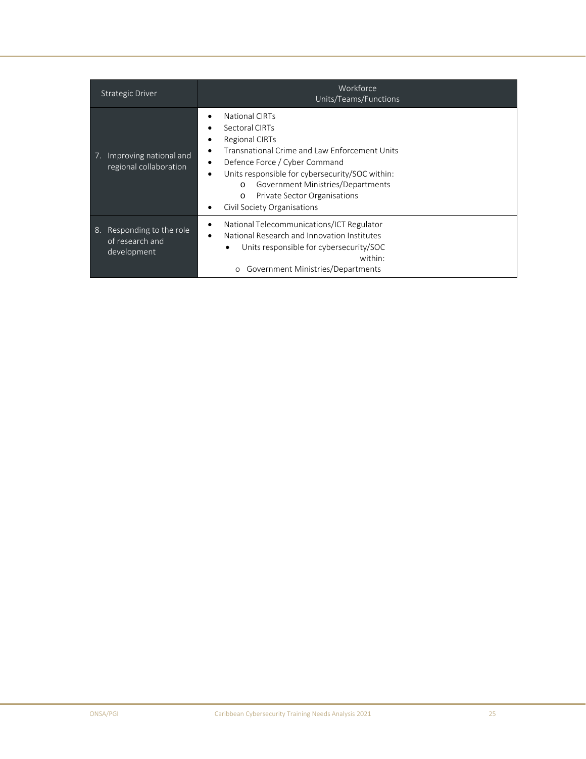| Strategic Driver | Workforce Units/Teams/Functions |
|---|---|
| 7. Improving national and regional collaboration | • National CIRTs<br>• Sectoral CIRTs<br>• Regional CIRTs<br>• Transnational Crime and Law Enforcement Units<br>• Defence Force / Cyber Command<br>• Units responsible for cybersecurity/SOC within:<br>  o Government Ministries/Departments<br>  o Private Sector Organisations<br>• Civil Society Organisations |
| 8. Responding to the role of research and development | • National Telecommunications/ICT Regulator<br>• National Research and Innovation Institutes<br>  • Units responsible for cybersecurity/SOC within:<br>  o Government Ministries/Departments |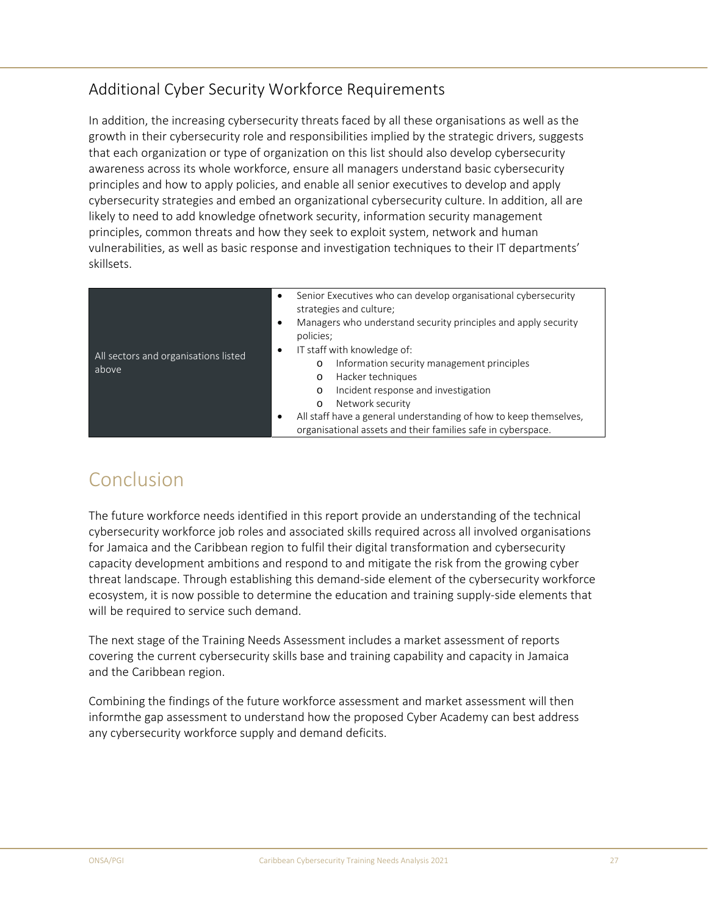## Additional Cyber Security Workforce Requirements

In addition, the increasing cybersecurity threats faced by all these organisations as well as the growth in their cybersecurity role and responsibilities implied by the strategic drivers, suggests that each organization or type of organization on this list should also develop cybersecurity awareness across its whole workforce, ensure all managers understand basic cybersecurity principles and how to apply policies, and enable all senior executives to develop and apply cybersecurity strategies and embed an organizational cybersecurity culture. In addition, all are likely to need to add knowledge ofnetwork security, information security management principles, common threats and how they seek to exploit system, network and human vulnerabilities, as well as basic response and investigation techniques to their IT departments' skillsets.

| | |
|---|---|
| All sectors and organisations listed above | • Senior Executives who can develop organisational cybersecurity strategies and culture;<br>• Managers who understand security principles and apply security policies;<br>• IT staff with knowledge of:<br>  o Information security management principles<br>  o Hacker techniques<br>  o Incident response and investigation<br>  o Network security<br>• All staff have a general understanding of how to keep themselves, organisational assets and their families safe in cyberspace. |

# Conclusion

The future workforce needs identified in this report provide an understanding of the technical cybersecurity workforce job roles and associated skills required across all involved organisations for Jamaica and the Caribbean region to fulfil their digital transformation and cybersecurity capacity development ambitions and respond to and mitigate the risk from the growing cyber threat landscape. Through establishing this demand-side element of the cybersecurity workforce ecosystem, it is now possible to determine the education and training supply-side elements that will be required to service such demand.

The next stage of the Training Needs Assessment includes a market assessment of reports covering the current cybersecurity skills base and training capability and capacity in Jamaica and the Caribbean region.

Combining the findings of the future workforce assessment and market assessment will then informthe gap assessment to understand how the proposed Cyber Academy can best address any cybersecurity workforce supply and demand deficits.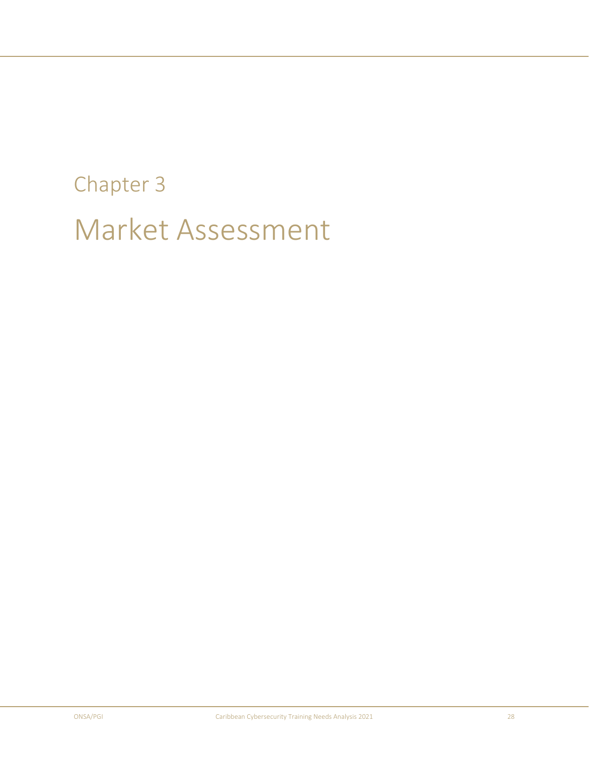# Chapter 3

# Market Assessment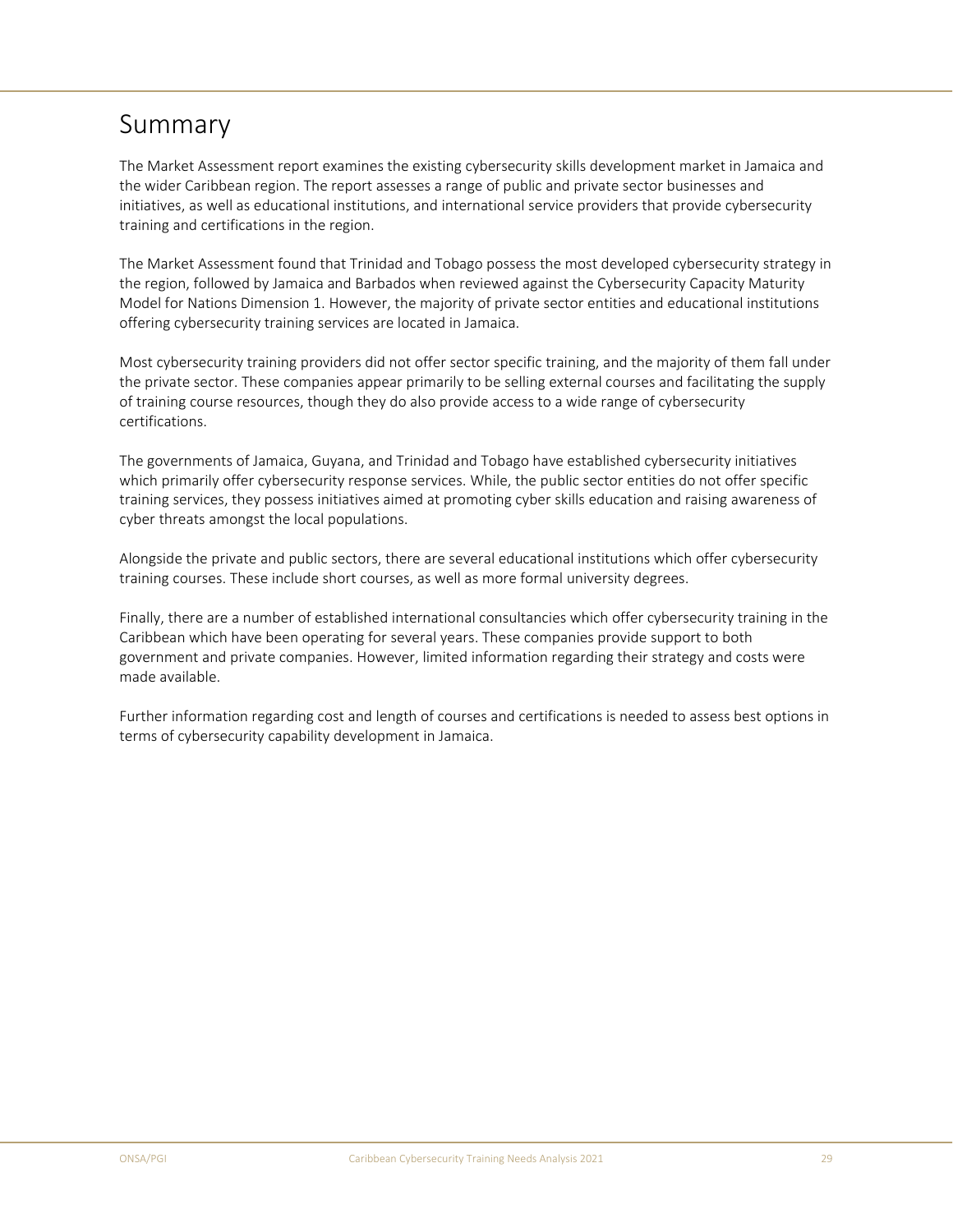# Summary

The Market Assessment report examines the existing cybersecurity skills development market in Jamaica and the wider Caribbean region. The report assesses a range of public and private sector businesses and initiatives, as well as educational institutions, and international service providers that provide cybersecurity training and certifications in the region.

The Market Assessment found that Trinidad and Tobago possess the most developed cybersecurity strategy in the region, followed by Jamaica and Barbados when reviewed against the Cybersecurity Capacity Maturity Model for Nations Dimension 1. However, the majority of private sector entities and educational institutions offering cybersecurity training services are located in Jamaica.

Most cybersecurity training providers did not offer sector specific training, and the majority of them fall under the private sector. These companies appear primarily to be selling external courses and facilitating the supply of training course resources, though they do also provide access to a wide range of cybersecurity certifications.

The governments of Jamaica, Guyana, and Trinidad and Tobago have established cybersecurity initiatives which primarily offer cybersecurity response services. While, the public sector entities do not offer specific training services, they possess initiatives aimed at promoting cyber skills education and raising awareness of cyber threats amongst the local populations.

Alongside the private and public sectors, there are several educational institutions which offer cybersecurity training courses. These include short courses, as well as more formal university degrees.

Finally, there are a number of established international consultancies which offer cybersecurity training in the Caribbean which have been operating for several years. These companies provide support to both government and private companies. However, limited information regarding their strategy and costs were made available.

Further information regarding cost and length of courses and certifications is needed to assess best options in terms of cybersecurity capability development in Jamaica.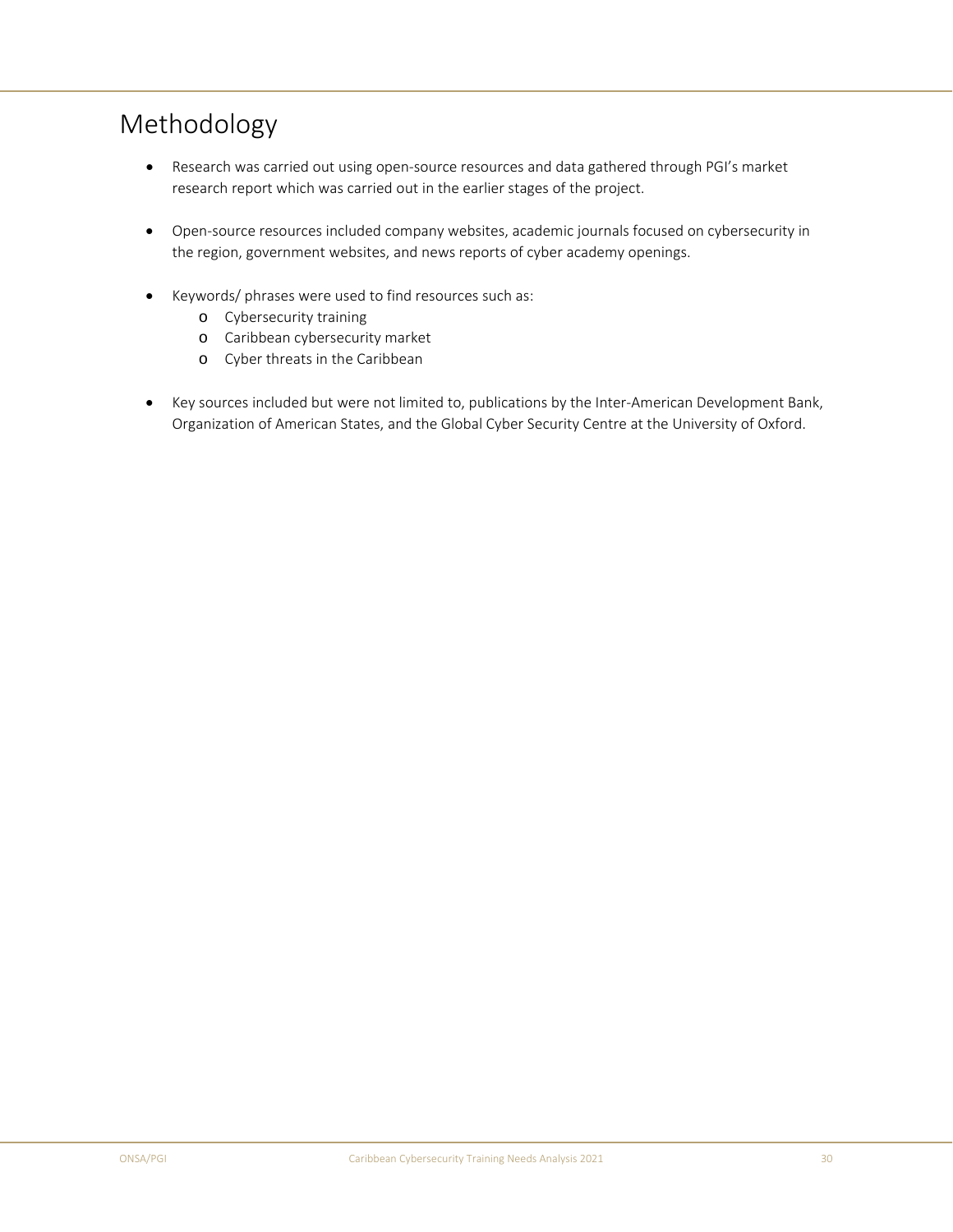# Methodology

- Research was carried out using open-source resources and data gathered through PGI's market research report which was carried out in the earlier stages of the project.

- Open-source resources included company websites, academic journals focused on cybersecurity in the region, government websites, and news reports of cyber academy openings.

- Keywords/ phrases were used to find resources such as:
    - Cybersecurity training
    - Caribbean cybersecurity market
    - Cyber threats in the Caribbean

- Key sources included but were not limited to, publications by the Inter-American Development Bank, Organization of American States, and the Global Cyber Security Centre at the University of Oxford.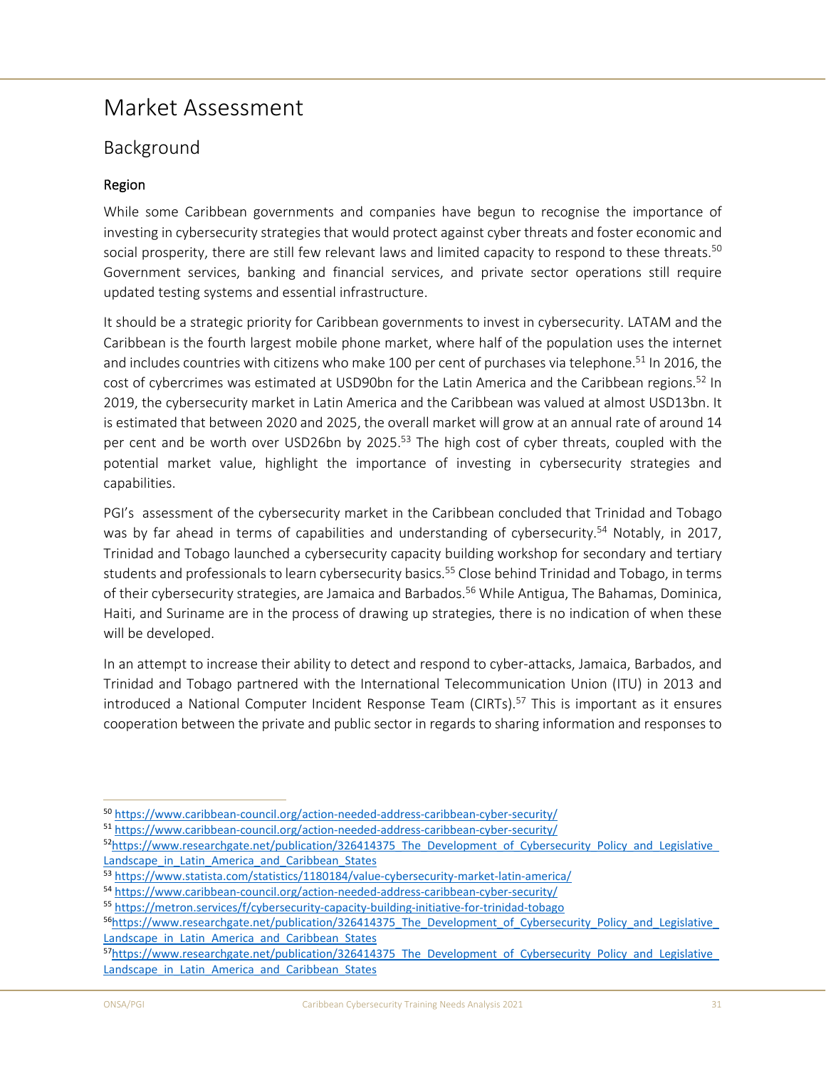# Market Assessment

## Background

### Region

While some Caribbean governments and companies have begun to recognise the importance of investing in cybersecurity strategies that would protect against cyber threats and foster economic and social prosperity, there are still few relevant laws and limited capacity to respond to these threats.[50] Government services, banking and financial services, and private sector operations still require updated testing systems and essential infrastructure.

It should be a strategic priority for Caribbean governments to invest in cybersecurity. LATAM and the Caribbean is the fourth largest mobile phone market, where half of the population uses the internet and includes countries with citizens who make 100 per cent of purchases via telephone.[51] In 2016, the cost of cybercrimes was estimated at USD90bn for the Latin America and the Caribbean regions.[52] In 2019, the cybersecurity market in Latin America and the Caribbean was valued at almost USD13bn. It is estimated that between 2020 and 2025, the overall market will grow at an annual rate of around 14 per cent and be worth over USD26bn by 2025.[53] The high cost of cyber threats, coupled with the potential market value, highlight the importance of investing in cybersecurity strategies and capabilities.

PGI's assessment of the cybersecurity market in the Caribbean concluded that Trinidad and Tobago was by far ahead in terms of capabilities and understanding of cybersecurity.[54] Notably, in 2017, Trinidad and Tobago launched a cybersecurity capacity building workshop for secondary and tertiary students and professionals to learn cybersecurity basics.[55] Close behind Trinidad and Tobago, in terms of their cybersecurity strategies, are Jamaica and Barbados.[56] While Antigua, The Bahamas, Dominica, Haiti, and Suriname are in the process of drawing up strategies, there is no indication of when these will be developed.

In an attempt to increase their ability to detect and respond to cyber-attacks, Jamaica, Barbados, and Trinidad and Tobago partnered with the International Telecommunication Union (ITU) in 2013 and introduced a National Computer Incident Response Team (CIRTs).[57] This is important as it ensures cooperation between the private and public sector in regards to sharing information and responses to

---

[50] https://www.caribbean-council.org/action-needed-address-caribbean-cyber-security/

[51] https://www.caribbean-council.org/action-needed-address-caribbean-cyber-security/

[52] https://www.researchgate.net/publication/326414375_The_Development_of_Cybersecurity_Policy_and_Legislative_Landscape_in_Latin_America_and_Caribbean_States

[53] https://www.statista.com/statistics/1180184/value-cybersecurity-market-latin-america/

[54] https://www.caribbean-council.org/action-needed-address-caribbean-cyber-security/

[55] https://metron.services/f/cybersecurity-capacity-building-initiative-for-trinidad-tobago

[56] https://www.researchgate.net/publication/326414375_The_Development_of_Cybersecurity_Policy_and_Legislative_Landscape_in_Latin_America_and_Caribbean_States

[57] https://www.researchgate.net/publication/326414375_The_Development_of_Cybersecurity_Policy_and_Legislative_Landscape_in_Latin_America_and_Caribbean_States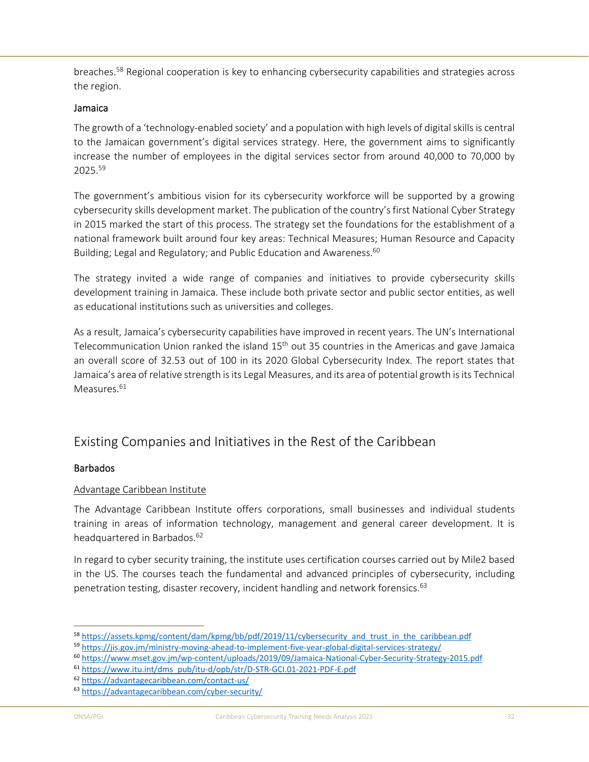breaches.[58] Regional cooperation is key to enhancing cybersecurity capabilities and strategies across the region.

### Jamaica

The growth of a 'technology-enabled society' and a population with high levels of digital skills is central to the Jamaican government's digital services strategy. Here, the government aims to significantly increase the number of employees in the digital services sector from around 40,000 to 70,000 by 2025.[59]

The government's ambitious vision for its cybersecurity workforce will be supported by a growing cybersecurity skills development market. The publication of the country's first National Cyber Strategy in 2015 marked the start of this process. The strategy set the foundations for the establishment of a national framework built around four key areas: Technical Measures; Human Resource and Capacity Building; Legal and Regulatory; and Public Education and Awareness.[60]

The strategy invited a wide range of companies and initiatives to provide cybersecurity skills development training in Jamaica. These include both private sector and public sector entities, as well as educational institutions such as universities and colleges.

As a result, Jamaica's cybersecurity capabilities have improved in recent years. The UN's International Telecommunication Union ranked the island 15th out 35 countries in the Americas and gave Jamaica an overall score of 32.53 out of 100 in its 2020 Global Cybersecurity Index. The report states that Jamaica's area of relative strength is its Legal Measures, and its area of potential growth is its Technical Measures.[61]

## Existing Companies and Initiatives in the Rest of the Caribbean

### Barbados

#### Advantage Caribbean Institute

The Advantage Caribbean Institute offers corporations, small businesses and individual students training in areas of information technology, management and general career development. It is headquartered in Barbados.[62]

In regard to cyber security training, the institute uses certification courses carried out by Mile2 based in the US. The courses teach the fundamental and advanced principles of cybersecurity, including penetration testing, disaster recovery, incident handling and network forensics.[63]

---

[58] https://assets.kpmg/content/dam/kpmg/bb/pdf/2019/11/cybersecurity_and_trust_in_the_caribbean.pdf
[59] https://jis.gov.jm/ministry-moving-ahead-to-implement-five-year-global-digital-services-strategy/
[60] https://www.mset.gov.jm/wp-content/uploads/2019/09/Jamaica-National-Cyber-Security-Strategy-2015.pdf
[61] https://www.itu.int/dms_pub/itu-d/opb/str/D-STR-GCI.01-2021-PDF-E.pdf
[62] https://advantagecaribbean.com/contact-us/
[63] https://advantagecaribbean.com/cyber-security/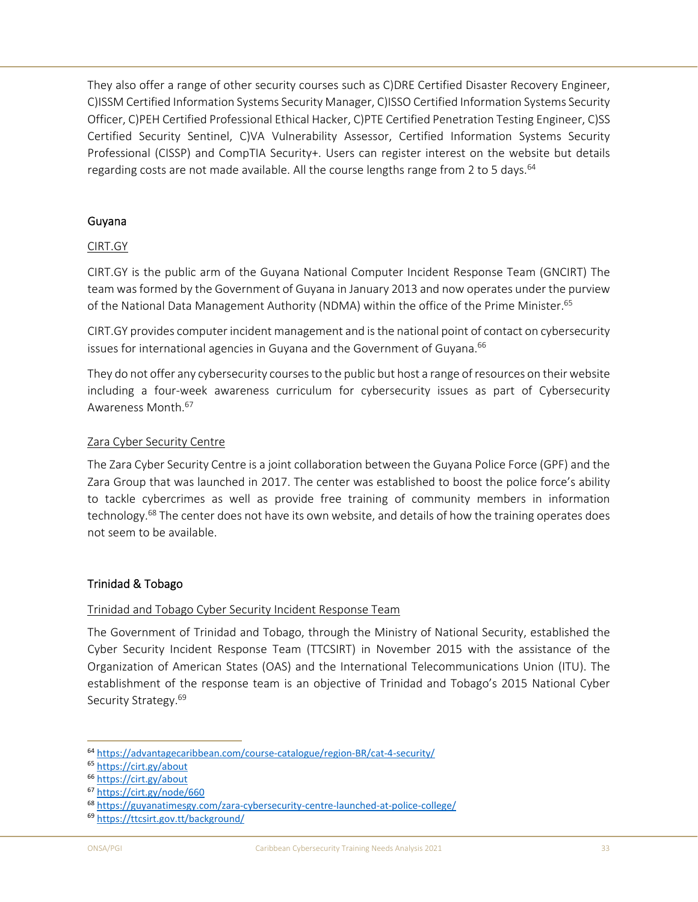They also offer a range of other security courses such as C)DRE Certified Disaster Recovery Engineer, C)ISSM Certified Information Systems Security Manager, C)ISSO Certified Information Systems Security Officer, C)PEH Certified Professional Ethical Hacker, C)PTE Certified Penetration Testing Engineer, C)SS Certified Security Sentinel, C)VA Vulnerability Assessor, Certified Information Systems Security Professional (CISSP) and CompTIA Security+. Users can register interest on the website but details regarding costs are not made available. All the course lengths range from 2 to 5 days.[64]

## Guyana

### CIRT.GY

CIRT.GY is the public arm of the Guyana National Computer Incident Response Team (GNCIRT) The team was formed by the Government of Guyana in January 2013 and now operates under the purview of the National Data Management Authority (NDMA) within the office of the Prime Minister.[65]

CIRT.GY provides computer incident management and is the national point of contact on cybersecurity issues for international agencies in Guyana and the Government of Guyana.[66]

They do not offer any cybersecurity courses to the public but host a range of resources on their website including a four-week awareness curriculum for cybersecurity issues as part of Cybersecurity Awareness Month.[67]

### Zara Cyber Security Centre

The Zara Cyber Security Centre is a joint collaboration between the Guyana Police Force (GPF) and the Zara Group that was launched in 2017. The center was established to boost the police force's ability to tackle cybercrimes as well as provide free training of community members in information technology.[68] The center does not have its own website, and details of how the training operates does not seem to be available.

## Trinidad & Tobago

### Trinidad and Tobago Cyber Security Incident Response Team

The Government of Trinidad and Tobago, through the Ministry of National Security, established the Cyber Security Incident Response Team (TTCSIRT) in November 2015 with the assistance of the Organization of American States (OAS) and the International Telecommunications Union (ITU). The establishment of the response team is an objective of Trinidad and Tobago's 2015 National Cyber Security Strategy.[69]

---

[64] https://advantagecaribbean.com/course-catalogue/region-BR/cat-4-security/
[65] https://cirt.gy/about
[66] https://cirt.gy/about
[67] https://cirt.gy/node/660
[68] https://guyanatimesgy.com/zara-cybersecurity-centre-launched-at-police-college/
[69] https://ttcsirt.gov.tt/background/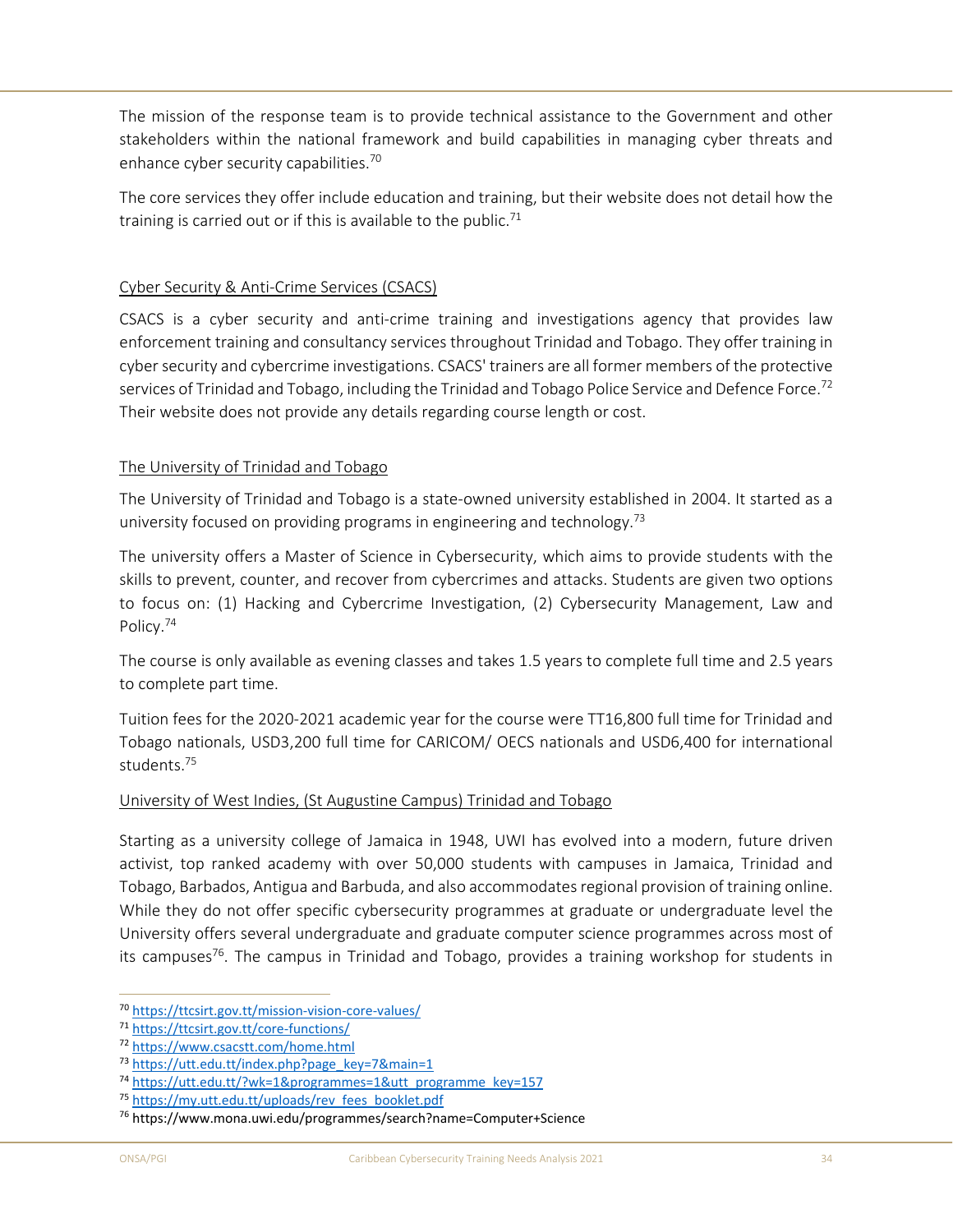The mission of the response team is to provide technical assistance to the Government and other stakeholders within the national framework and build capabilities in managing cyber threats and enhance cyber security capabilities.[70]

The core services they offer include education and training, but their website does not detail how the training is carried out or if this is available to the public.[71]

### Cyber Security & Anti-Crime Services (CSACS)

CSACS is a cyber security and anti-crime training and investigations agency that provides law enforcement training and consultancy services throughout Trinidad and Tobago. They offer training in cyber security and cybercrime investigations. CSACS' trainers are all former members of the protective services of Trinidad and Tobago, including the Trinidad and Tobago Police Service and Defence Force.[72] Their website does not provide any details regarding course length or cost.

### The University of Trinidad and Tobago

The University of Trinidad and Tobago is a state-owned university established in 2004. It started as a university focused on providing programs in engineering and technology.[73]

The university offers a Master of Science in Cybersecurity, which aims to provide students with the skills to prevent, counter, and recover from cybercrimes and attacks. Students are given two options to focus on: (1) Hacking and Cybercrime Investigation, (2) Cybersecurity Management, Law and Policy.[74]

The course is only available as evening classes and takes 1.5 years to complete full time and 2.5 years to complete part time.

Tuition fees for the 2020-2021 academic year for the course were TT16,800 full time for Trinidad and Tobago nationals, USD3,200 full time for CARICOM/ OECS nationals and USD6,400 for international students.[75]

### University of West Indies, (St Augustine Campus) Trinidad and Tobago

Starting as a university college of Jamaica in 1948, UWI has evolved into a modern, future driven activist, top ranked academy with over 50,000 students with campuses in Jamaica, Trinidad and Tobago, Barbados, Antigua and Barbuda, and also accommodates regional provision of training online. While they do not offer specific cybersecurity programmes at graduate or undergraduate level the University offers several undergraduate and graduate computer science programmes across most of its campuses[76]. The campus in Trinidad and Tobago, provides a training workshop for students in

---

[70] https://ttcsirt.gov.tt/mission-vision-core-values/

[71] https://ttcsirt.gov.tt/core-functions/

[72] https://www.csacstt.com/home.html

[73] https://utt.edu.tt/index.php?page_key=7&main=1

[74] https://utt.edu.tt/?wk=1&programmes=1&utt_programme_key=157

[75] https://my.utt.edu.tt/uploads/rev_fees_booklet.pdf

[76] https://www.mona.uwi.edu/programmes/search?name=Computer+Science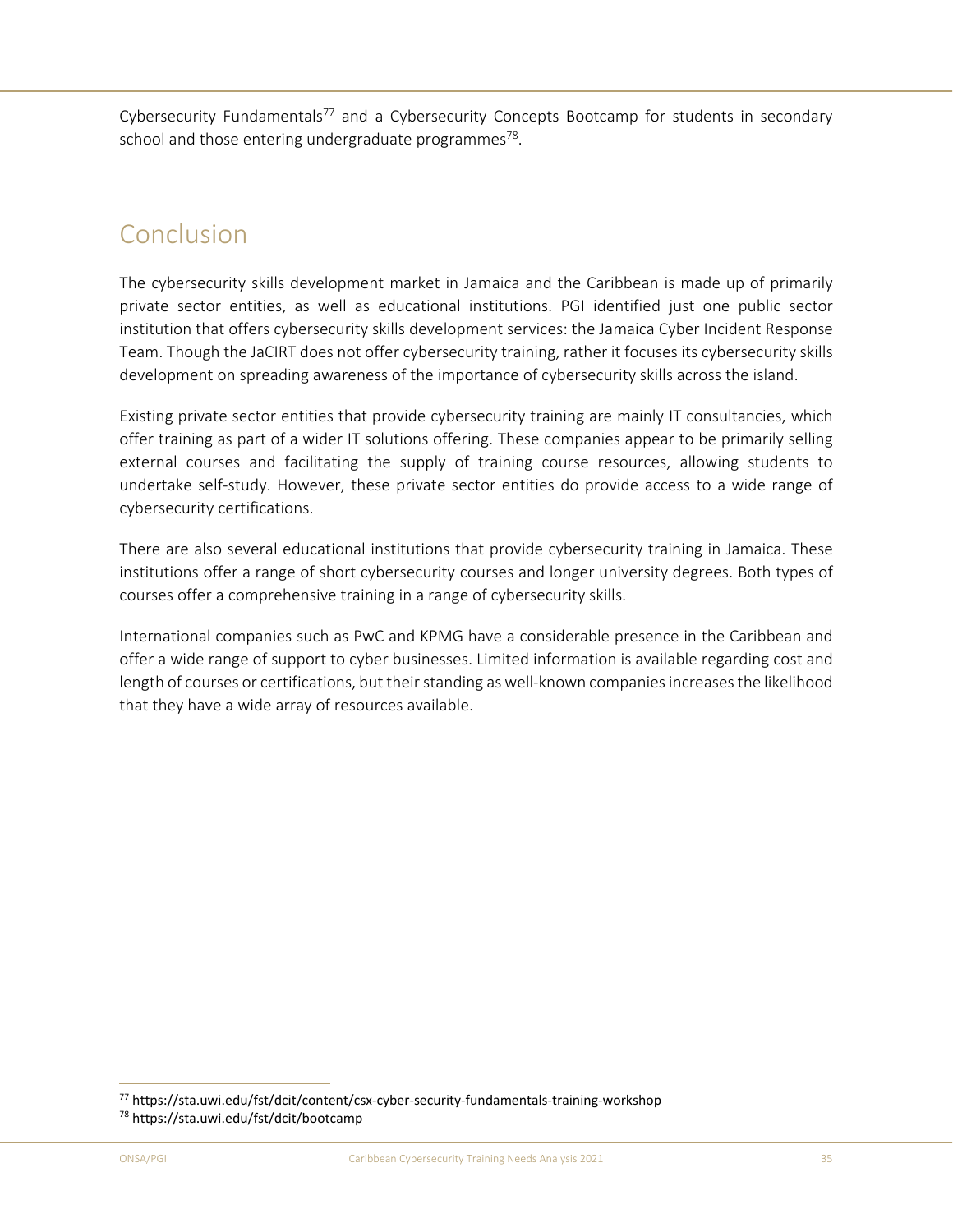Cybersecurity Fundamentals[77] and a Cybersecurity Concepts Bootcamp for students in secondary school and those entering undergraduate programmes[78].

## Conclusion

The cybersecurity skills development market in Jamaica and the Caribbean is made up of primarily private sector entities, as well as educational institutions. PGI identified just one public sector institution that offers cybersecurity skills development services: the Jamaica Cyber Incident Response Team. Though the JaCIRT does not offer cybersecurity training, rather it focuses its cybersecurity skills development on spreading awareness of the importance of cybersecurity skills across the island.

Existing private sector entities that provide cybersecurity training are mainly IT consultancies, which offer training as part of a wider IT solutions offering. These companies appear to be primarily selling external courses and facilitating the supply of training course resources, allowing students to undertake self-study. However, these private sector entities do provide access to a wide range of cybersecurity certifications.

There are also several educational institutions that provide cybersecurity training in Jamaica. These institutions offer a range of short cybersecurity courses and longer university degrees. Both types of courses offer a comprehensive training in a range of cybersecurity skills.

International companies such as PwC and KPMG have a considerable presence in the Caribbean and offer a wide range of support to cyber businesses. Limited information is available regarding cost and length of courses or certifications, but their standing as well-known companies increases the likelihood that they have a wide array of resources available.

[77] https://sta.uwi.edu/fst/dcit/content/csx-cyber-security-fundamentals-training-workshop

[78] https://sta.uwi.edu/fst/dcit/bootcamp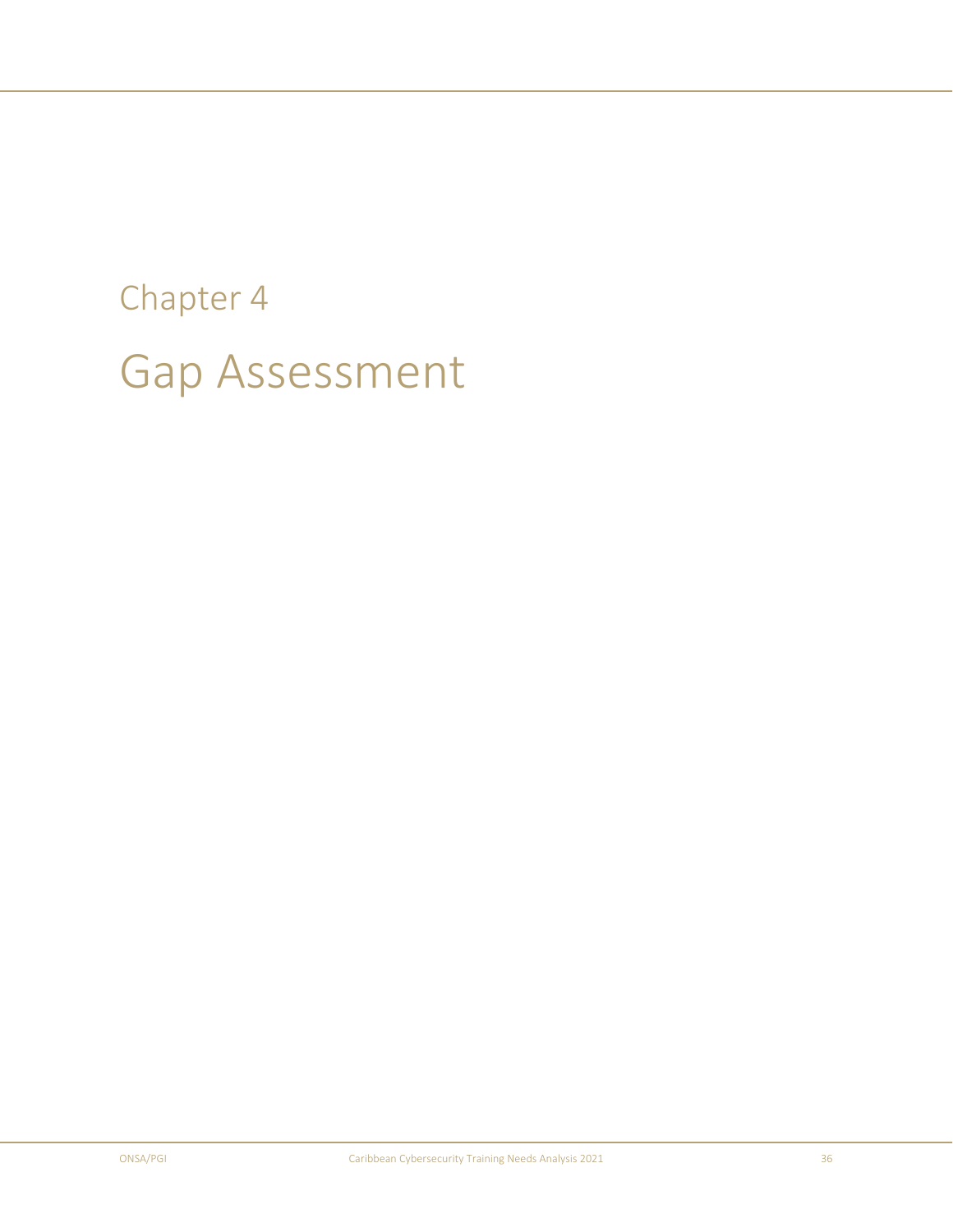# Chapter 4

# Gap Assessment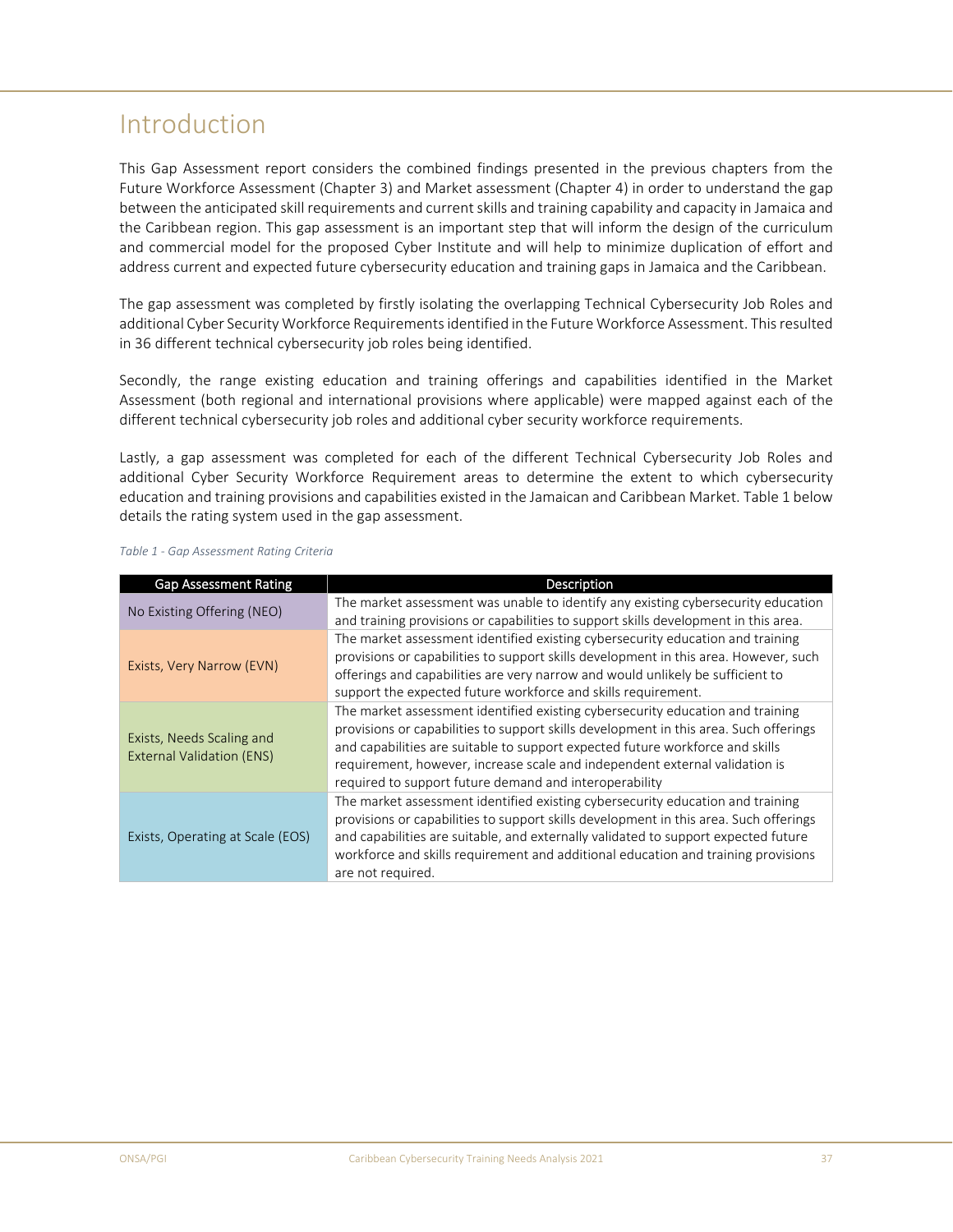# Introduction

This Gap Assessment report considers the combined findings presented in the previous chapters from the Future Workforce Assessment (Chapter 3) and Market assessment (Chapter 4) in order to understand the gap between the anticipated skill requirements and current skills and training capability and capacity in Jamaica and the Caribbean region. This gap assessment is an important step that will inform the design of the curriculum and commercial model for the proposed Cyber Institute and will help to minimize duplication of effort and address current and expected future cybersecurity education and training gaps in Jamaica and the Caribbean.

The gap assessment was completed by firstly isolating the overlapping Technical Cybersecurity Job Roles and additional Cyber Security Workforce Requirements identified in the Future Workforce Assessment. This resulted in 36 different technical cybersecurity job roles being identified.

Secondly, the range existing education and training offerings and capabilities identified in the Market Assessment (both regional and international provisions where applicable) were mapped against each of the different technical cybersecurity job roles and additional cyber security workforce requirements.

Lastly, a gap assessment was completed for each of the different Technical Cybersecurity Job Roles and additional Cyber Security Workforce Requirement areas to determine the extent to which cybersecurity education and training provisions and capabilities existed in the Jamaican and Caribbean Market. Table 1 below details the rating system used in the gap assessment.

*Table 1 - Gap Assessment Rating Criteria*

| Gap Assessment Rating | Description |
|---|---|
| No Existing Offering (NEO) | The market assessment was unable to identify any existing cybersecurity education and training provisions or capabilities to support skills development in this area. |
| Exists, Very Narrow (EVN) | The market assessment identified existing cybersecurity education and training provisions or capabilities to support skills development in this area. However, such offerings and capabilities are very narrow and would unlikely be sufficient to support the expected future workforce and skills requirement. |
| Exists, Needs Scaling and External Validation (ENS) | The market assessment identified existing cybersecurity education and training provisions or capabilities to support skills development in this area. Such offerings and capabilities are suitable to support expected future workforce and skills requirement, however, increase scale and independent external validation is required to support future demand and interoperability |
| Exists, Operating at Scale (EOS) | The market assessment identified existing cybersecurity education and training provisions or capabilities to support skills development in this area. Such offerings and capabilities are suitable, and externally validated to support expected future workforce and skills requirement and additional education and training provisions are not required. |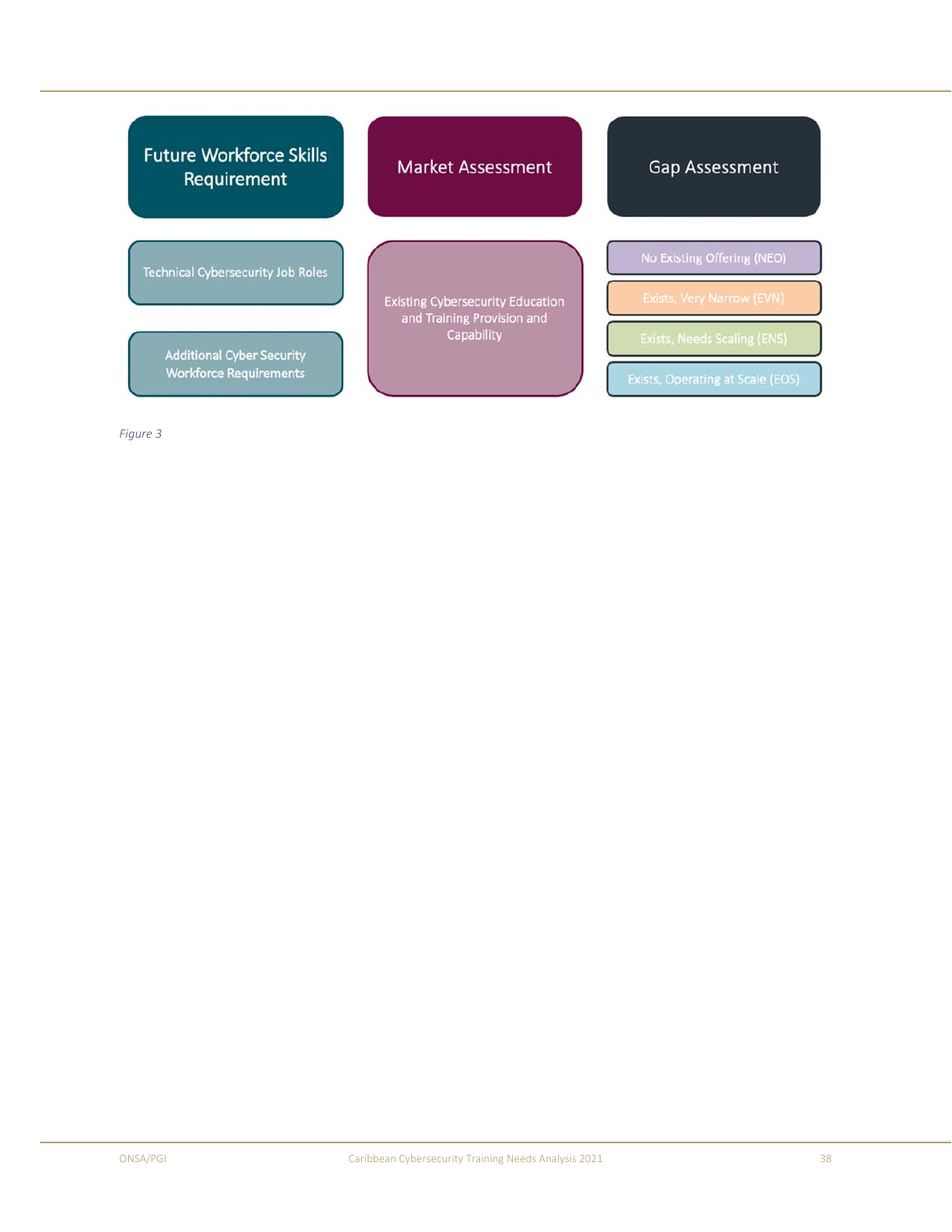| Future Workforce Skills Requirement | Market Assessment | Gap Assessment |
| --- | --- | --- |
| Technical Cybersecurity Job Roles | Existing Cybersecurity Education and Training Provision and Capability | No Existing Offering (NEO) |
| | | Exists, Very Narrow (EVN) |
| Additional Cyber Security Workforce Requirements | | Exists, Needs Scaling (ENS) |
| | | Exists, Operating at Scale (EOS) |

*Figure 3*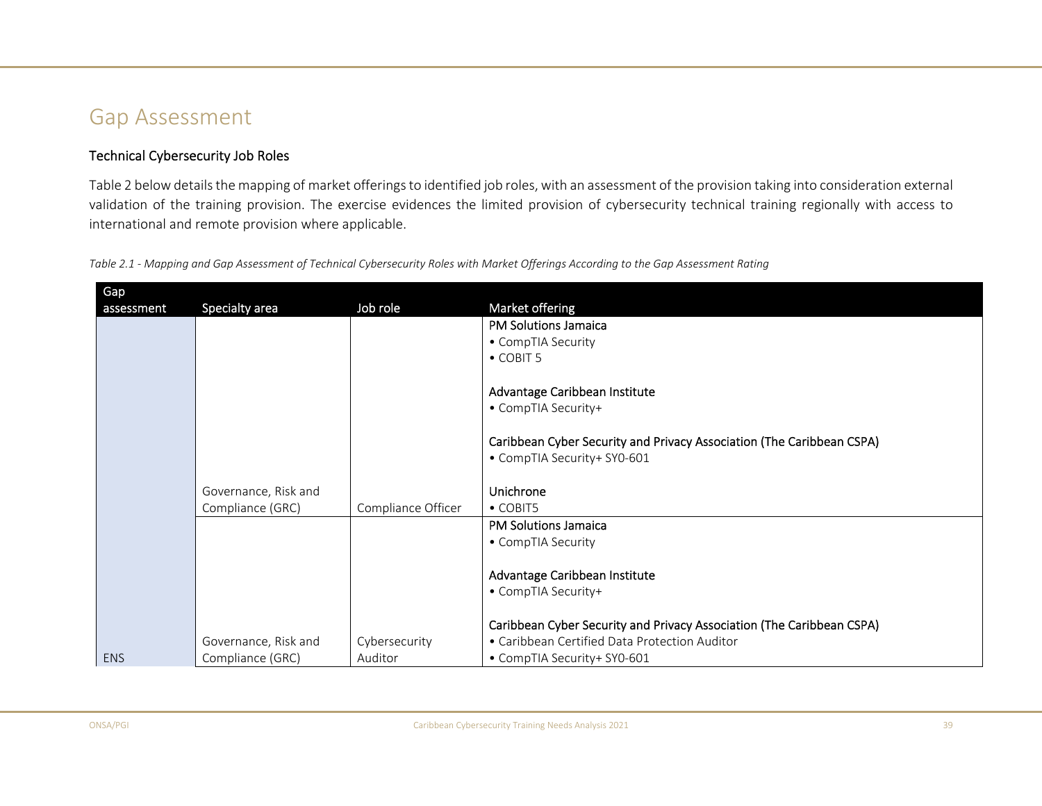# Gap Assessment

## Technical Cybersecurity Job Roles

Table 2 below details the mapping of market offerings to identified job roles, with an assessment of the provision taking into consideration external validation of the training provision. The exercise evidences the limited provision of cybersecurity technical training regionally with access to international and remote provision where applicable.

*Table 2.1 - Mapping and Gap Assessment of Technical Cybersecurity Roles with Market Offerings According to the Gap Assessment Rating*

| Gap assessment | Specialty area | Job role | Market offering |
|---|---|---|---|
| | Governance, Risk and Compliance (GRC) | Compliance Officer | **PM Solutions Jamaica**<br>• CompTIA Security<br>• COBIT 5<br><br>**Advantage Caribbean Institute**<br>• CompTIA Security+<br><br>**Caribbean Cyber Security and Privacy Association (The Caribbean CSPA)**<br>• CompTIA Security+ SY0-601<br><br>**Unichrone**<br>• COBIT5 |
| ENS | Governance, Risk and Compliance (GRC) | Cybersecurity Auditor | **PM Solutions Jamaica**<br>• CompTIA Security<br><br>**Advantage Caribbean Institute**<br>• CompTIA Security+<br><br>**Caribbean Cyber Security and Privacy Association (The Caribbean CSPA)**<br>• Caribbean Certified Data Protection Auditor<br>• CompTIA Security+ SY0-601 |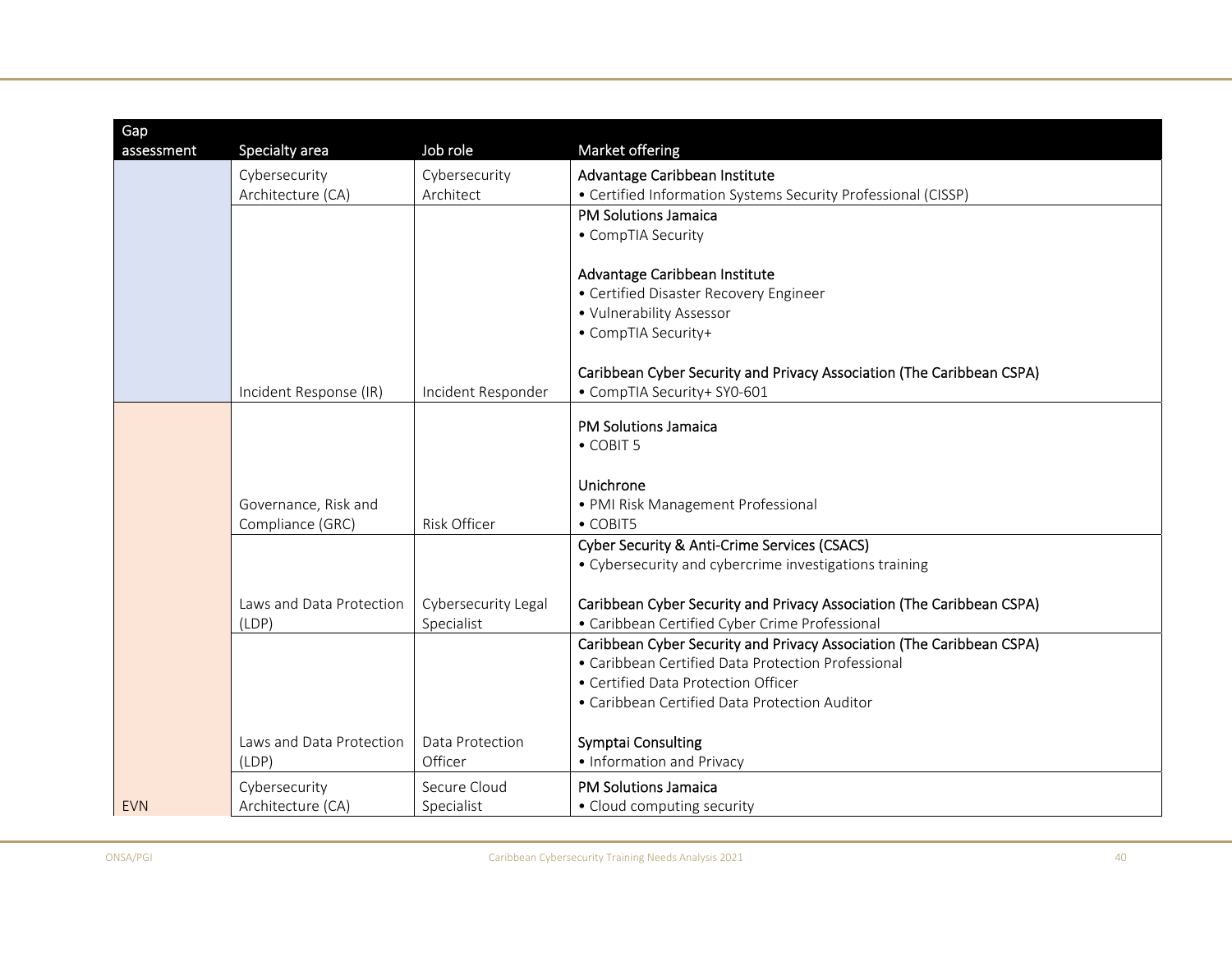| Gap assessment | Specialty area | Job role | Market offering |
|---|---|---|---|
| | Cybersecurity Architecture (CA) | Cybersecurity Architect | Advantage Caribbean Institute<br>• Certified Information Systems Security Professional (CISSP) |
| | Incident Response (IR) | Incident Responder | PM Solutions Jamaica<br>• CompTIA Security<br><br>Advantage Caribbean Institute<br>• Certified Disaster Recovery Engineer<br>• Vulnerability Assessor<br>• CompTIA Security+<br><br>Caribbean Cyber Security and Privacy Association (The Caribbean CSPA)<br>• CompTIA Security+ SY0-601 |
| | Governance, Risk and Compliance (GRC) | Risk Officer | PM Solutions Jamaica<br>• COBIT 5<br><br>Unichrone<br>• PMI Risk Management Professional<br>• COBIT5 |
| | Laws and Data Protection (LDP) | Cybersecurity Legal Specialist | Cyber Security & Anti-Crime Services (CSACS)<br>• Cybersecurity and cybercrime investigations training<br><br>Caribbean Cyber Security and Privacy Association (The Caribbean CSPA)<br>• Caribbean Certified Cyber Crime Professional |
| | Laws and Data Protection (LDP) | Data Protection Officer | Caribbean Cyber Security and Privacy Association (The Caribbean CSPA)<br>• Caribbean Certified Data Protection Professional<br>• Certified Data Protection Officer<br>• Caribbean Certified Data Protection Auditor<br><br>Symptai Consulting<br>• Information and Privacy |
| EVN | Cybersecurity Architecture (CA) | Secure Cloud Specialist | PM Solutions Jamaica<br>• Cloud computing security |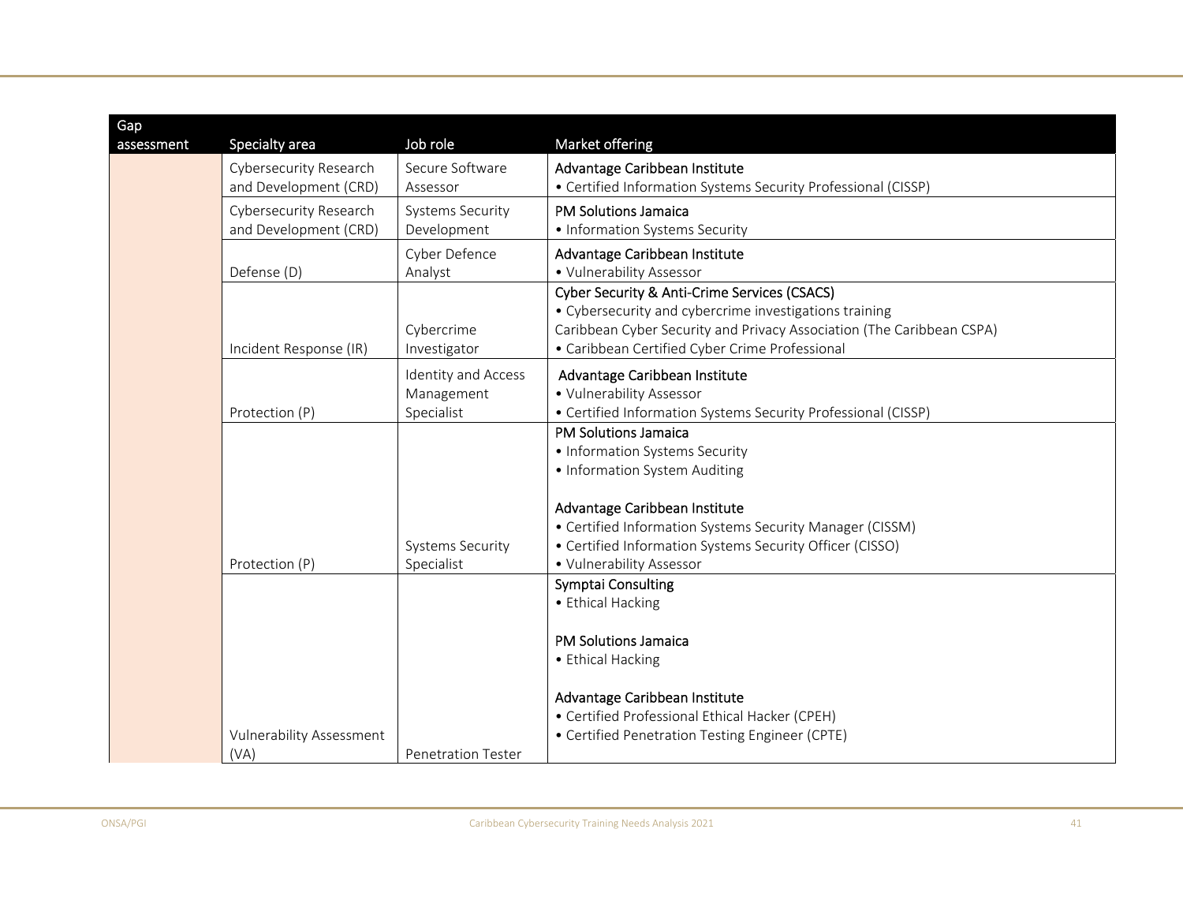| Gap assessment | Specialty area | Job role | Market offering |
|---|---|---|---|
| | Cybersecurity Research and Development (CRD) | Secure Software Assessor | Advantage Caribbean Institute<br>• Certified Information Systems Security Professional (CISSP) |
| | Cybersecurity Research and Development (CRD) | Systems Security Development | PM Solutions Jamaica<br>• Information Systems Security |
| | Defense (D) | Cyber Defence Analyst | Advantage Caribbean Institute<br>• Vulnerability Assessor |
| | Incident Response (IR) | Cybercrime Investigator | Cyber Security & Anti-Crime Services (CSACS)<br>• Cybersecurity and cybercrime investigations training<br>Caribbean Cyber Security and Privacy Association (The Caribbean CSPA)<br>• Caribbean Certified Cyber Crime Professional |
| | Protection (P) | Identity and Access Management Specialist | Advantage Caribbean Institute<br>• Vulnerability Assessor<br>• Certified Information Systems Security Professional (CISSP) |
| | Protection (P) | Systems Security Specialist | PM Solutions Jamaica<br>• Information Systems Security<br>• Information System Auditing<br><br>Advantage Caribbean Institute<br>• Certified Information Systems Security Manager (CISSM)<br>• Certified Information Systems Security Officer (CISSO)<br>• Vulnerability Assessor |
| | Vulnerability Assessment (VA) | Penetration Tester | Symptai Consulting<br>• Ethical Hacking<br><br>PM Solutions Jamaica<br>• Ethical Hacking<br><br>Advantage Caribbean Institute<br>• Certified Professional Ethical Hacker (CPEH)<br>• Certified Penetration Testing Engineer (CPTE) |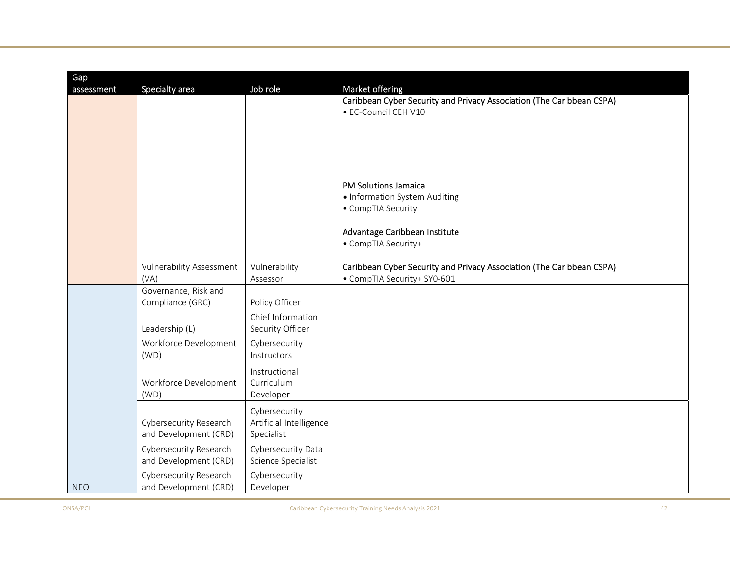| Gap assessment | Specialty area | Job role | Market offering |
|---|---|---|---|
| | | | **Caribbean Cyber Security and Privacy Association (The Caribbean CSPA)**<br>• EC-Council CEH V10 |
| | Vulnerability Assessment (VA) | Vulnerability Assessor | **PM Solutions Jamaica**<br>• Information System Auditing<br>• CompTIA Security<br><br>**Advantage Caribbean Institute**<br>• CompTIA Security+<br><br>**Caribbean Cyber Security and Privacy Association (The Caribbean CSPA)**<br>• CompTIA Security+ SY0-601 |
| | Governance, Risk and Compliance (GRC) | Policy Officer | |
| | Leadership (L) | Chief Information Security Officer | |
| | Workforce Development (WD) | Cybersecurity Instructors | |
| | Workforce Development (WD) | Instructional Curriculum Developer | |
| | Cybersecurity Research and Development (CRD) | Cybersecurity Artificial Intelligence Specialist | |
| | Cybersecurity Research and Development (CRD) | Cybersecurity Data Science Specialist | |
| NEO | Cybersecurity Research and Development (CRD) | Cybersecurity Developer | |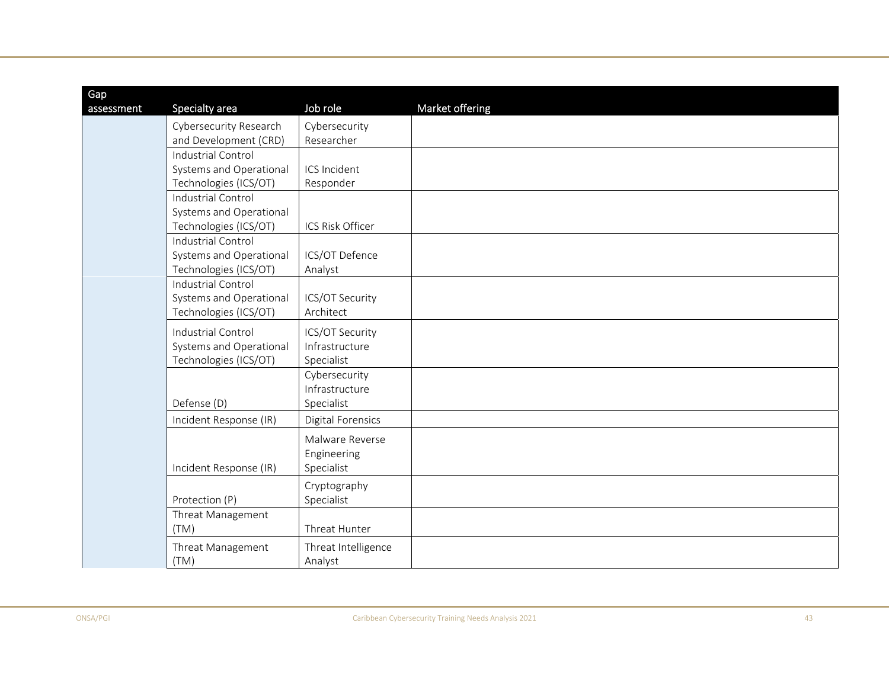| Gap assessment | Specialty area | Job role | Market offering |
|---|---|---|---|
| | Cybersecurity Research and Development (CRD) | Cybersecurity Researcher | |
| | Industrial Control Systems and Operational Technologies (ICS/OT) | ICS Incident Responder | |
| | Industrial Control Systems and Operational Technologies (ICS/OT) | ICS Risk Officer | |
| | Industrial Control Systems and Operational Technologies (ICS/OT) | ICS/OT Defence Analyst | |
| | Industrial Control Systems and Operational Technologies (ICS/OT) | ICS/OT Security Architect | |
| | Industrial Control Systems and Operational Technologies (ICS/OT) | ICS/OT Security Infrastructure Specialist | |
| | Defense (D) | Cybersecurity Infrastructure Specialist | |
| | Incident Response (IR) | Digital Forensics | |
| | Incident Response (IR) | Malware Reverse Engineering Specialist | |
| | Protection (P) | Cryptography Specialist | |
| | Threat Management (TM) | Threat Hunter | |
| | Threat Management (TM) | Threat Intelligence Analyst | |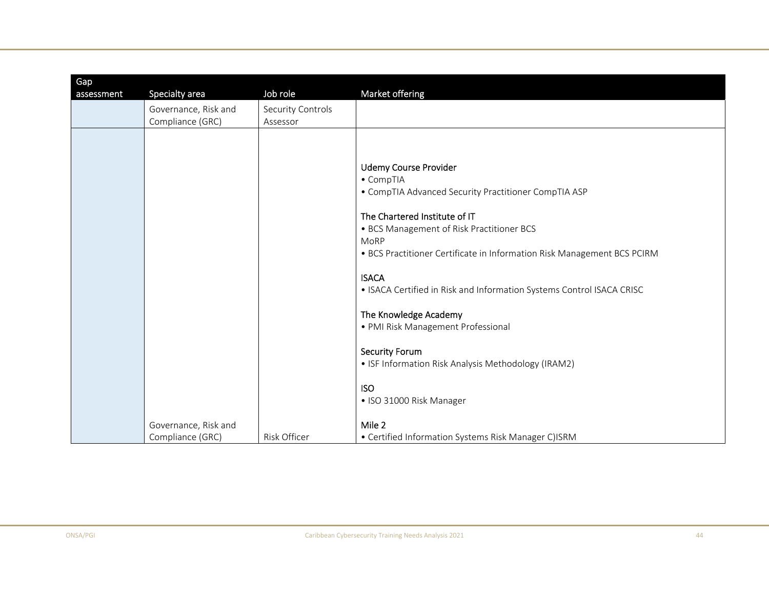| Gap assessment | Specialty area | Job role | Market offering |
|---|---|---|---|
| | Governance, Risk and Compliance (GRC) | Security Controls Assessor | |
| | Governance, Risk and Compliance (GRC) | Risk Officer | Udemy Course Provider<br>• CompTIA<br>• CompTIA Advanced Security Practitioner CompTIA ASP<br><br>The Chartered Institute of IT<br>• BCS Management of Risk Practitioner BCS MoRP<br>• BCS Practitioner Certificate in Information Risk Management BCS PCIRM<br><br>ISACA<br>• ISACA Certified in Risk and Information Systems Control ISACA CRISC<br><br>The Knowledge Academy<br>• PMI Risk Management Professional<br><br>Security Forum<br>• ISF Information Risk Analysis Methodology (IRAM2)<br><br>ISO<br>• ISO 31000 Risk Manager<br><br>Mile 2<br>• Certified Information Systems Risk Manager C)ISRM |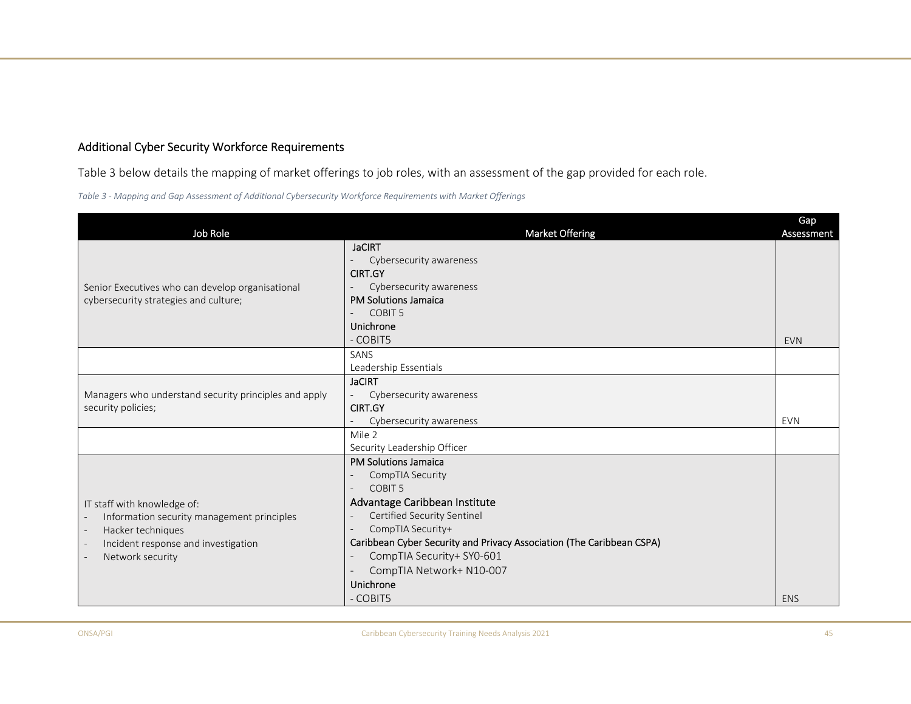## Additional Cyber Security Workforce Requirements

Table 3 below details the mapping of market offerings to job roles, with an assessment of the gap provided for each role.

*Table 3 - Mapping and Gap Assessment of Additional Cybersecurity Workforce Requirements with Market Offerings*

| Job Role | Market Offering | Gap Assessment |
|---|---|---|
| Senior Executives who can develop organisational cybersecurity strategies and culture; | **JaCIRT**<br>- Cybersecurity awareness<br>**CIRT.GY**<br>- Cybersecurity awareness<br>**PM Solutions Jamaica**<br>- COBIT 5<br>**Unichrone**<br>- COBIT5 | EVN |
| | SANS<br>Leadership Essentials | |
| Managers who understand security principles and apply security policies; | **JaCIRT**<br>- Cybersecurity awareness<br>**CIRT.GY**<br>- Cybersecurity awareness | EVN |
| | Mile 2<br>Security Leadership Officer | |
| IT staff with knowledge of:<br>- Information security management principles<br>- Hacker techniques<br>- Incident response and investigation<br>- Network security | **PM Solutions Jamaica**<br>- CompTIA Security<br>- COBIT 5<br>**Advantage Caribbean Institute**<br>- Certified Security Sentinel<br>- CompTIA Security+<br>**Caribbean Cyber Security and Privacy Association (The Caribbean CSPA)**<br>- CompTIA Security+ SY0-601<br>- CompTIA Network+ N10-007<br>**Unichrone**<br>- COBIT5 | ENS |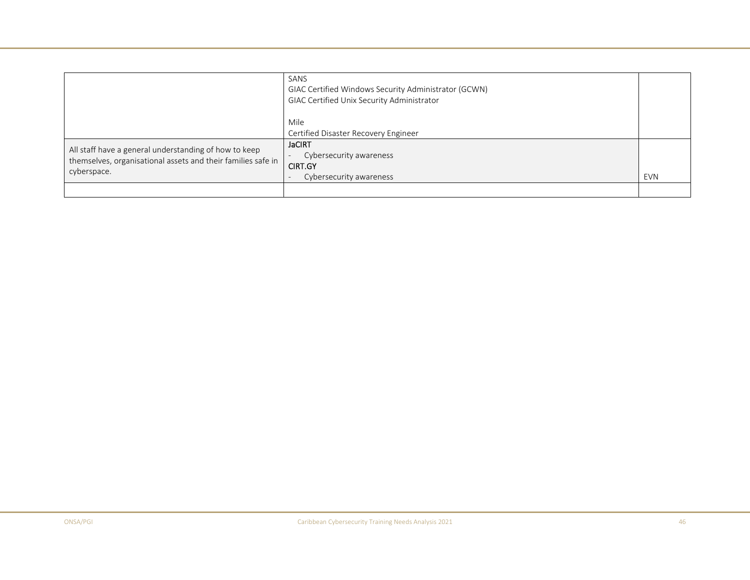| | | |
|---|---|---|
| | SANS<br>GIAC Certified Windows Security Administrator (GCWN)<br>GIAC Certified Unix Security Administrator<br><br>Mile<br>Certified Disaster Recovery Engineer | |
| All staff have a general understanding of how to keep themselves, organisational assets and their families safe in cyberspace. | **JaCIRT**<br>- Cybersecurity awareness<br>**CIRT.GY**<br>- Cybersecurity awareness | EVN |
| | | |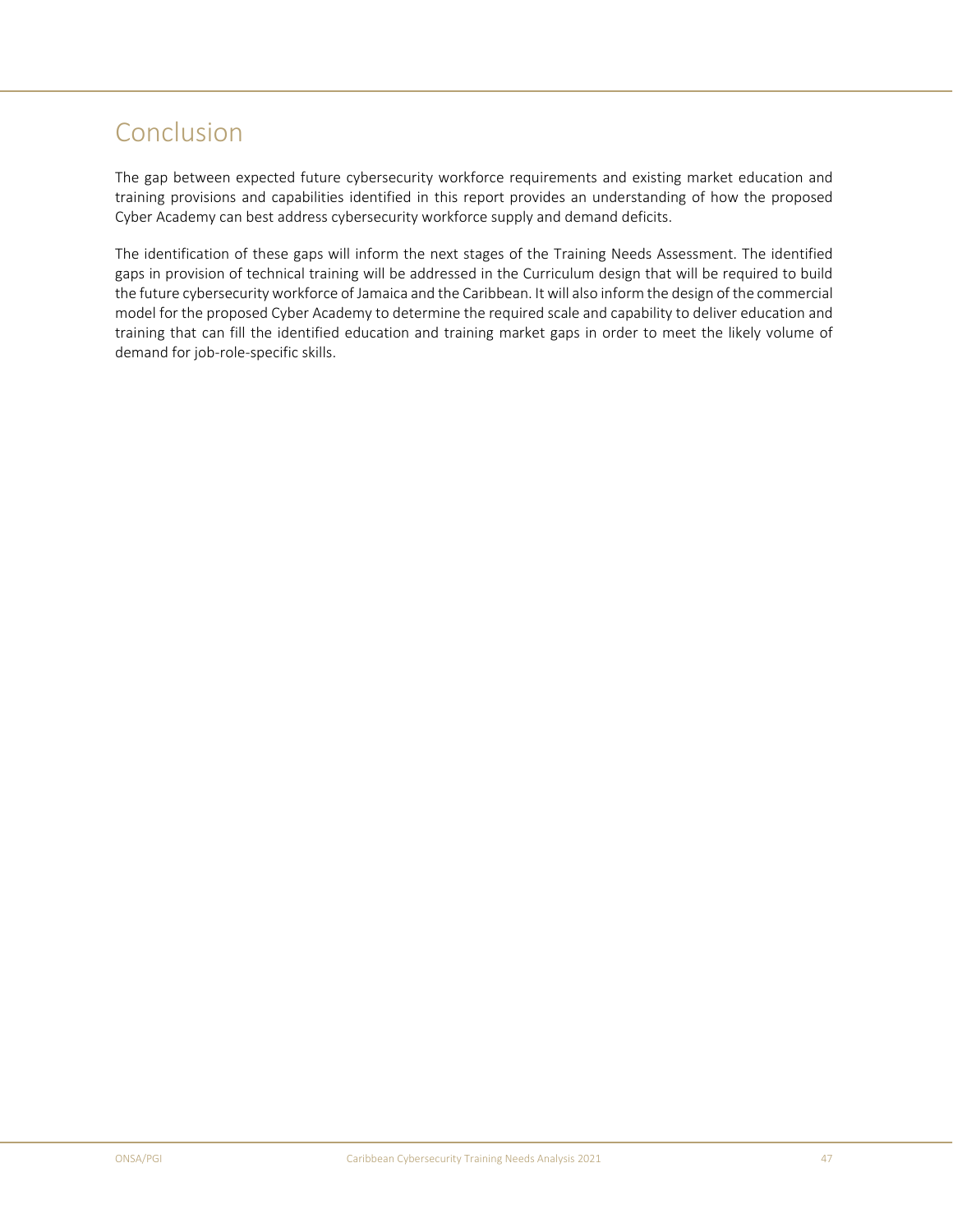# Conclusion

The gap between expected future cybersecurity workforce requirements and existing market education and training provisions and capabilities identified in this report provides an understanding of how the proposed Cyber Academy can best address cybersecurity workforce supply and demand deficits.

The identification of these gaps will inform the next stages of the Training Needs Assessment. The identified gaps in provision of technical training will be addressed in the Curriculum design that will be required to build the future cybersecurity workforce of Jamaica and the Caribbean. It will also inform the design of the commercial model for the proposed Cyber Academy to determine the required scale and capability to deliver education and training that can fill the identified education and training market gaps in order to meet the likely volume of demand for job-role-specific skills.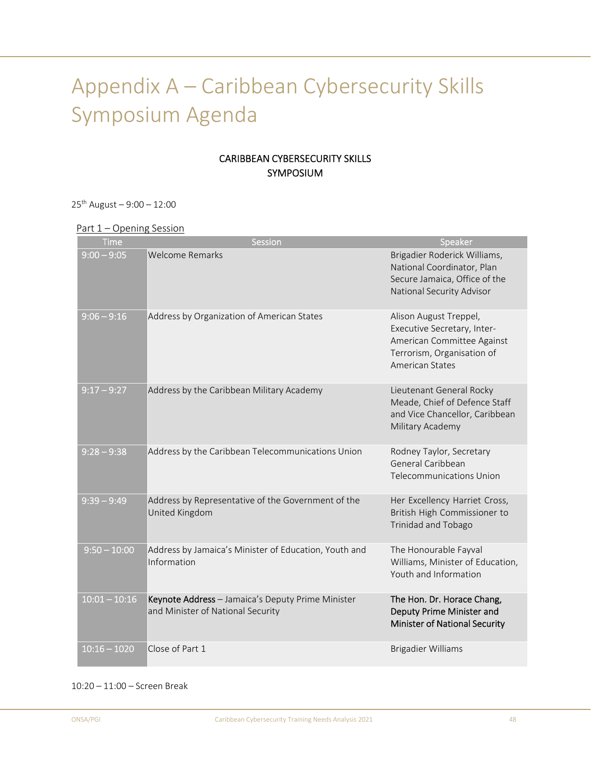# Appendix A – Caribbean Cybersecurity Skills Symposium Agenda

CARIBBEAN CYBERSECURITY SKILLS SYMPOSIUM

25th August – 9:00 – 12:00

Part 1 – Opening Session

| Time | Session | Speaker |
|---|---|---|
| 9:00 – 9:05 | Welcome Remarks | Brigadier Roderick Williams, National Coordinator, Plan Secure Jamaica, Office of the National Security Advisor |
| 9:06 – 9:16 | Address by Organization of American States | Alison August Treppel, Executive Secretary, Inter-American Committee Against Terrorism, Organisation of American States |
| 9:17 – 9:27 | Address by the Caribbean Military Academy | Lieutenant General Rocky Meade, Chief of Defence Staff and Vice Chancellor, Caribbean Military Academy |
| 9:28 – 9:38 | Address by the Caribbean Telecommunications Union | Rodney Taylor, Secretary General Caribbean Telecommunications Union |
| 9:39 – 9:49 | Address by Representative of the Government of the United Kingdom | Her Excellency Harriet Cross, British High Commissioner to Trinidad and Tobago |
| 9:50 – 10:00 | Address by Jamaica's Minister of Education, Youth and Information | The Honourable Fayval Williams, Minister of Education, Youth and Information |
| 10:01 – 10:16 | **Keynote Address** – Jamaica's Deputy Prime Minister and Minister of National Security | **The Hon. Dr. Horace Chang, Deputy Prime Minister and Minister of National Security** |
| 10:16 – 1020 | Close of Part 1 | Brigadier Williams |

10:20 – 11:00 – Screen Break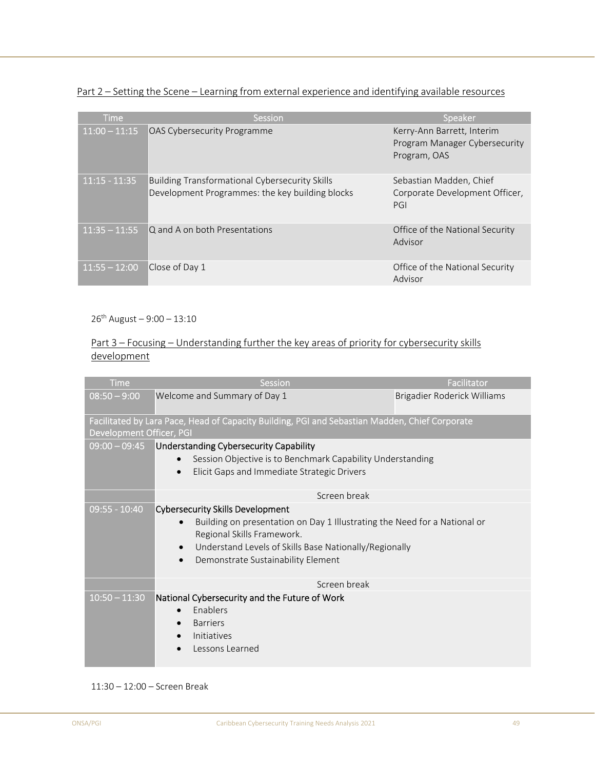Part 2 – Setting the Scene – Learning from external experience and identifying available resources

| Time | Session | Speaker |
|---|---|---|
| 11:00 – 11:15 | OAS Cybersecurity Programme | Kerry-Ann Barrett, Interim Program Manager Cybersecurity Program, OAS |
| 11:15 - 11:35 | Building Transformational Cybersecurity Skills Development Programmes: the key building blocks | Sebastian Madden, Chief Corporate Development Officer, PGI |
| 11:35 – 11:55 | Q and A on both Presentations | Office of the National Security Advisor |
| 11:55 – 12:00 | Close of Day 1 | Office of the National Security Advisor |

26th August – 9:00 – 13:10

Part 3 – Focusing – Understanding further the key areas of priority for cybersecurity skills development

| Time | Session | Facilitator |
|---|---|---|
| 08:50 – 9:00 | Welcome and Summary of Day 1 | Brigadier Roderick Williams |
| Facilitated by Lara Pace, Head of Capacity Building, PGI and Sebastian Madden, Chief Corporate Development Officer, PGI | | |
| 09:00 – 09:45 | Understanding Cybersecurity Capability<br>• Session Objective is to Benchmark Capability Understanding<br>• Elicit Gaps and Immediate Strategic Drivers | |
| | Screen break | |
| 09:55 - 10:40 | Cybersecurity Skills Development<br>• Building on presentation on Day 1 Illustrating the Need for a National or Regional Skills Framework.<br>• Understand Levels of Skills Base Nationally/Regionally<br>• Demonstrate Sustainability Element | |
| | Screen break | |
| 10:50 – 11:30 | National Cybersecurity and the Future of Work<br>• Enablers<br>• Barriers<br>• Initiatives<br>• Lessons Learned | |

11:30 – 12:00 – Screen Break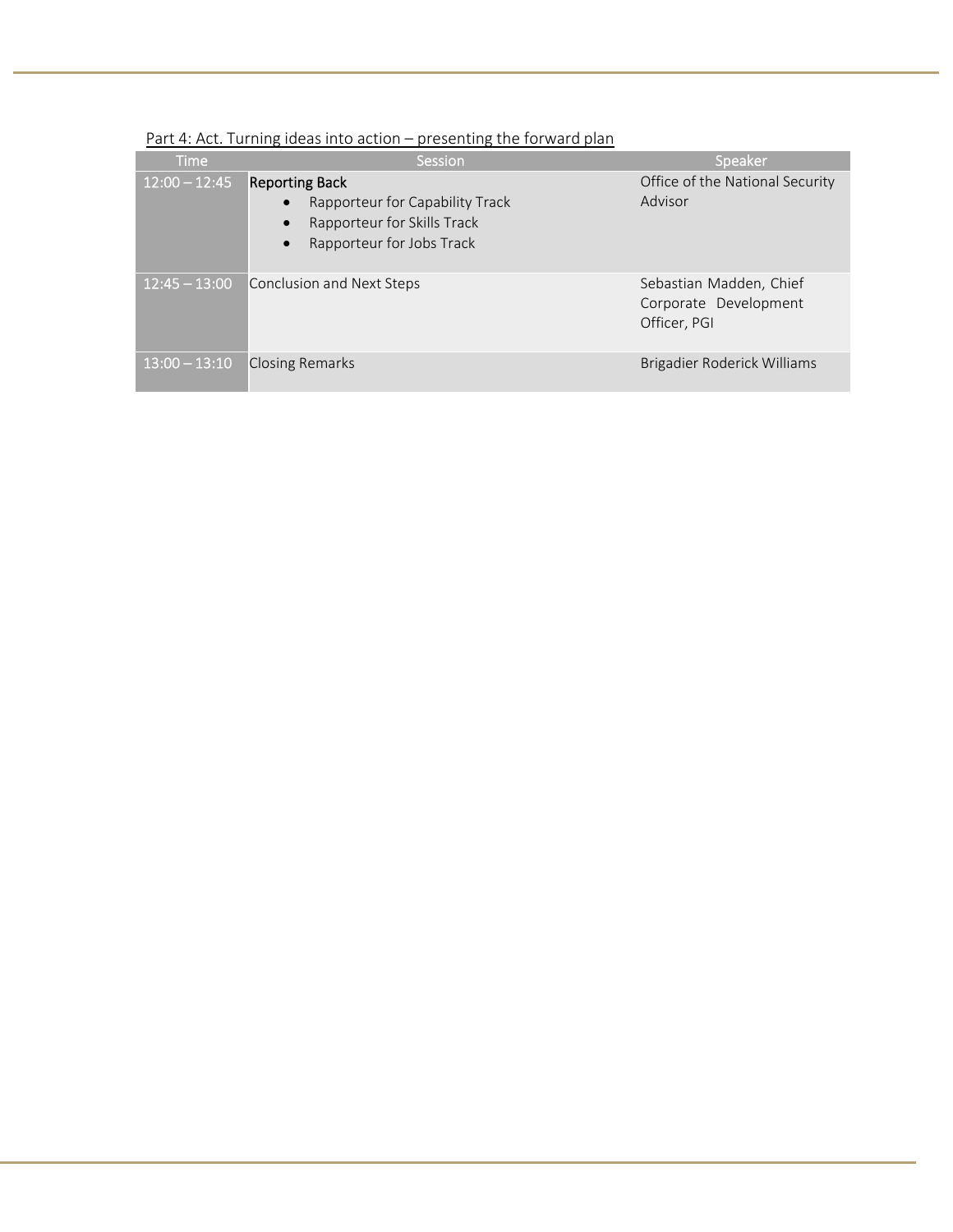Part 4: Act. Turning ideas into action – presenting the forward plan

| Time | Session | Speaker |
|---|---|---|
| 12:00 – 12:45 | **Reporting Back**<br>• Rapporteur for Capability Track<br>• Rapporteur for Skills Track<br>• Rapporteur for Jobs Track | Office of the National Security Advisor |
| 12:45 – 13:00 | Conclusion and Next Steps | Sebastian Madden, Chief Corporate Development Officer, PGI |
| 13:00 – 13:10 | Closing Remarks | Brigadier Roderick Williams |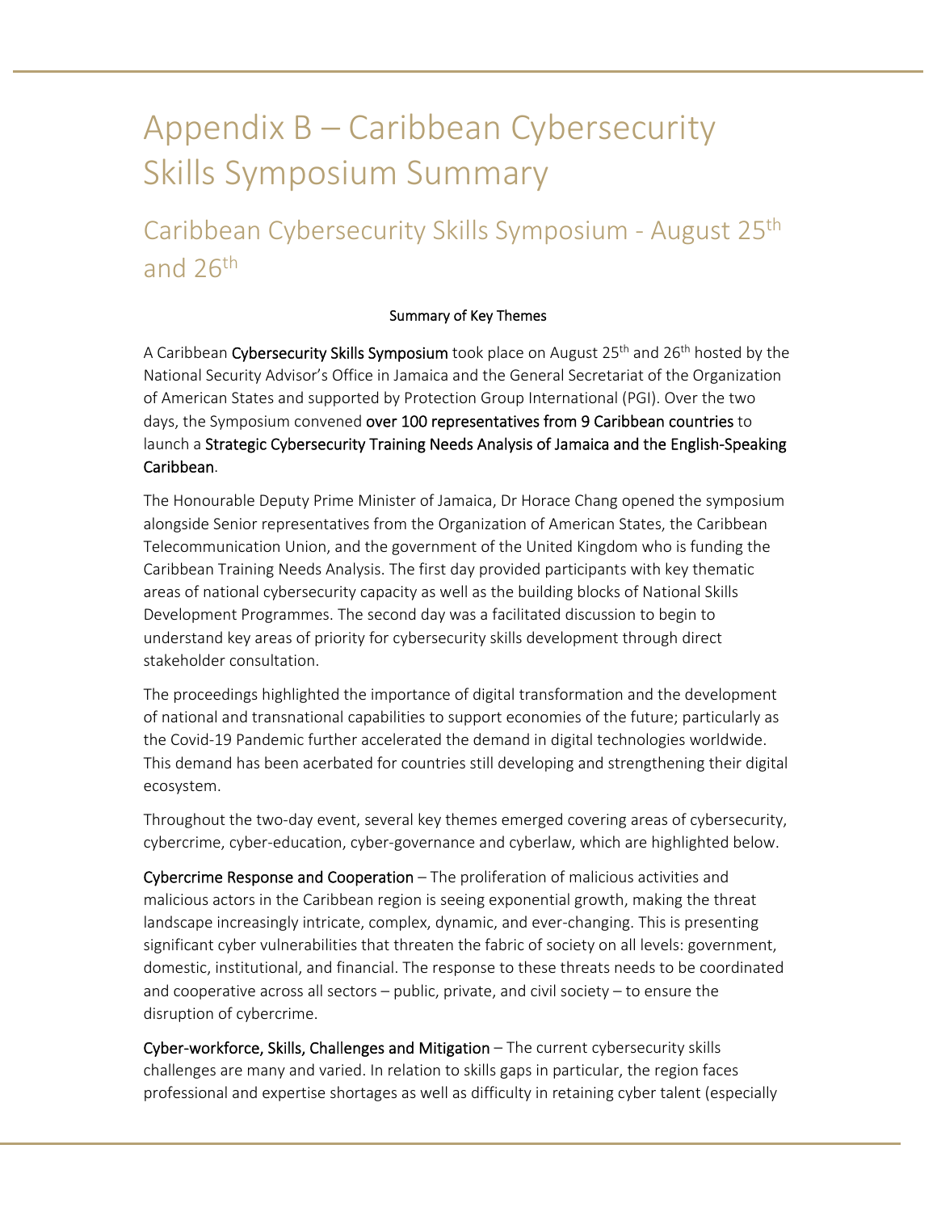# Appendix B – Caribbean Cybersecurity Skills Symposium Summary

## Caribbean Cybersecurity Skills Symposium - August 25th and 26th

Summary of Key Themes

A Caribbean Cybersecurity Skills Symposium took place on August 25th and 26th hosted by the National Security Advisor's Office in Jamaica and the General Secretariat of the Organization of American States and supported by Protection Group International (PGI). Over the two days, the Symposium convened over 100 representatives from 9 Caribbean countries to launch a Strategic Cybersecurity Training Needs Analysis of Jamaica and the English-Speaking Caribbean.

The Honourable Deputy Prime Minister of Jamaica, Dr Horace Chang opened the symposium alongside Senior representatives from the Organization of American States, the Caribbean Telecommunication Union, and the government of the United Kingdom who is funding the Caribbean Training Needs Analysis. The first day provided participants with key thematic areas of national cybersecurity capacity as well as the building blocks of National Skills Development Programmes. The second day was a facilitated discussion to begin to understand key areas of priority for cybersecurity skills development through direct stakeholder consultation.

The proceedings highlighted the importance of digital transformation and the development of national and transnational capabilities to support economies of the future; particularly as the Covid-19 Pandemic further accelerated the demand in digital technologies worldwide. This demand has been acerbated for countries still developing and strengthening their digital ecosystem.

Throughout the two-day event, several key themes emerged covering areas of cybersecurity, cybercrime, cyber-education, cyber-governance and cyberlaw, which are highlighted below.

Cybercrime Response and Cooperation – The proliferation of malicious activities and malicious actors in the Caribbean region is seeing exponential growth, making the threat landscape increasingly intricate, complex, dynamic, and ever-changing. This is presenting significant cyber vulnerabilities that threaten the fabric of society on all levels: government, domestic, institutional, and financial. The response to these threats needs to be coordinated and cooperative across all sectors – public, private, and civil society – to ensure the disruption of cybercrime.

Cyber-workforce, Skills, Challenges and Mitigation – The current cybersecurity skills challenges are many and varied. In relation to skills gaps in particular, the region faces professional and expertise shortages as well as difficulty in retaining cyber talent (especially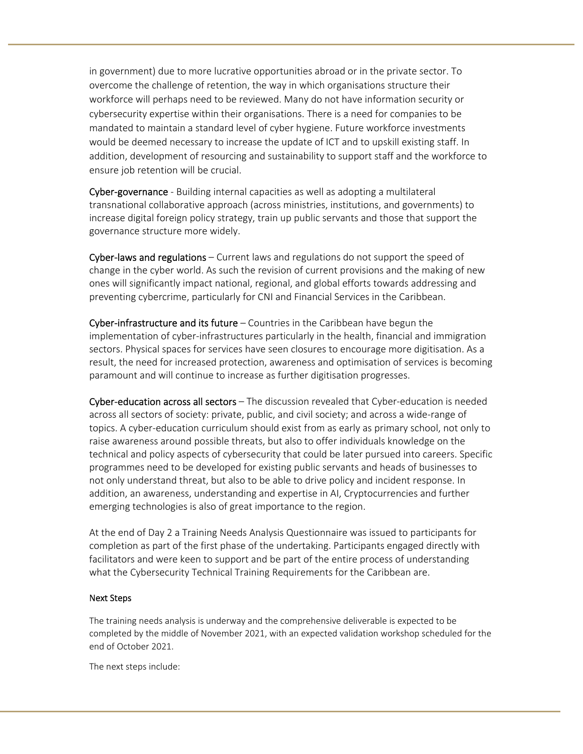in government) due to more lucrative opportunities abroad or in the private sector. To overcome the challenge of retention, the way in which organisations structure their workforce will perhaps need to be reviewed. Many do not have information security or cybersecurity expertise within their organisations. There is a need for companies to be mandated to maintain a standard level of cyber hygiene. Future workforce investments would be deemed necessary to increase the update of ICT and to upskill existing staff. In addition, development of resourcing and sustainability to support staff and the workforce to ensure job retention will be crucial.

**Cyber-governance** - Building internal capacities as well as adopting a multilateral transnational collaborative approach (across ministries, institutions, and governments) to increase digital foreign policy strategy, train up public servants and those that support the governance structure more widely.

**Cyber-laws and regulations** – Current laws and regulations do not support the speed of change in the cyber world. As such the revision of current provisions and the making of new ones will significantly impact national, regional, and global efforts towards addressing and preventing cybercrime, particularly for CNI and Financial Services in the Caribbean.

**Cyber-infrastructure and its future** – Countries in the Caribbean have begun the implementation of cyber-infrastructures particularly in the health, financial and immigration sectors. Physical spaces for services have seen closures to encourage more digitisation. As a result, the need for increased protection, awareness and optimisation of services is becoming paramount and will continue to increase as further digitisation progresses.

**Cyber-education across all sectors** – The discussion revealed that Cyber-education is needed across all sectors of society: private, public, and civil society; and across a wide-range of topics. A cyber-education curriculum should exist from as early as primary school, not only to raise awareness around possible threats, but also to offer individuals knowledge on the technical and policy aspects of cybersecurity that could be later pursued into careers. Specific programmes need to be developed for existing public servants and heads of businesses to not only understand threat, but also to be able to drive policy and incident response. In addition, an awareness, understanding and expertise in AI, Cryptocurrencies and further emerging technologies is also of great importance to the region.

At the end of Day 2 a Training Needs Analysis Questionnaire was issued to participants for completion as part of the first phase of the undertaking. Participants engaged directly with facilitators and were keen to support and be part of the entire process of understanding what the Cybersecurity Technical Training Requirements for the Caribbean are.

#### Next Steps

The training needs analysis is underway and the comprehensive deliverable is expected to be completed by the middle of November 2021, with an expected validation workshop scheduled for the end of October 2021.

The next steps include: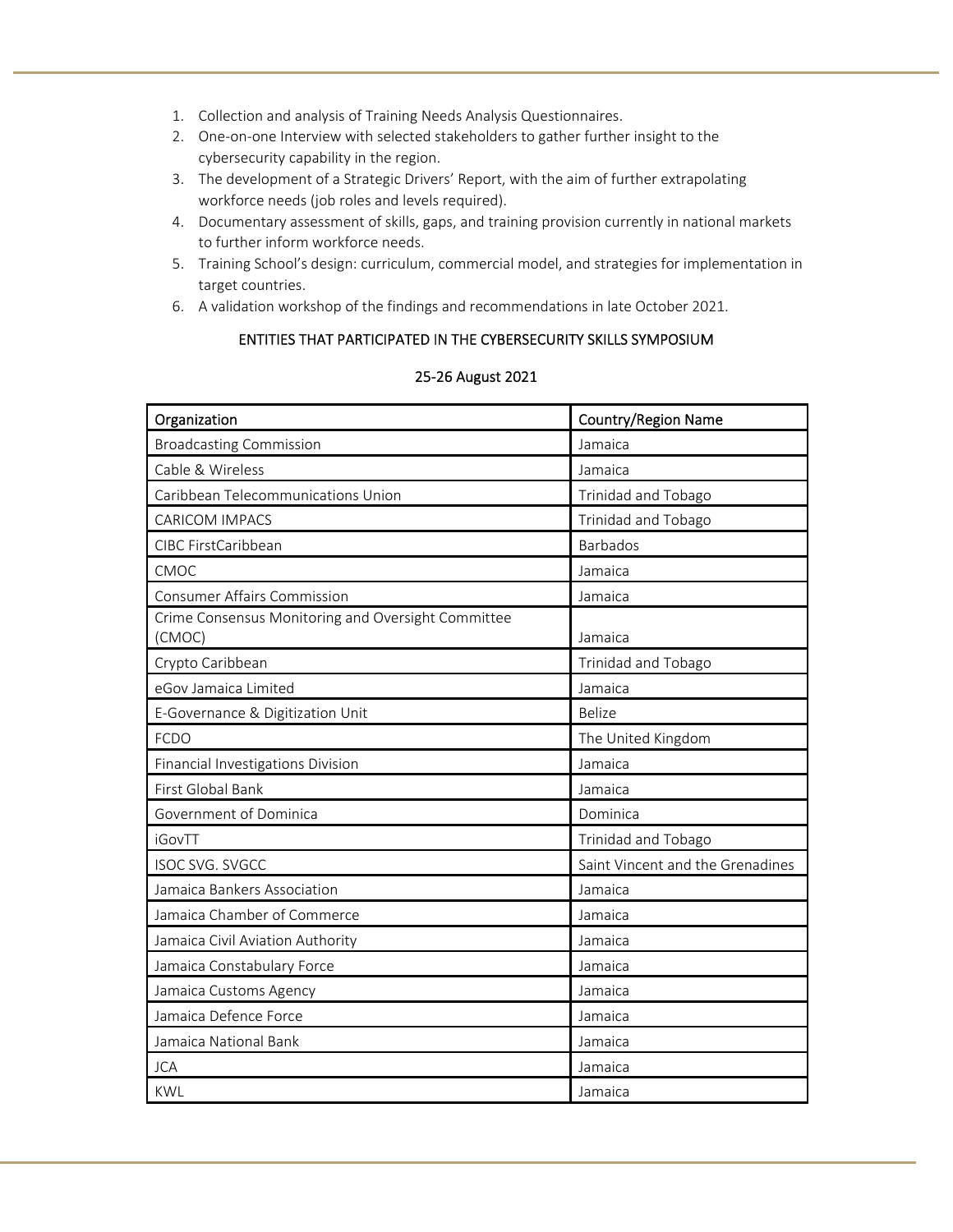1. Collection and analysis of Training Needs Analysis Questionnaires.
2. One-on-one Interview with selected stakeholders to gather further insight to the cybersecurity capability in the region.
3. The development of a Strategic Drivers' Report, with the aim of further extrapolating workforce needs (job roles and levels required).
4. Documentary assessment of skills, gaps, and training provision currently in national markets to further inform workforce needs.
5. Training School's design: curriculum, commercial model, and strategies for implementation in target countries.
6. A validation workshop of the findings and recommendations in late October 2021.

## ENTITIES THAT PARTICIPATED IN THE CYBERSECURITY SKILLS SYMPOSIUM

25-26 August 2021

| Organization | Country/Region Name |
|---|---|
| Broadcasting Commission | Jamaica |
| Cable & Wireless | Jamaica |
| Caribbean Telecommunications Union | Trinidad and Tobago |
| CARICOM IMPACS | Trinidad and Tobago |
| CIBC FirstCaribbean | Barbados |
| CMOC | Jamaica |
| Consumer Affairs Commission | Jamaica |
| Crime Consensus Monitoring and Oversight Committee (CMOC) | Jamaica |
| Crypto Caribbean | Trinidad and Tobago |
| eGov Jamaica Limited | Jamaica |
| E-Governance & Digitization Unit | Belize |
| FCDO | The United Kingdom |
| Financial Investigations Division | Jamaica |
| First Global Bank | Jamaica |
| Government of Dominica | Dominica |
| iGovTT | Trinidad and Tobago |
| ISOC SVG. SVGCC | Saint Vincent and the Grenadines |
| Jamaica Bankers Association | Jamaica |
| Jamaica Chamber of Commerce | Jamaica |
| Jamaica Civil Aviation Authority | Jamaica |
| Jamaica Constabulary Force | Jamaica |
| Jamaica Customs Agency | Jamaica |
| Jamaica Defence Force | Jamaica |
| Jamaica National Bank | Jamaica |
| JCA | Jamaica |
| KWL | Jamaica |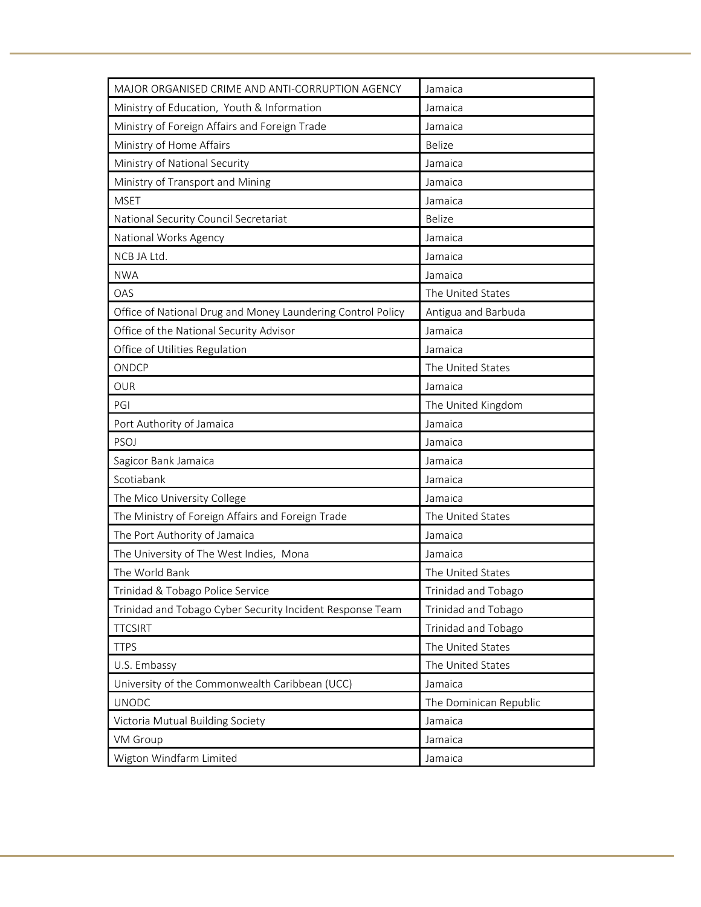| MAJOR ORGANISED CRIME AND ANTI-CORRUPTION AGENCY | Jamaica |
|---|---|
| Ministry of Education, Youth & Information | Jamaica |
| Ministry of Foreign Affairs and Foreign Trade | Jamaica |
| Ministry of Home Affairs | Belize |
| Ministry of National Security | Jamaica |
| Ministry of Transport and Mining | Jamaica |
| MSET | Jamaica |
| National Security Council Secretariat | Belize |
| National Works Agency | Jamaica |
| NCB JA Ltd. | Jamaica |
| NWA | Jamaica |
| OAS | The United States |
| Office of National Drug and Money Laundering Control Policy | Antigua and Barbuda |
| Office of the National Security Advisor | Jamaica |
| Office of Utilities Regulation | Jamaica |
| ONDCP | The United States |
| OUR | Jamaica |
| PGI | The United Kingdom |
| Port Authority of Jamaica | Jamaica |
| PSOJ | Jamaica |
| Sagicor Bank Jamaica | Jamaica |
| Scotiabank | Jamaica |
| The Mico University College | Jamaica |
| The Ministry of Foreign Affairs and Foreign Trade | The United States |
| The Port Authority of Jamaica | Jamaica |
| The University of The West Indies, Mona | Jamaica |
| The World Bank | The United States |
| Trinidad & Tobago Police Service | Trinidad and Tobago |
| Trinidad and Tobago Cyber Security Incident Response Team | Trinidad and Tobago |
| TTCSIRT | Trinidad and Tobago |
| TTPS | The United States |
| U.S. Embassy | The United States |
| University of the Commonwealth Caribbean (UCC) | Jamaica |
| UNODC | The Dominican Republic |
| Victoria Mutual Building Society | Jamaica |
| VM Group | Jamaica |
| Wigton Windfarm Limited | Jamaica |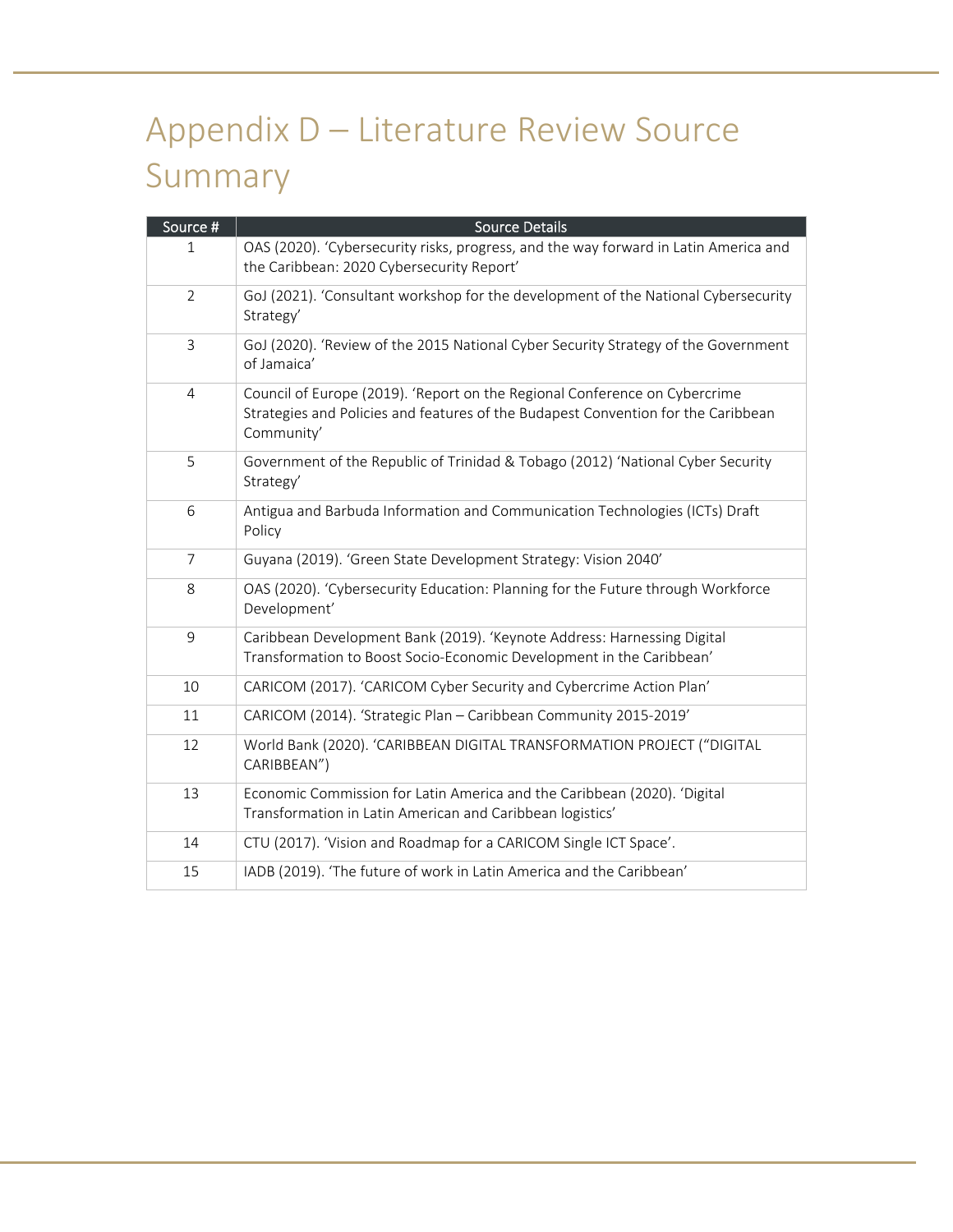# Appendix D – Literature Review Source Summary

| Source # | Source Details |
|---|---|
| 1 | OAS (2020). 'Cybersecurity risks, progress, and the way forward in Latin America and the Caribbean: 2020 Cybersecurity Report' |
| 2 | GoJ (2021). 'Consultant workshop for the development of the National Cybersecurity Strategy' |
| 3 | GoJ (2020). 'Review of the 2015 National Cyber Security Strategy of the Government of Jamaica' |
| 4 | Council of Europe (2019). 'Report on the Regional Conference on Cybercrime Strategies and Policies and features of the Budapest Convention for the Caribbean Community' |
| 5 | Government of the Republic of Trinidad & Tobago (2012) 'National Cyber Security Strategy' |
| 6 | Antigua and Barbuda Information and Communication Technologies (ICTs) Draft Policy |
| 7 | Guyana (2019). 'Green State Development Strategy: Vision 2040' |
| 8 | OAS (2020). 'Cybersecurity Education: Planning for the Future through Workforce Development' |
| 9 | Caribbean Development Bank (2019). 'Keynote Address: Harnessing Digital Transformation to Boost Socio-Economic Development in the Caribbean' |
| 10 | CARICOM (2017). 'CARICOM Cyber Security and Cybercrime Action Plan' |
| 11 | CARICOM (2014). 'Strategic Plan – Caribbean Community 2015-2019' |
| 12 | World Bank (2020). 'CARIBBEAN DIGITAL TRANSFORMATION PROJECT ("DIGITAL CARIBBEAN") |
| 13 | Economic Commission for Latin America and the Caribbean (2020). 'Digital Transformation in Latin American and Caribbean logistics' |
| 14 | CTU (2017). 'Vision and Roadmap for a CARICOM Single ICT Space'. |
| 15 | IADB (2019). 'The future of work in Latin America and the Caribbean' |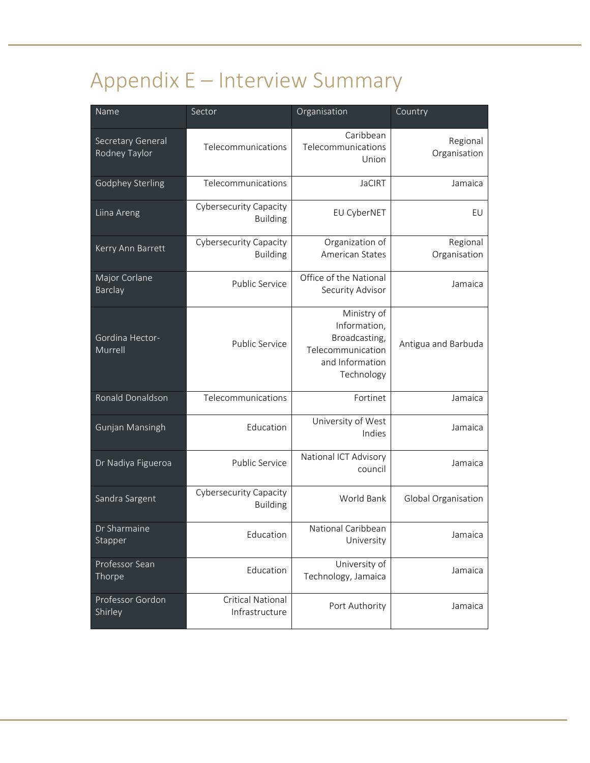# Appendix E – Interview Summary

| Name | Sector | Organisation | Country |
|---|---|---|---|
| Secretary General Rodney Taylor | Telecommunications | Caribbean Telecommunications Union | Regional Organisation |
| Godphey Sterling | Telecommunications | JaCIRT | Jamaica |
| Liina Areng | Cybersecurity Capacity Building | EU CyberNET | EU |
| Kerry Ann Barrett | Cybersecurity Capacity Building | Organization of American States | Regional Organisation |
| Major Corlane Barclay | Public Service | Office of the National Security Advisor | Jamaica |
| Gordina Hector-Murrell | Public Service | Ministry of Information, Broadcasting, Telecommunication and Information Technology | Antigua and Barbuda |
| Ronald Donaldson | Telecommunications | Fortinet | Jamaica |
| Gunjan Mansingh | Education | University of West Indies | Jamaica |
| Dr Nadiya Figueroa | Public Service | National ICT Advisory council | Jamaica |
| Sandra Sargent | Cybersecurity Capacity Building | World Bank | Global Organisation |
| Dr Sharmaine Stapper | Education | National Caribbean University | Jamaica |
| Professor Sean Thorpe | Education | University of Technology, Jamaica | Jamaica |
| Professor Gordon Shirley | Critical National Infrastructure | Port Authority | Jamaica |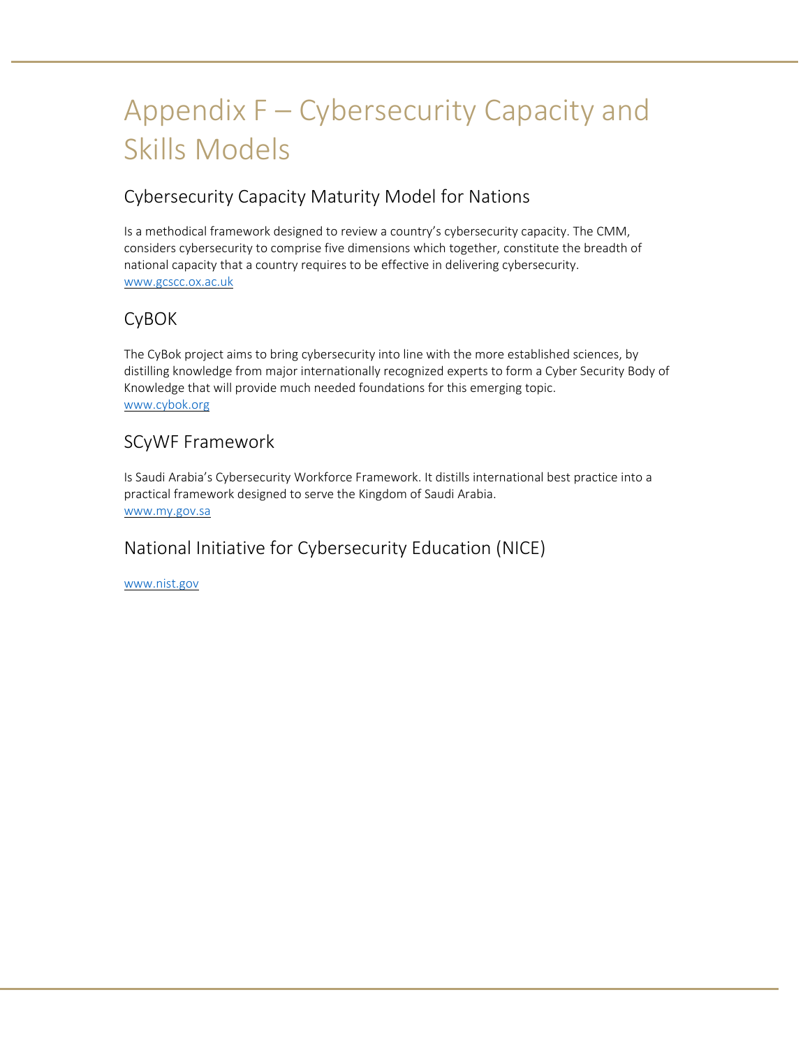# Appendix F – Cybersecurity Capacity and Skills Models

## Cybersecurity Capacity Maturity Model for Nations

Is a methodical framework designed to review a country's cybersecurity capacity. The CMM, considers cybersecurity to comprise five dimensions which together, constitute the breadth of national capacity that a country requires to be effective in delivering cybersecurity.
www.gcscc.ox.ac.uk

## CyBOK

The CyBok project aims to bring cybersecurity into line with the more established sciences, by distilling knowledge from major internationally recognized experts to form a Cyber Security Body of Knowledge that will provide much needed foundations for this emerging topic.
www.cybok.org

## SCyWF Framework

Is Saudi Arabia's Cybersecurity Workforce Framework. It distills international best practice into a practical framework designed to serve the Kingdom of Saudi Arabia.
www.my.gov.sa

## National Initiative for Cybersecurity Education (NICE)

www.nist.gov